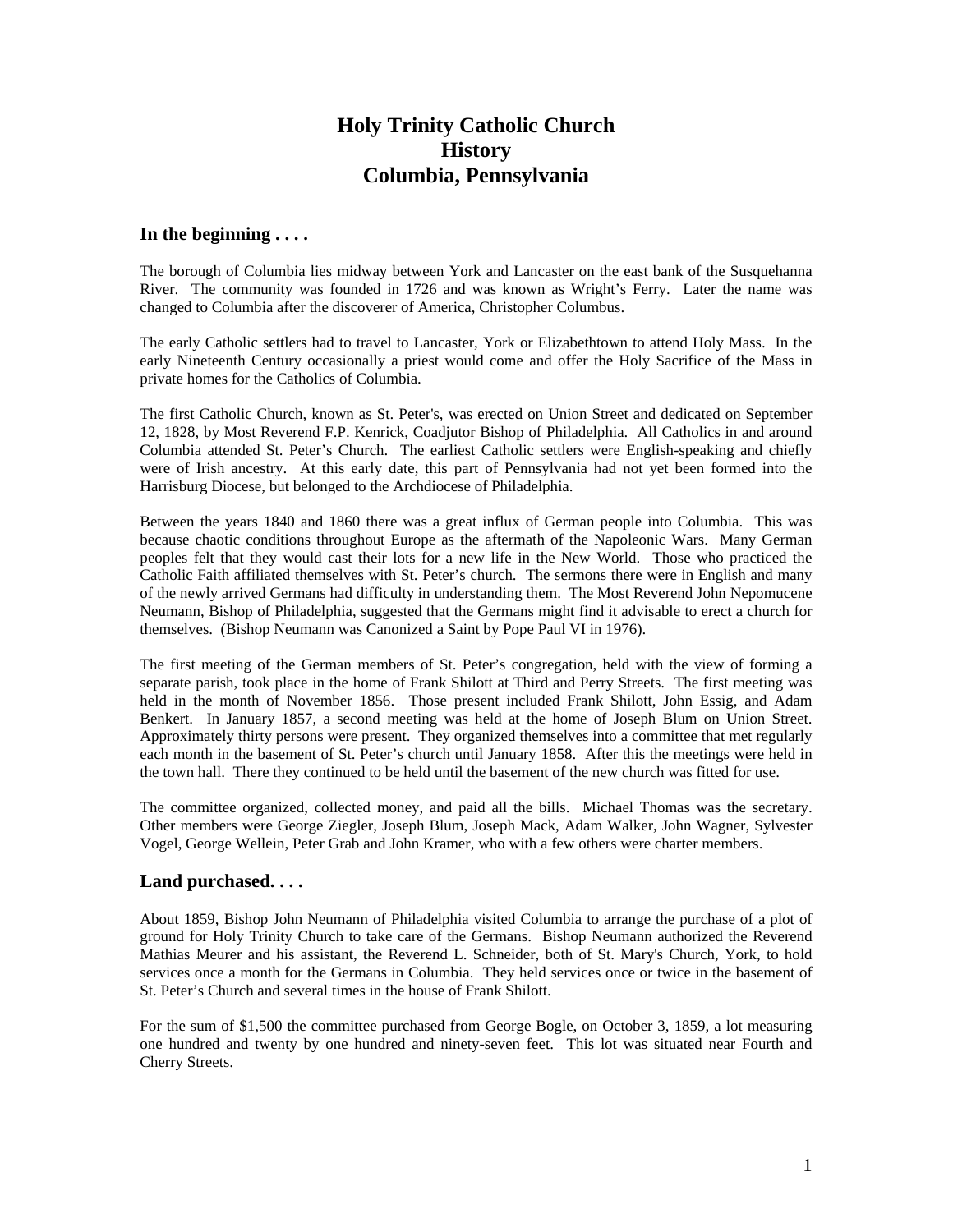# Holy Trinity Catholic Church
# History
# Columbia, Pennsylvania

## In the beginning . . . .

The borough of Columbia lies midway between York and Lancaster on the east bank of the Susquehanna River. The community was founded in 1726 and was known as Wright's Ferry. Later the name was changed to Columbia after the discoverer of America, Christopher Columbus.

The early Catholic settlers had to travel to Lancaster, York or Elizabethtown to attend Holy Mass. In the early Nineteenth Century occasionally a priest would come and offer the Holy Sacrifice of the Mass in private homes for the Catholics of Columbia.

The first Catholic Church, known as St. Peter's, was erected on Union Street and dedicated on September 12, 1828, by Most Reverend F.P. Kenrick, Coadjutor Bishop of Philadelphia. All Catholics in and around Columbia attended St. Peter's Church. The earliest Catholic settlers were English-speaking and chiefly were of Irish ancestry. At this early date, this part of Pennsylvania had not yet been formed into the Harrisburg Diocese, but belonged to the Archdiocese of Philadelphia.

Between the years 1840 and 1860 there was a great influx of German people into Columbia. This was because chaotic conditions throughout Europe as the aftermath of the Napoleonic Wars. Many German peoples felt that they would cast their lots for a new life in the New World. Those who practiced the Catholic Faith affiliated themselves with St. Peter's church. The sermons there were in English and many of the newly arrived Germans had difficulty in understanding them. The Most Reverend John Nepomucene Neumann, Bishop of Philadelphia, suggested that the Germans might find it advisable to erect a church for themselves. (Bishop Neumann was Canonized a Saint by Pope Paul VI in 1976).

The first meeting of the German members of St. Peter's congregation, held with the view of forming a separate parish, took place in the home of Frank Shilott at Third and Perry Streets. The first meeting was held in the month of November 1856. Those present included Frank Shilott, John Essig, and Adam Benkert. In January 1857, a second meeting was held at the home of Joseph Blum on Union Street. Approximately thirty persons were present. They organized themselves into a committee that met regularly each month in the basement of St. Peter's church until January 1858. After this the meetings were held in the town hall. There they continued to be held until the basement of the new church was fitted for use.

The committee organized, collected money, and paid all the bills. Michael Thomas was the secretary. Other members were George Ziegler, Joseph Blum, Joseph Mack, Adam Walker, John Wagner, Sylvester Vogel, George Wellein, Peter Grab and John Kramer, who with a few others were charter members.

## Land purchased. . . .

About 1859, Bishop John Neumann of Philadelphia visited Columbia to arrange the purchase of a plot of ground for Holy Trinity Church to take care of the Germans. Bishop Neumann authorized the Reverend Mathias Meurer and his assistant, the Reverend L. Schneider, both of St. Mary's Church, York, to hold services once a month for the Germans in Columbia. They held services once or twice in the basement of St. Peter's Church and several times in the house of Frank Shilott.

For the sum of $1,500 the committee purchased from George Bogle, on October 3, 1859, a lot measuring one hundred and twenty by one hundred and ninety-seven feet. This lot was situated near Fourth and Cherry Streets.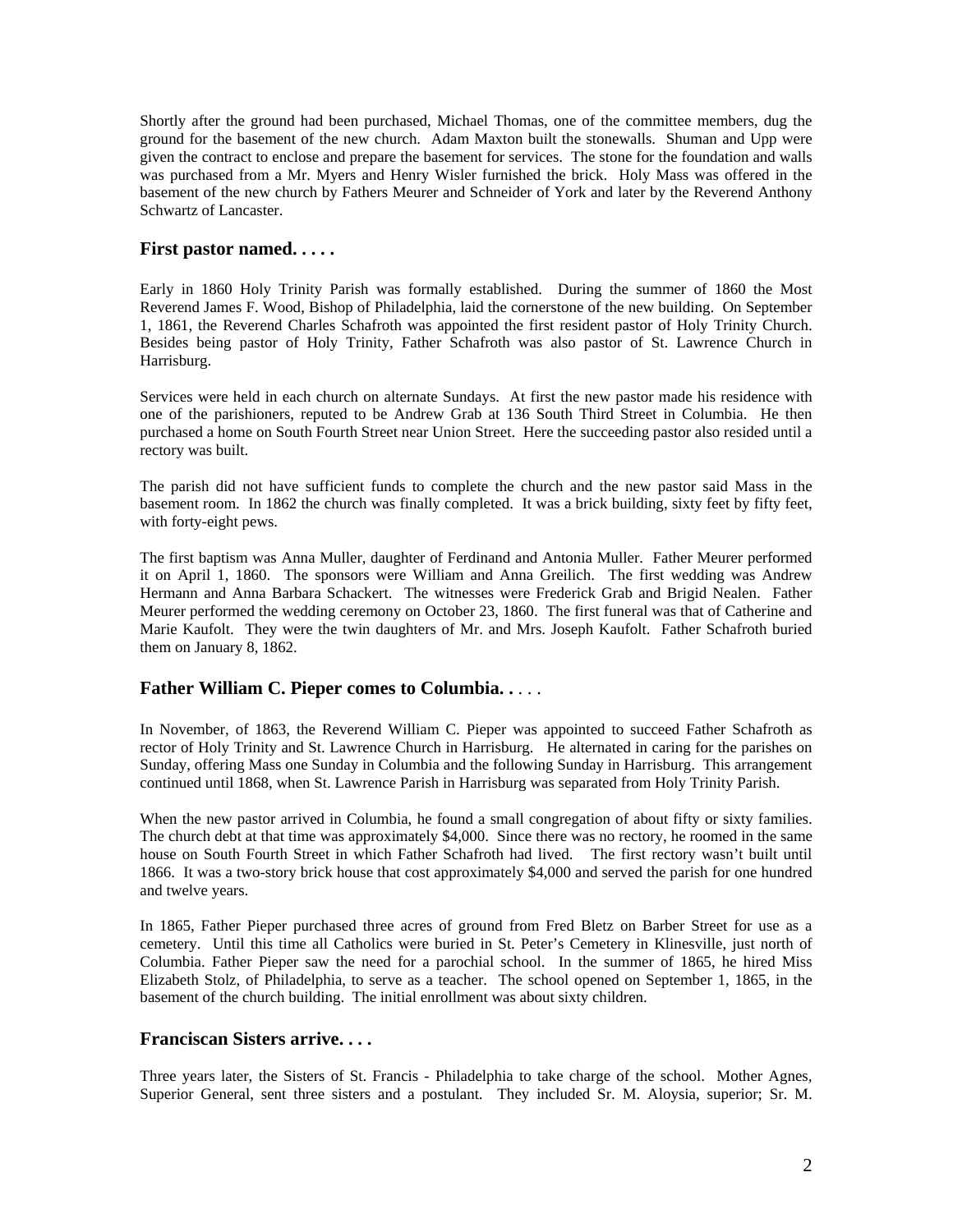Shortly after the ground had been purchased, Michael Thomas, one of the committee members, dug the ground for the basement of the new church. Adam Maxton built the stonewalls. Shuman and Upp were given the contract to enclose and prepare the basement for services. The stone for the foundation and walls was purchased from a Mr. Myers and Henry Wisler furnished the brick. Holy Mass was offered in the basement of the new church by Fathers Meurer and Schneider of York and later by the Reverend Anthony Schwartz of Lancaster.

### First pastor named. . . . .

Early in 1860 Holy Trinity Parish was formally established. During the summer of 1860 the Most Reverend James F. Wood, Bishop of Philadelphia, laid the cornerstone of the new building. On September 1, 1861, the Reverend Charles Schafroth was appointed the first resident pastor of Holy Trinity Church. Besides being pastor of Holy Trinity, Father Schafroth was also pastor of St. Lawrence Church in Harrisburg.

Services were held in each church on alternate Sundays. At first the new pastor made his residence with one of the parishioners, reputed to be Andrew Grab at 136 South Third Street in Columbia. He then purchased a home on South Fourth Street near Union Street. Here the succeeding pastor also resided until a rectory was built.

The parish did not have sufficient funds to complete the church and the new pastor said Mass in the basement room. In 1862 the church was finally completed. It was a brick building, sixty feet by fifty feet, with forty-eight pews.

The first baptism was Anna Muller, daughter of Ferdinand and Antonia Muller. Father Meurer performed it on April 1, 1860. The sponsors were William and Anna Greilich. The first wedding was Andrew Hermann and Anna Barbara Schackert. The witnesses were Frederick Grab and Brigid Nealen. Father Meurer performed the wedding ceremony on October 23, 1860. The first funeral was that of Catherine and Marie Kaufolt. They were the twin daughters of Mr. and Mrs. Joseph Kaufolt. Father Schafroth buried them on January 8, 1862.

### Father William C. Pieper comes to Columbia. . . . .

In November, of 1863, the Reverend William C. Pieper was appointed to succeed Father Schafroth as rector of Holy Trinity and St. Lawrence Church in Harrisburg. He alternated in caring for the parishes on Sunday, offering Mass one Sunday in Columbia and the following Sunday in Harrisburg. This arrangement continued until 1868, when St. Lawrence Parish in Harrisburg was separated from Holy Trinity Parish.

When the new pastor arrived in Columbia, he found a small congregation of about fifty or sixty families. The church debt at that time was approximately $4,000. Since there was no rectory, he roomed in the same house on South Fourth Street in which Father Schafroth had lived. The first rectory wasn't built until 1866. It was a two-story brick house that cost approximately $4,000 and served the parish for one hundred and twelve years.

In 1865, Father Pieper purchased three acres of ground from Fred Bletz on Barber Street for use as a cemetery. Until this time all Catholics were buried in St. Peter's Cemetery in Klinesville, just north of Columbia. Father Pieper saw the need for a parochial school. In the summer of 1865, he hired Miss Elizabeth Stolz, of Philadelphia, to serve as a teacher. The school opened on September 1, 1865, in the basement of the church building. The initial enrollment was about sixty children.

### Franciscan Sisters arrive. . . .

Three years later, the Sisters of St. Francis - Philadelphia to take charge of the school. Mother Agnes, Superior General, sent three sisters and a postulant. They included Sr. M. Aloysia, superior; Sr. M.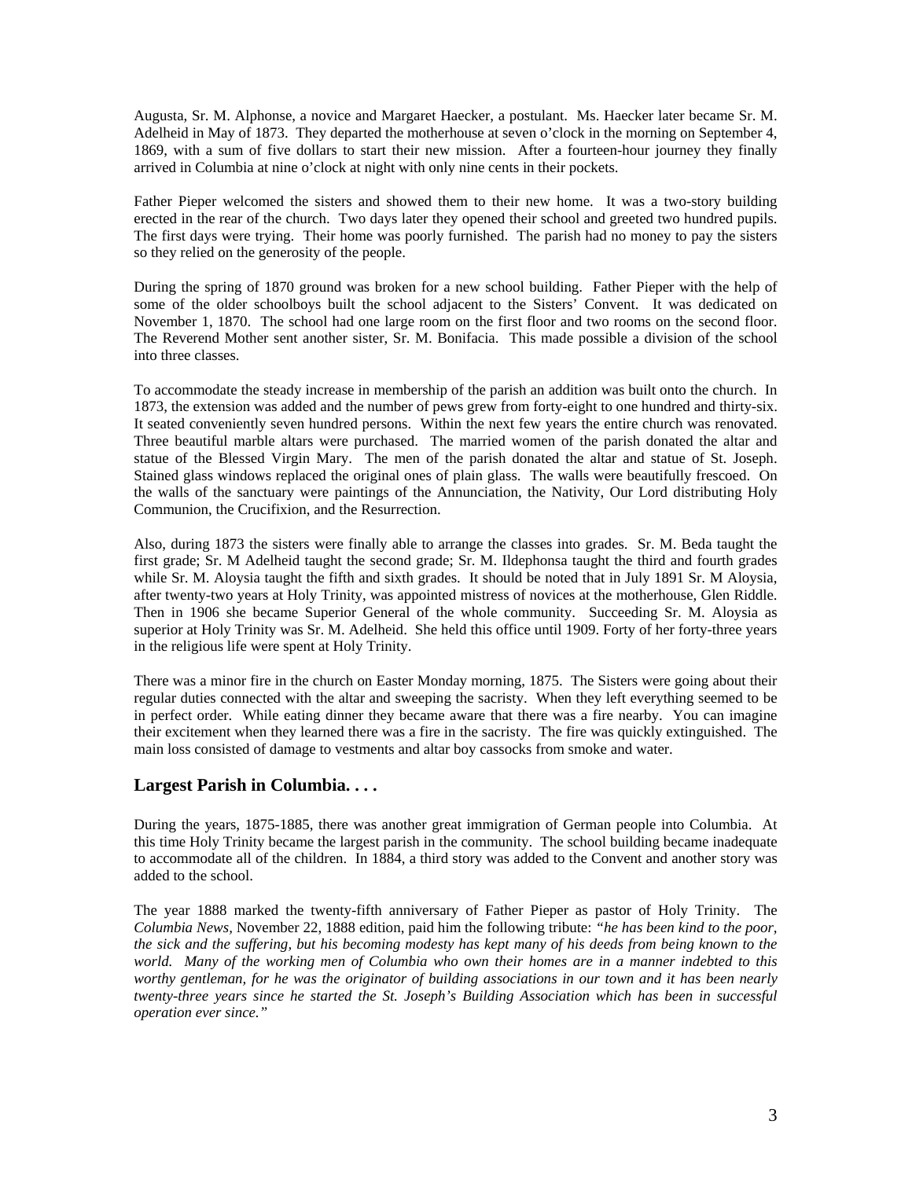Augusta, Sr. M. Alphonse, a novice and Margaret Haecker, a postulant. Ms. Haecker later became Sr. M. Adelheid in May of 1873. They departed the motherhouse at seven o'clock in the morning on September 4, 1869, with a sum of five dollars to start their new mission. After a fourteen-hour journey they finally arrived in Columbia at nine o'clock at night with only nine cents in their pockets.

Father Pieper welcomed the sisters and showed them to their new home. It was a two-story building erected in the rear of the church. Two days later they opened their school and greeted two hundred pupils. The first days were trying. Their home was poorly furnished. The parish had no money to pay the sisters so they relied on the generosity of the people.

During the spring of 1870 ground was broken for a new school building. Father Pieper with the help of some of the older schoolboys built the school adjacent to the Sisters' Convent. It was dedicated on November 1, 1870. The school had one large room on the first floor and two rooms on the second floor. The Reverend Mother sent another sister, Sr. M. Bonifacia. This made possible a division of the school into three classes.

To accommodate the steady increase in membership of the parish an addition was built onto the church. In 1873, the extension was added and the number of pews grew from forty-eight to one hundred and thirty-six. It seated conveniently seven hundred persons. Within the next few years the entire church was renovated. Three beautiful marble altars were purchased. The married women of the parish donated the altar and statue of the Blessed Virgin Mary. The men of the parish donated the altar and statue of St. Joseph. Stained glass windows replaced the original ones of plain glass. The walls were beautifully frescoed. On the walls of the sanctuary were paintings of the Annunciation, the Nativity, Our Lord distributing Holy Communion, the Crucifixion, and the Resurrection.

Also, during 1873 the sisters were finally able to arrange the classes into grades. Sr. M. Beda taught the first grade; Sr. M Adelheid taught the second grade; Sr. M. Ildephonsa taught the third and fourth grades while Sr. M. Aloysia taught the fifth and sixth grades. It should be noted that in July 1891 Sr. M Aloysia, after twenty-two years at Holy Trinity, was appointed mistress of novices at the motherhouse, Glen Riddle. Then in 1906 she became Superior General of the whole community. Succeeding Sr. M. Aloysia as superior at Holy Trinity was Sr. M. Adelheid. She held this office until 1909. Forty of her forty-three years in the religious life were spent at Holy Trinity.

There was a minor fire in the church on Easter Monday morning, 1875. The Sisters were going about their regular duties connected with the altar and sweeping the sacristy. When they left everything seemed to be in perfect order. While eating dinner they became aware that there was a fire nearby. You can imagine their excitement when they learned there was a fire in the sacristy. The fire was quickly extinguished. The main loss consisted of damage to vestments and altar boy cassocks from smoke and water.

## Largest Parish in Columbia. . . .

During the years, 1875-1885, there was another great immigration of German people into Columbia. At this time Holy Trinity became the largest parish in the community. The school building became inadequate to accommodate all of the children. In 1884, a third story was added to the Convent and another story was added to the school.

The year 1888 marked the twenty-fifth anniversary of Father Pieper as pastor of Holy Trinity. The *Columbia News*, November 22, 1888 edition, paid him the following tribute: *"he has been kind to the poor, the sick and the suffering, but his becoming modesty has kept many of his deeds from being known to the world. Many of the working men of Columbia who own their homes are in a manner indebted to this worthy gentleman, for he was the originator of building associations in our town and it has been nearly twenty-three years since he started the St. Joseph's Building Association which has been in successful operation ever since."*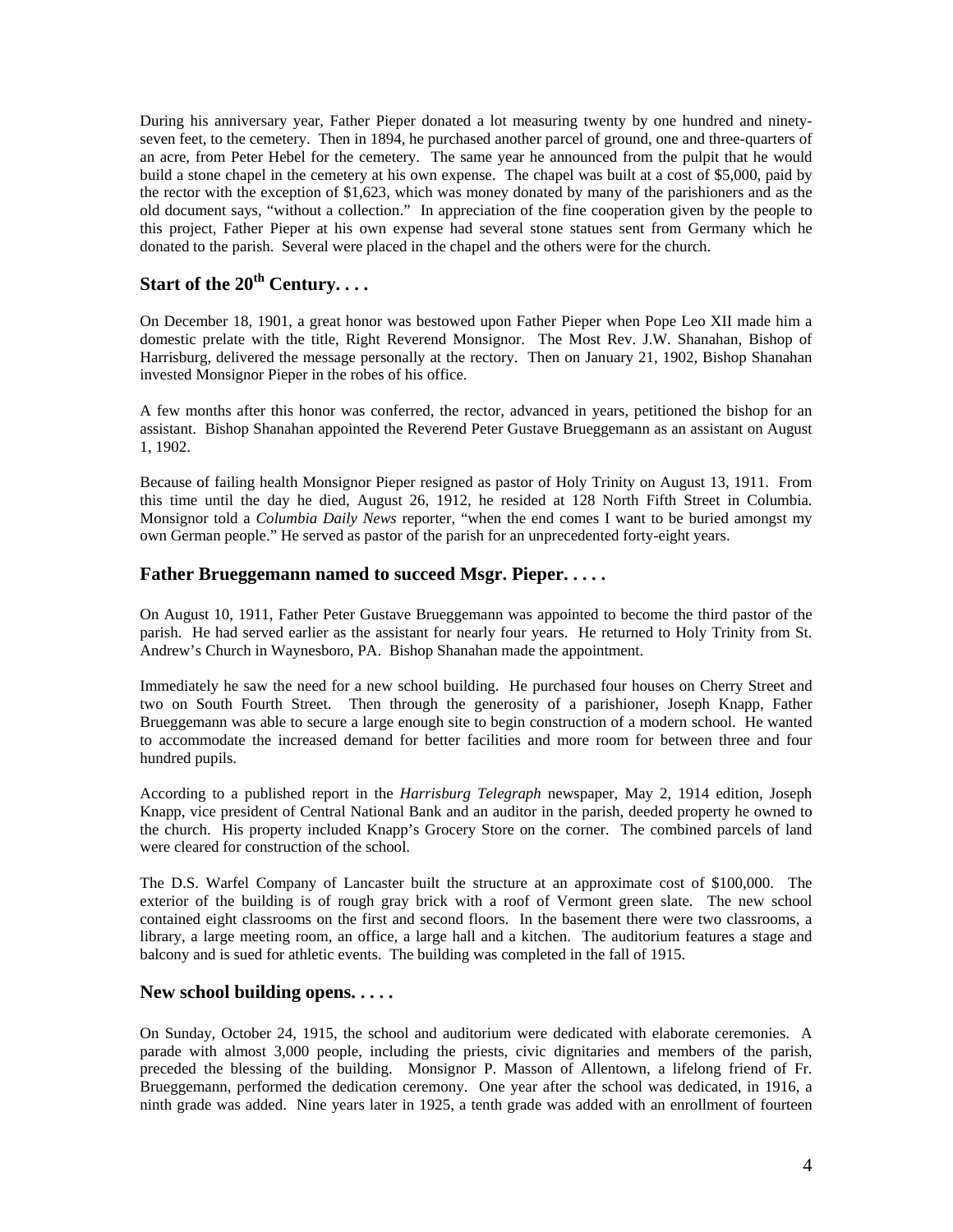During his anniversary year, Father Pieper donated a lot measuring twenty by one hundred and ninety-seven feet, to the cemetery. Then in 1894, he purchased another parcel of ground, one and three-quarters of an acre, from Peter Hebel for the cemetery. The same year he announced from the pulpit that he would build a stone chapel in the cemetery at his own expense. The chapel was built at a cost of $5,000, paid by the rector with the exception of $1,623, which was money donated by many of the parishioners and as the old document says, "without a collection." In appreciation of the fine cooperation given by the people to this project, Father Pieper at his own expense had several stone statues sent from Germany which he donated to the parish. Several were placed in the chapel and the others were for the church.

## Start of the 20th Century. . . .

On December 18, 1901, a great honor was bestowed upon Father Pieper when Pope Leo XII made him a domestic prelate with the title, Right Reverend Monsignor. The Most Rev. J.W. Shanahan, Bishop of Harrisburg, delivered the message personally at the rectory. Then on January 21, 1902, Bishop Shanahan invested Monsignor Pieper in the robes of his office.

A few months after this honor was conferred, the rector, advanced in years, petitioned the bishop for an assistant. Bishop Shanahan appointed the Reverend Peter Gustave Brueggemann as an assistant on August 1, 1902.

Because of failing health Monsignor Pieper resigned as pastor of Holy Trinity on August 13, 1911. From this time until the day he died, August 26, 1912, he resided at 128 North Fifth Street in Columbia. Monsignor told a *Columbia Daily News* reporter, "when the end comes I want to be buried amongst my own German people." He served as pastor of the parish for an unprecedented forty-eight years.

## Father Brueggemann named to succeed Msgr. Pieper. . . . .

On August 10, 1911, Father Peter Gustave Brueggemann was appointed to become the third pastor of the parish. He had served earlier as the assistant for nearly four years. He returned to Holy Trinity from St. Andrew's Church in Waynesboro, PA. Bishop Shanahan made the appointment.

Immediately he saw the need for a new school building. He purchased four houses on Cherry Street and two on South Fourth Street. Then through the generosity of a parishioner, Joseph Knapp, Father Brueggemann was able to secure a large enough site to begin construction of a modern school. He wanted to accommodate the increased demand for better facilities and more room for between three and four hundred pupils.

According to a published report in the *Harrisburg Telegraph* newspaper, May 2, 1914 edition, Joseph Knapp, vice president of Central National Bank and an auditor in the parish, deeded property he owned to the church. His property included Knapp's Grocery Store on the corner. The combined parcels of land were cleared for construction of the school.

The D.S. Warfel Company of Lancaster built the structure at an approximate cost of $100,000. The exterior of the building is of rough gray brick with a roof of Vermont green slate. The new school contained eight classrooms on the first and second floors. In the basement there were two classrooms, a library, a large meeting room, an office, a large hall and a kitchen. The auditorium features a stage and balcony and is sued for athletic events. The building was completed in the fall of 1915.

## New school building opens. . . . .

On Sunday, October 24, 1915, the school and auditorium were dedicated with elaborate ceremonies. A parade with almost 3,000 people, including the priests, civic dignitaries and members of the parish, preceded the blessing of the building. Monsignor P. Masson of Allentown, a lifelong friend of Fr. Brueggemann, performed the dedication ceremony. One year after the school was dedicated, in 1916, a ninth grade was added. Nine years later in 1925, a tenth grade was added with an enrollment of fourteen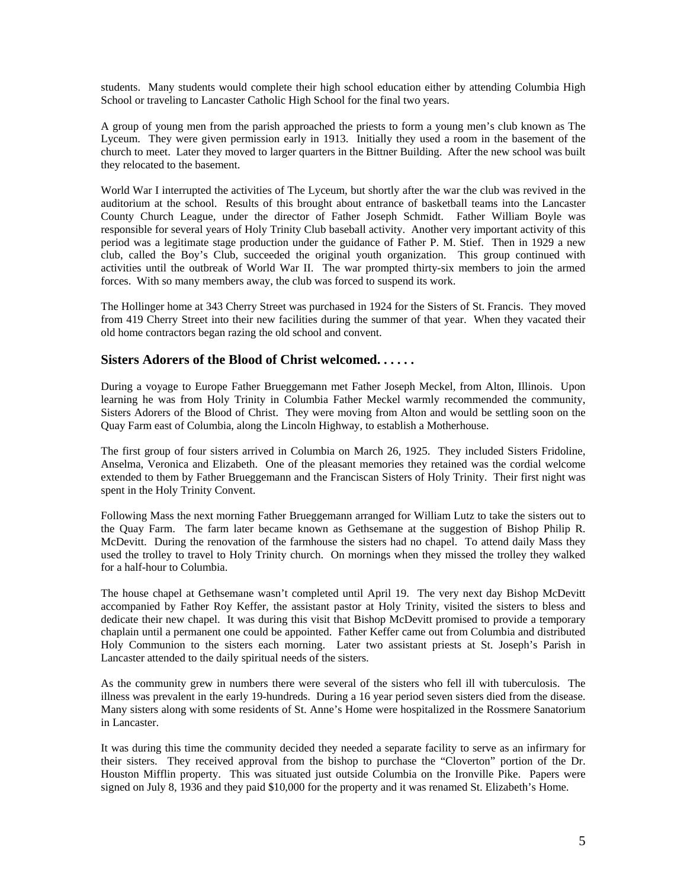students. Many students would complete their high school education either by attending Columbia High School or traveling to Lancaster Catholic High School for the final two years.

A group of young men from the parish approached the priests to form a young men's club known as The Lyceum. They were given permission early in 1913. Initially they used a room in the basement of the church to meet. Later they moved to larger quarters in the Bittner Building. After the new school was built they relocated to the basement.

World War I interrupted the activities of The Lyceum, but shortly after the war the club was revived in the auditorium at the school. Results of this brought about entrance of basketball teams into the Lancaster County Church League, under the director of Father Joseph Schmidt. Father William Boyle was responsible for several years of Holy Trinity Club baseball activity. Another very important activity of this period was a legitimate stage production under the guidance of Father P. M. Stief. Then in 1929 a new club, called the Boy's Club, succeeded the original youth organization. This group continued with activities until the outbreak of World War II. The war prompted thirty-six members to join the armed forces. With so many members away, the club was forced to suspend its work.

The Hollinger home at 343 Cherry Street was purchased in 1924 for the Sisters of St. Francis. They moved from 419 Cherry Street into their new facilities during the summer of that year. When they vacated their old home contractors began razing the old school and convent.

## Sisters Adorers of the Blood of Christ welcomed. . . . . .

During a voyage to Europe Father Brueggemann met Father Joseph Meckel, from Alton, Illinois. Upon learning he was from Holy Trinity in Columbia Father Meckel warmly recommended the community, Sisters Adorers of the Blood of Christ. They were moving from Alton and would be settling soon on the Quay Farm east of Columbia, along the Lincoln Highway, to establish a Motherhouse.

The first group of four sisters arrived in Columbia on March 26, 1925. They included Sisters Fridoline, Anselma, Veronica and Elizabeth. One of the pleasant memories they retained was the cordial welcome extended to them by Father Brueggemann and the Franciscan Sisters of Holy Trinity. Their first night was spent in the Holy Trinity Convent.

Following Mass the next morning Father Brueggemann arranged for William Lutz to take the sisters out to the Quay Farm. The farm later became known as Gethsemane at the suggestion of Bishop Philip R. McDevitt. During the renovation of the farmhouse the sisters had no chapel. To attend daily Mass they used the trolley to travel to Holy Trinity church. On mornings when they missed the trolley they walked for a half-hour to Columbia.

The house chapel at Gethsemane wasn't completed until April 19. The very next day Bishop McDevitt accompanied by Father Roy Keffer, the assistant pastor at Holy Trinity, visited the sisters to bless and dedicate their new chapel. It was during this visit that Bishop McDevitt promised to provide a temporary chaplain until a permanent one could be appointed. Father Keffer came out from Columbia and distributed Holy Communion to the sisters each morning. Later two assistant priests at St. Joseph's Parish in Lancaster attended to the daily spiritual needs of the sisters.

As the community grew in numbers there were several of the sisters who fell ill with tuberculosis. The illness was prevalent in the early 19-hundreds. During a 16 year period seven sisters died from the disease. Many sisters along with some residents of St. Anne's Home were hospitalized in the Rossmere Sanatorium in Lancaster.

It was during this time the community decided they needed a separate facility to serve as an infirmary for their sisters. They received approval from the bishop to purchase the "Cloverton" portion of the Dr. Houston Mifflin property. This was situated just outside Columbia on the Ironville Pike. Papers were signed on July 8, 1936 and they paid $10,000 for the property and it was renamed St. Elizabeth's Home.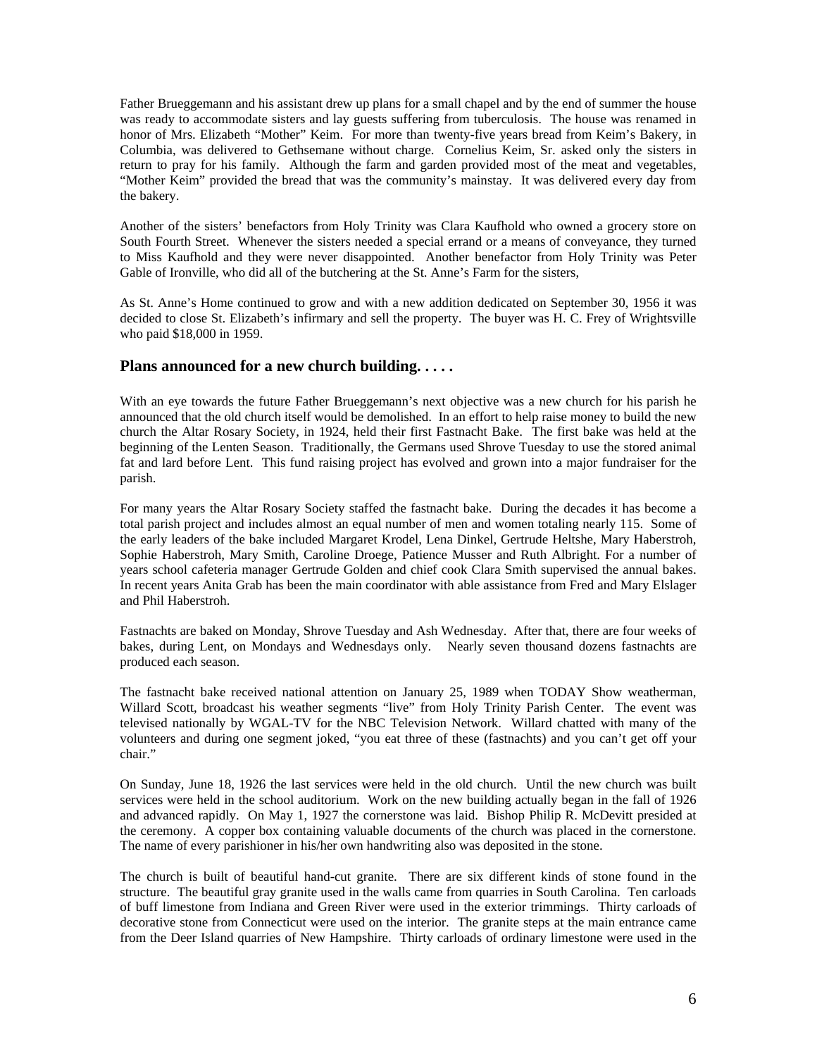Father Brueggemann and his assistant drew up plans for a small chapel and by the end of summer the house was ready to accommodate sisters and lay guests suffering from tuberculosis. The house was renamed in honor of Mrs. Elizabeth "Mother" Keim. For more than twenty-five years bread from Keim's Bakery, in Columbia, was delivered to Gethsemane without charge. Cornelius Keim, Sr. asked only the sisters in return to pray for his family. Although the farm and garden provided most of the meat and vegetables, "Mother Keim" provided the bread that was the community's mainstay. It was delivered every day from the bakery.

Another of the sisters' benefactors from Holy Trinity was Clara Kaufhold who owned a grocery store on South Fourth Street. Whenever the sisters needed a special errand or a means of conveyance, they turned to Miss Kaufhold and they were never disappointed. Another benefactor from Holy Trinity was Peter Gable of Ironville, who did all of the butchering at the St. Anne's Farm for the sisters,

As St. Anne's Home continued to grow and with a new addition dedicated on September 30, 1956 it was decided to close St. Elizabeth's infirmary and sell the property. The buyer was H. C. Frey of Wrightsville who paid $18,000 in 1959.

## Plans announced for a new church building. . . . .

With an eye towards the future Father Brueggemann's next objective was a new church for his parish he announced that the old church itself would be demolished. In an effort to help raise money to build the new church the Altar Rosary Society, in 1924, held their first Fastnacht Bake. The first bake was held at the beginning of the Lenten Season. Traditionally, the Germans used Shrove Tuesday to use the stored animal fat and lard before Lent. This fund raising project has evolved and grown into a major fundraiser for the parish.

For many years the Altar Rosary Society staffed the fastnacht bake. During the decades it has become a total parish project and includes almost an equal number of men and women totaling nearly 115. Some of the early leaders of the bake included Margaret Krodel, Lena Dinkel, Gertrude Heltshe, Mary Haberstroh, Sophie Haberstroh, Mary Smith, Caroline Droege, Patience Musser and Ruth Albright. For a number of years school cafeteria manager Gertrude Golden and chief cook Clara Smith supervised the annual bakes. In recent years Anita Grab has been the main coordinator with able assistance from Fred and Mary Elslager and Phil Haberstroh.

Fastnachts are baked on Monday, Shrove Tuesday and Ash Wednesday. After that, there are four weeks of bakes, during Lent, on Mondays and Wednesdays only. Nearly seven thousand dozens fastnachts are produced each season.

The fastnacht bake received national attention on January 25, 1989 when TODAY Show weatherman, Willard Scott, broadcast his weather segments "live" from Holy Trinity Parish Center. The event was televised nationally by WGAL-TV for the NBC Television Network. Willard chatted with many of the volunteers and during one segment joked, "you eat three of these (fastnachts) and you can't get off your chair."

On Sunday, June 18, 1926 the last services were held in the old church. Until the new church was built services were held in the school auditorium. Work on the new building actually began in the fall of 1926 and advanced rapidly. On May 1, 1927 the cornerstone was laid. Bishop Philip R. McDevitt presided at the ceremony. A copper box containing valuable documents of the church was placed in the cornerstone. The name of every parishioner in his/her own handwriting also was deposited in the stone.

The church is built of beautiful hand-cut granite. There are six different kinds of stone found in the structure. The beautiful gray granite used in the walls came from quarries in South Carolina. Ten carloads of buff limestone from Indiana and Green River were used in the exterior trimmings. Thirty carloads of decorative stone from Connecticut were used on the interior. The granite steps at the main entrance came from the Deer Island quarries of New Hampshire. Thirty carloads of ordinary limestone were used in the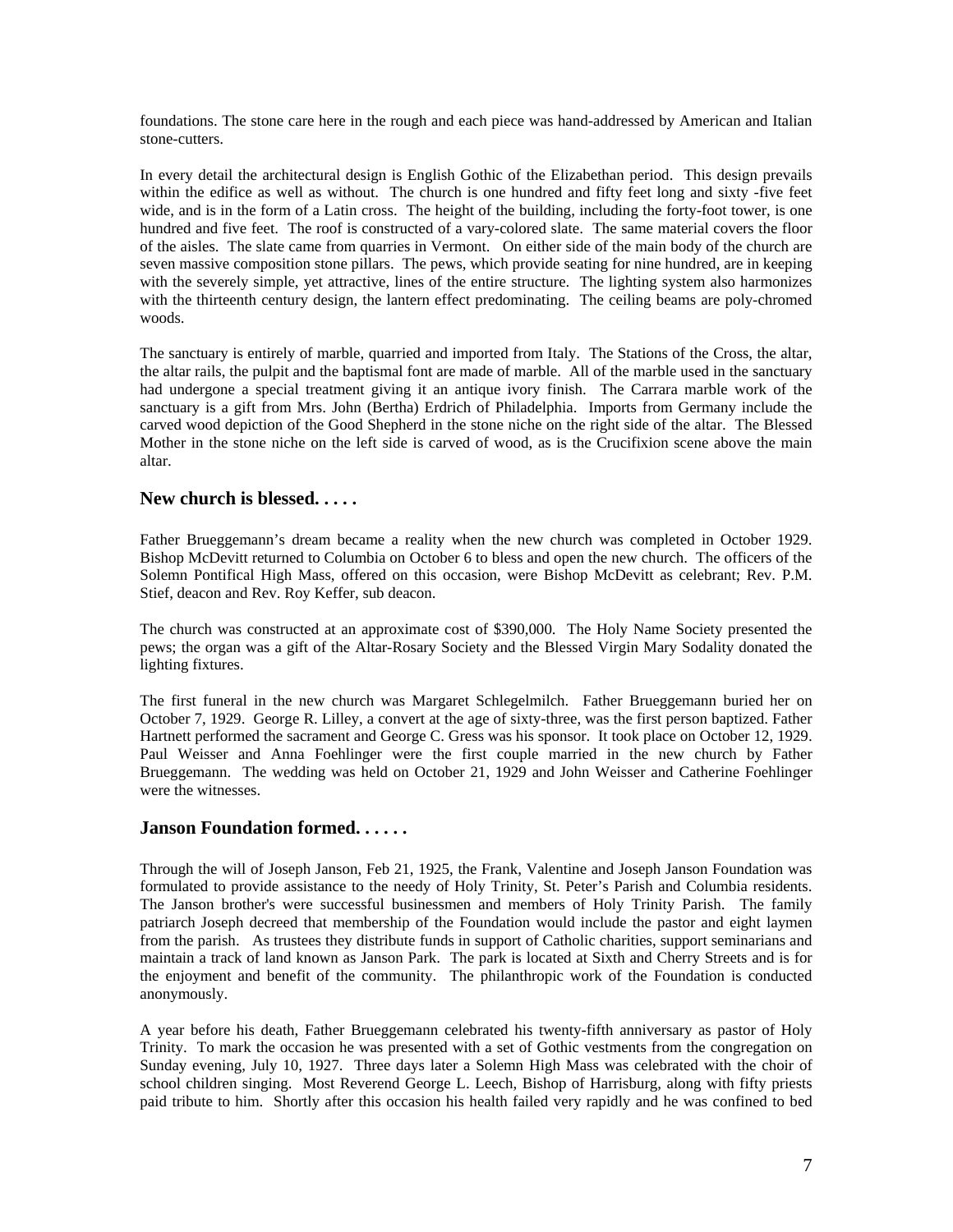foundations. The stone care here in the rough and each piece was hand-addressed by American and Italian stone-cutters.

In every detail the architectural design is English Gothic of the Elizabethan period. This design prevails within the edifice as well as without. The church is one hundred and fifty feet long and sixty -five feet wide, and is in the form of a Latin cross. The height of the building, including the forty-foot tower, is one hundred and five feet. The roof is constructed of a vary-colored slate. The same material covers the floor of the aisles. The slate came from quarries in Vermont. On either side of the main body of the church are seven massive composition stone pillars. The pews, which provide seating for nine hundred, are in keeping with the severely simple, yet attractive, lines of the entire structure. The lighting system also harmonizes with the thirteenth century design, the lantern effect predominating. The ceiling beams are poly-chromed woods.

The sanctuary is entirely of marble, quarried and imported from Italy. The Stations of the Cross, the altar, the altar rails, the pulpit and the baptismal font are made of marble. All of the marble used in the sanctuary had undergone a special treatment giving it an antique ivory finish. The Carrara marble work of the sanctuary is a gift from Mrs. John (Bertha) Erdrich of Philadelphia. Imports from Germany include the carved wood depiction of the Good Shepherd in the stone niche on the right side of the altar. The Blessed Mother in the stone niche on the left side is carved of wood, as is the Crucifixion scene above the main altar.

## New church is blessed. . . . .

Father Brueggemann's dream became a reality when the new church was completed in October 1929. Bishop McDevitt returned to Columbia on October 6 to bless and open the new church. The officers of the Solemn Pontifical High Mass, offered on this occasion, were Bishop McDevitt as celebrant; Rev. P.M. Stief, deacon and Rev. Roy Keffer, sub deacon.

The church was constructed at an approximate cost of $390,000. The Holy Name Society presented the pews; the organ was a gift of the Altar-Rosary Society and the Blessed Virgin Mary Sodality donated the lighting fixtures.

The first funeral in the new church was Margaret Schlegelmilch. Father Brueggemann buried her on October 7, 1929. George R. Lilley, a convert at the age of sixty-three, was the first person baptized. Father Hartnett performed the sacrament and George C. Gress was his sponsor. It took place on October 12, 1929. Paul Weisser and Anna Foehlinger were the first couple married in the new church by Father Brueggemann. The wedding was held on October 21, 1929 and John Weisser and Catherine Foehlinger were the witnesses.

## Janson Foundation formed. . . . . .

Through the will of Joseph Janson, Feb 21, 1925, the Frank, Valentine and Joseph Janson Foundation was formulated to provide assistance to the needy of Holy Trinity, St. Peter's Parish and Columbia residents. The Janson brother's were successful businessmen and members of Holy Trinity Parish. The family patriarch Joseph decreed that membership of the Foundation would include the pastor and eight laymen from the parish. As trustees they distribute funds in support of Catholic charities, support seminarians and maintain a track of land known as Janson Park. The park is located at Sixth and Cherry Streets and is for the enjoyment and benefit of the community. The philanthropic work of the Foundation is conducted anonymously.

A year before his death, Father Brueggemann celebrated his twenty-fifth anniversary as pastor of Holy Trinity. To mark the occasion he was presented with a set of Gothic vestments from the congregation on Sunday evening, July 10, 1927. Three days later a Solemn High Mass was celebrated with the choir of school children singing. Most Reverend George L. Leech, Bishop of Harrisburg, along with fifty priests paid tribute to him. Shortly after this occasion his health failed very rapidly and he was confined to bed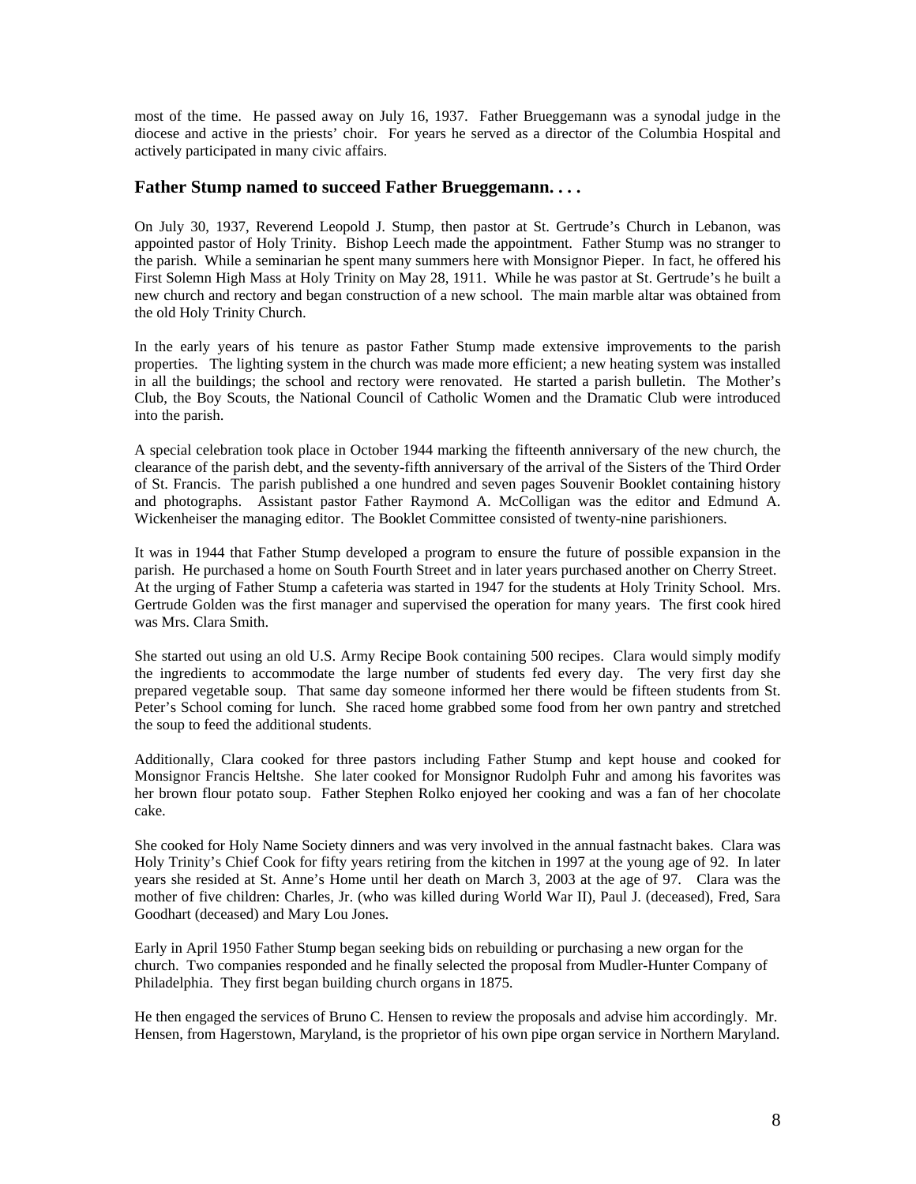most of the time. He passed away on July 16, 1937. Father Brueggemann was a synodal judge in the diocese and active in the priests' choir. For years he served as a director of the Columbia Hospital and actively participated in many civic affairs.

## Father Stump named to succeed Father Brueggemann. . . .

On July 30, 1937, Reverend Leopold J. Stump, then pastor at St. Gertrude's Church in Lebanon, was appointed pastor of Holy Trinity. Bishop Leech made the appointment. Father Stump was no stranger to the parish. While a seminarian he spent many summers here with Monsignor Pieper. In fact, he offered his First Solemn High Mass at Holy Trinity on May 28, 1911. While he was pastor at St. Gertrude's he built a new church and rectory and began construction of a new school. The main marble altar was obtained from the old Holy Trinity Church.

In the early years of his tenure as pastor Father Stump made extensive improvements to the parish properties. The lighting system in the church was made more efficient; a new heating system was installed in all the buildings; the school and rectory were renovated. He started a parish bulletin. The Mother's Club, the Boy Scouts, the National Council of Catholic Women and the Dramatic Club were introduced into the parish.

A special celebration took place in October 1944 marking the fifteenth anniversary of the new church, the clearance of the parish debt, and the seventy-fifth anniversary of the arrival of the Sisters of the Third Order of St. Francis. The parish published a one hundred and seven pages Souvenir Booklet containing history and photographs. Assistant pastor Father Raymond A. McColligan was the editor and Edmund A. Wickenheiser the managing editor. The Booklet Committee consisted of twenty-nine parishioners.

It was in 1944 that Father Stump developed a program to ensure the future of possible expansion in the parish. He purchased a home on South Fourth Street and in later years purchased another on Cherry Street. At the urging of Father Stump a cafeteria was started in 1947 for the students at Holy Trinity School. Mrs. Gertrude Golden was the first manager and supervised the operation for many years. The first cook hired was Mrs. Clara Smith.

She started out using an old U.S. Army Recipe Book containing 500 recipes. Clara would simply modify the ingredients to accommodate the large number of students fed every day. The very first day she prepared vegetable soup. That same day someone informed her there would be fifteen students from St. Peter's School coming for lunch. She raced home grabbed some food from her own pantry and stretched the soup to feed the additional students.

Additionally, Clara cooked for three pastors including Father Stump and kept house and cooked for Monsignor Francis Heltshe. She later cooked for Monsignor Rudolph Fuhr and among his favorites was her brown flour potato soup. Father Stephen Rolko enjoyed her cooking and was a fan of her chocolate cake.

She cooked for Holy Name Society dinners and was very involved in the annual fastnacht bakes. Clara was Holy Trinity's Chief Cook for fifty years retiring from the kitchen in 1997 at the young age of 92. In later years she resided at St. Anne's Home until her death on March 3, 2003 at the age of 97. Clara was the mother of five children: Charles, Jr. (who was killed during World War II), Paul J. (deceased), Fred, Sara Goodhart (deceased) and Mary Lou Jones.

Early in April 1950 Father Stump began seeking bids on rebuilding or purchasing a new organ for the church. Two companies responded and he finally selected the proposal from Mudler-Hunter Company of Philadelphia. They first began building church organs in 1875.

He then engaged the services of Bruno C. Hensen to review the proposals and advise him accordingly. Mr. Hensen, from Hagerstown, Maryland, is the proprietor of his own pipe organ service in Northern Maryland.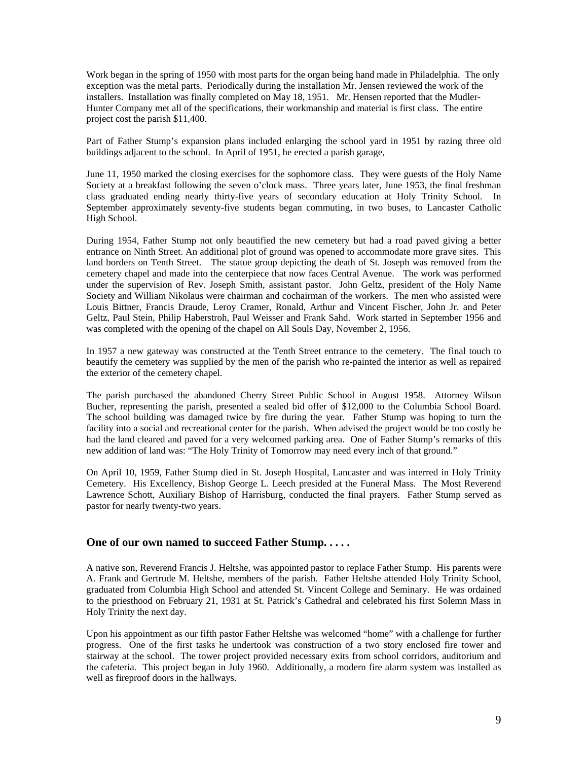Work began in the spring of 1950 with most parts for the organ being hand made in Philadelphia. The only exception was the metal parts. Periodically during the installation Mr. Jensen reviewed the work of the installers. Installation was finally completed on May 18, 1951. Mr. Hensen reported that the Mudler-Hunter Company met all of the specifications, their workmanship and material is first class. The entire project cost the parish $11,400.

Part of Father Stump's expansion plans included enlarging the school yard in 1951 by razing three old buildings adjacent to the school. In April of 1951, he erected a parish garage,

June 11, 1950 marked the closing exercises for the sophomore class. They were guests of the Holy Name Society at a breakfast following the seven o'clock mass. Three years later, June 1953, the final freshman class graduated ending nearly thirty-five years of secondary education at Holy Trinity School. In September approximately seventy-five students began commuting, in two buses, to Lancaster Catholic High School.

During 1954, Father Stump not only beautified the new cemetery but had a road paved giving a better entrance on Ninth Street. An additional plot of ground was opened to accommodate more grave sites. This land borders on Tenth Street. The statue group depicting the death of St. Joseph was removed from the cemetery chapel and made into the centerpiece that now faces Central Avenue. The work was performed under the supervision of Rev. Joseph Smith, assistant pastor. John Geltz, president of the Holy Name Society and William Nikolaus were chairman and cochairman of the workers. The men who assisted were Louis Bittner, Francis Draude, Leroy Cramer, Ronald, Arthur and Vincent Fischer, John Jr. and Peter Geltz, Paul Stein, Philip Haberstroh, Paul Weisser and Frank Sahd. Work started in September 1956 and was completed with the opening of the chapel on All Souls Day, November 2, 1956.

In 1957 a new gateway was constructed at the Tenth Street entrance to the cemetery. The final touch to beautify the cemetery was supplied by the men of the parish who re-painted the interior as well as repaired the exterior of the cemetery chapel.

The parish purchased the abandoned Cherry Street Public School in August 1958. Attorney Wilson Bucher, representing the parish, presented a sealed bid offer of $12,000 to the Columbia School Board. The school building was damaged twice by fire during the year. Father Stump was hoping to turn the facility into a social and recreational center for the parish. When advised the project would be too costly he had the land cleared and paved for a very welcomed parking area. One of Father Stump's remarks of this new addition of land was: "The Holy Trinity of Tomorrow may need every inch of that ground."

On April 10, 1959, Father Stump died in St. Joseph Hospital, Lancaster and was interred in Holy Trinity Cemetery. His Excellency, Bishop George L. Leech presided at the Funeral Mass. The Most Reverend Lawrence Schott, Auxiliary Bishop of Harrisburg, conducted the final prayers. Father Stump served as pastor for nearly twenty-two years.

## One of our own named to succeed Father Stump. . . . .

A native son, Reverend Francis J. Heltshe, was appointed pastor to replace Father Stump. His parents were A. Frank and Gertrude M. Heltshe, members of the parish. Father Heltshe attended Holy Trinity School, graduated from Columbia High School and attended St. Vincent College and Seminary. He was ordained to the priesthood on February 21, 1931 at St. Patrick's Cathedral and celebrated his first Solemn Mass in Holy Trinity the next day.

Upon his appointment as our fifth pastor Father Heltshe was welcomed "home" with a challenge for further progress. One of the first tasks he undertook was construction of a two story enclosed fire tower and stairway at the school. The tower project provided necessary exits from school corridors, auditorium and the cafeteria. This project began in July 1960. Additionally, a modern fire alarm system was installed as well as fireproof doors in the hallways.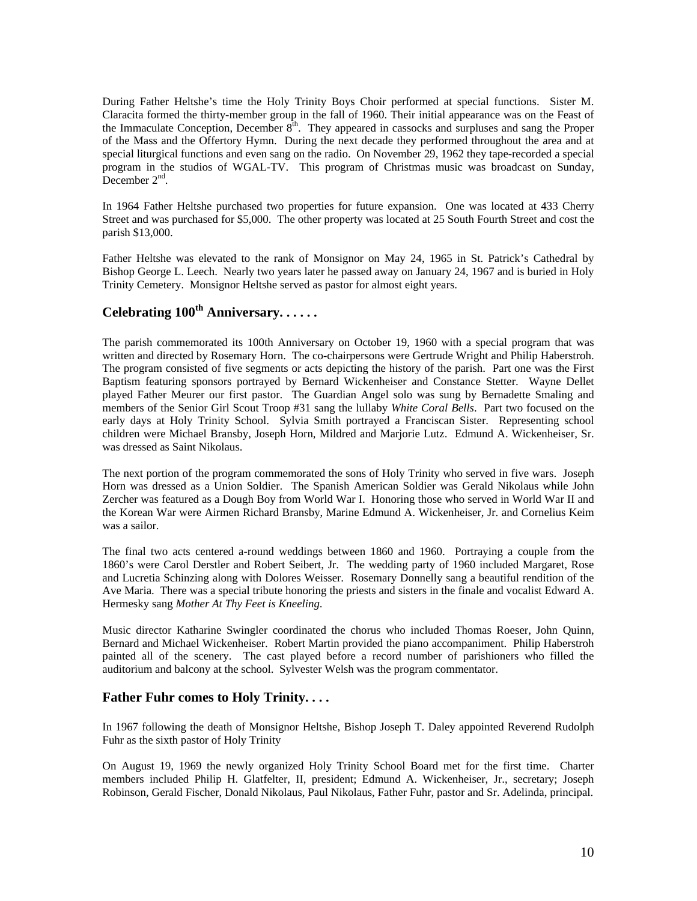During Father Heltshe's time the Holy Trinity Boys Choir performed at special functions. Sister M. Claracita formed the thirty-member group in the fall of 1960. Their initial appearance was on the Feast of the Immaculate Conception, December 8th. They appeared in cassocks and surpluses and sang the Proper of the Mass and the Offertory Hymn. During the next decade they performed throughout the area and at special liturgical functions and even sang on the radio. On November 29, 1962 they tape-recorded a special program in the studios of WGAL-TV. This program of Christmas music was broadcast on Sunday, December 2nd.

In 1964 Father Heltshe purchased two properties for future expansion. One was located at 433 Cherry Street and was purchased for $5,000. The other property was located at 25 South Fourth Street and cost the parish $13,000.

Father Heltshe was elevated to the rank of Monsignor on May 24, 1965 in St. Patrick's Cathedral by Bishop George L. Leech. Nearly two years later he passed away on January 24, 1967 and is buried in Holy Trinity Cemetery. Monsignor Heltshe served as pastor for almost eight years.

## Celebrating 100th Anniversary. . . . . .

The parish commemorated its 100th Anniversary on October 19, 1960 with a special program that was written and directed by Rosemary Horn. The co-chairpersons were Gertrude Wright and Philip Haberstroh. The program consisted of five segments or acts depicting the history of the parish. Part one was the First Baptism featuring sponsors portrayed by Bernard Wickenheiser and Constance Stetter. Wayne Dellet played Father Meurer our first pastor. The Guardian Angel solo was sung by Bernadette Smaling and members of the Senior Girl Scout Troop #31 sang the lullaby *White Coral Bells*. Part two focused on the early days at Holy Trinity School. Sylvia Smith portrayed a Franciscan Sister. Representing school children were Michael Bransby, Joseph Horn, Mildred and Marjorie Lutz. Edmund A. Wickenheiser, Sr. was dressed as Saint Nikolaus.

The next portion of the program commemorated the sons of Holy Trinity who served in five wars. Joseph Horn was dressed as a Union Soldier. The Spanish American Soldier was Gerald Nikolaus while John Zercher was featured as a Dough Boy from World War I. Honoring those who served in World War II and the Korean War were Airmen Richard Bransby, Marine Edmund A. Wickenheiser, Jr. and Cornelius Keim was a sailor.

The final two acts centered a-round weddings between 1860 and 1960. Portraying a couple from the 1860's were Carol Derstler and Robert Seibert, Jr. The wedding party of 1960 included Margaret, Rose and Lucretia Schinzing along with Dolores Weisser. Rosemary Donnelly sang a beautiful rendition of the Ave Maria. There was a special tribute honoring the priests and sisters in the finale and vocalist Edward A. Hermesky sang *Mother At Thy Feet is Kneeling*.

Music director Katharine Swingler coordinated the chorus who included Thomas Roeser, John Quinn, Bernard and Michael Wickenheiser. Robert Martin provided the piano accompaniment. Philip Haberstroh painted all of the scenery. The cast played before a record number of parishioners who filled the auditorium and balcony at the school. Sylvester Welsh was the program commentator.

## Father Fuhr comes to Holy Trinity. . . .

In 1967 following the death of Monsignor Heltshe, Bishop Joseph T. Daley appointed Reverend Rudolph Fuhr as the sixth pastor of Holy Trinity

On August 19, 1969 the newly organized Holy Trinity School Board met for the first time. Charter members included Philip H. Glatfelter, II, president; Edmund A. Wickenheiser, Jr., secretary; Joseph Robinson, Gerald Fischer, Donald Nikolaus, Paul Nikolaus, Father Fuhr, pastor and Sr. Adelinda, principal.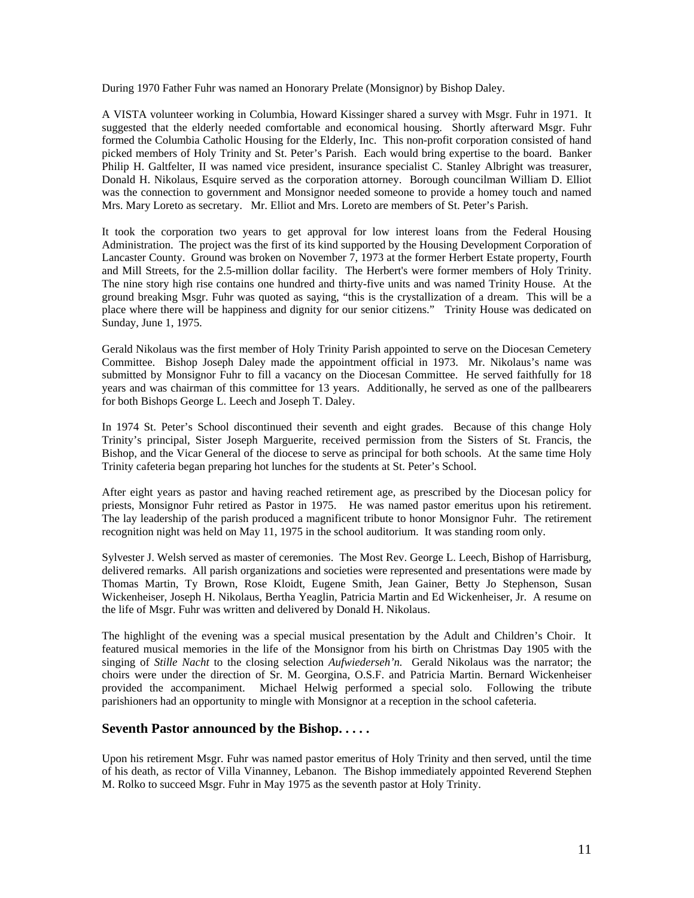During 1970 Father Fuhr was named an Honorary Prelate (Monsignor) by Bishop Daley.

A VISTA volunteer working in Columbia, Howard Kissinger shared a survey with Msgr. Fuhr in 1971. It suggested that the elderly needed comfortable and economical housing. Shortly afterward Msgr. Fuhr formed the Columbia Catholic Housing for the Elderly, Inc. This non-profit corporation consisted of hand picked members of Holy Trinity and St. Peter's Parish. Each would bring expertise to the board. Banker Philip H. Galtfelter, II was named vice president, insurance specialist C. Stanley Albright was treasurer, Donald H. Nikolaus, Esquire served as the corporation attorney. Borough councilman William D. Elliot was the connection to government and Monsignor needed someone to provide a homey touch and named Mrs. Mary Loreto as secretary. Mr. Elliot and Mrs. Loreto are members of St. Peter's Parish.

It took the corporation two years to get approval for low interest loans from the Federal Housing Administration. The project was the first of its kind supported by the Housing Development Corporation of Lancaster County. Ground was broken on November 7, 1973 at the former Herbert Estate property, Fourth and Mill Streets, for the 2.5-million dollar facility. The Herbert's were former members of Holy Trinity. The nine story high rise contains one hundred and thirty-five units and was named Trinity House. At the ground breaking Msgr. Fuhr was quoted as saying, "this is the crystallization of a dream. This will be a place where there will be happiness and dignity for our senior citizens." Trinity House was dedicated on Sunday, June 1, 1975.

Gerald Nikolaus was the first member of Holy Trinity Parish appointed to serve on the Diocesan Cemetery Committee. Bishop Joseph Daley made the appointment official in 1973. Mr. Nikolaus's name was submitted by Monsignor Fuhr to fill a vacancy on the Diocesan Committee. He served faithfully for 18 years and was chairman of this committee for 13 years. Additionally, he served as one of the pallbearers for both Bishops George L. Leech and Joseph T. Daley.

In 1974 St. Peter's School discontinued their seventh and eight grades. Because of this change Holy Trinity's principal, Sister Joseph Marguerite, received permission from the Sisters of St. Francis, the Bishop, and the Vicar General of the diocese to serve as principal for both schools. At the same time Holy Trinity cafeteria began preparing hot lunches for the students at St. Peter's School.

After eight years as pastor and having reached retirement age, as prescribed by the Diocesan policy for priests, Monsignor Fuhr retired as Pastor in 1975. He was named pastor emeritus upon his retirement. The lay leadership of the parish produced a magnificent tribute to honor Monsignor Fuhr. The retirement recognition night was held on May 11, 1975 in the school auditorium. It was standing room only.

Sylvester J. Welsh served as master of ceremonies. The Most Rev. George L. Leech, Bishop of Harrisburg, delivered remarks. All parish organizations and societies were represented and presentations were made by Thomas Martin, Ty Brown, Rose Kloidt, Eugene Smith, Jean Gainer, Betty Jo Stephenson, Susan Wickenheiser, Joseph H. Nikolaus, Bertha Yeaglin, Patricia Martin and Ed Wickenheiser, Jr. A resume on the life of Msgr. Fuhr was written and delivered by Donald H. Nikolaus.

The highlight of the evening was a special musical presentation by the Adult and Children's Choir. It featured musical memories in the life of the Monsignor from his birth on Christmas Day 1905 with the singing of *Stille Nacht* to the closing selection *Aufwiederseh'n.* Gerald Nikolaus was the narrator; the choirs were under the direction of Sr. M. Georgina, O.S.F. and Patricia Martin. Bernard Wickenheiser provided the accompaniment. Michael Helwig performed a special solo. Following the tribute parishioners had an opportunity to mingle with Monsignor at a reception in the school cafeteria.

## Seventh Pastor announced by the Bishop. . . . .

Upon his retirement Msgr. Fuhr was named pastor emeritus of Holy Trinity and then served, until the time of his death, as rector of Villa Vinanney, Lebanon. The Bishop immediately appointed Reverend Stephen M. Rolko to succeed Msgr. Fuhr in May 1975 as the seventh pastor at Holy Trinity.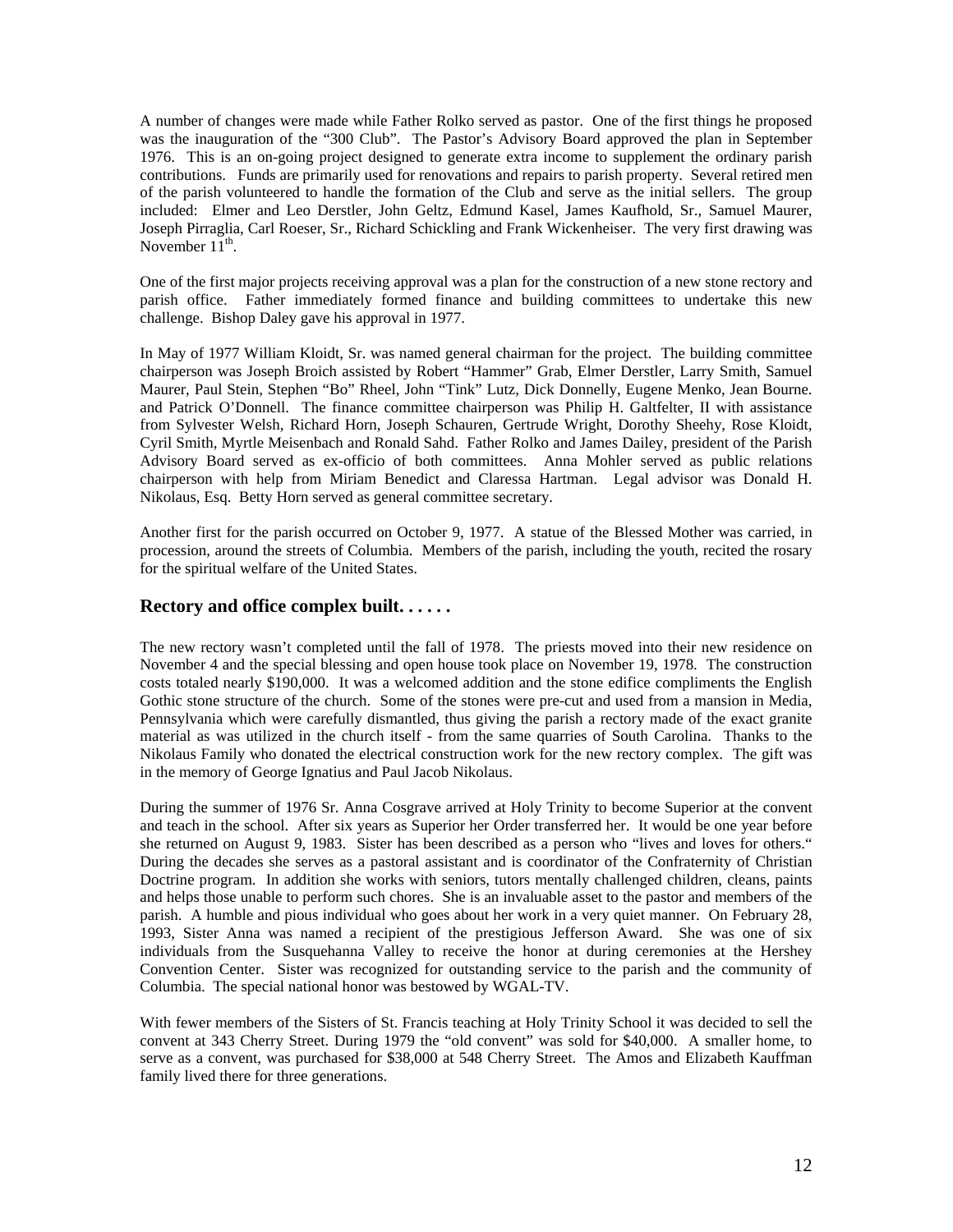A number of changes were made while Father Rolko served as pastor. One of the first things he proposed was the inauguration of the "300 Club". The Pastor's Advisory Board approved the plan in September 1976. This is an on-going project designed to generate extra income to supplement the ordinary parish contributions. Funds are primarily used for renovations and repairs to parish property. Several retired men of the parish volunteered to handle the formation of the Club and serve as the initial sellers. The group included: Elmer and Leo Derstler, John Geltz, Edmund Kasel, James Kaufhold, Sr., Samuel Maurer, Joseph Pirraglia, Carl Roeser, Sr., Richard Schickling and Frank Wickenheiser. The very first drawing was November 11th.

One of the first major projects receiving approval was a plan for the construction of a new stone rectory and parish office. Father immediately formed finance and building committees to undertake this new challenge. Bishop Daley gave his approval in 1977.

In May of 1977 William Kloidt, Sr. was named general chairman for the project. The building committee chairperson was Joseph Broich assisted by Robert "Hammer" Grab, Elmer Derstler, Larry Smith, Samuel Maurer, Paul Stein, Stephen "Bo" Rheel, John "Tink" Lutz, Dick Donnelly, Eugene Menko, Jean Bourne. and Patrick O'Donnell. The finance committee chairperson was Philip H. Galtfelter, II with assistance from Sylvester Welsh, Richard Horn, Joseph Schauren, Gertrude Wright, Dorothy Sheehy, Rose Kloidt, Cyril Smith, Myrtle Meisenbach and Ronald Sahd. Father Rolko and James Dailey, president of the Parish Advisory Board served as ex-officio of both committees. Anna Mohler served as public relations chairperson with help from Miriam Benedict and Claressa Hartman. Legal advisor was Donald H. Nikolaus, Esq. Betty Horn served as general committee secretary.

Another first for the parish occurred on October 9, 1977. A statue of the Blessed Mother was carried, in procession, around the streets of Columbia. Members of the parish, including the youth, recited the rosary for the spiritual welfare of the United States.

## Rectory and office complex built. . . . . .

The new rectory wasn't completed until the fall of 1978. The priests moved into their new residence on November 4 and the special blessing and open house took place on November 19, 1978. The construction costs totaled nearly $190,000. It was a welcomed addition and the stone edifice compliments the English Gothic stone structure of the church. Some of the stones were pre-cut and used from a mansion in Media, Pennsylvania which were carefully dismantled, thus giving the parish a rectory made of the exact granite material as was utilized in the church itself - from the same quarries of South Carolina. Thanks to the Nikolaus Family who donated the electrical construction work for the new rectory complex. The gift was in the memory of George Ignatius and Paul Jacob Nikolaus.

During the summer of 1976 Sr. Anna Cosgrave arrived at Holy Trinity to become Superior at the convent and teach in the school. After six years as Superior her Order transferred her. It would be one year before she returned on August 9, 1983. Sister has been described as a person who "lives and loves for others." During the decades she serves as a pastoral assistant and is coordinator of the Confraternity of Christian Doctrine program. In addition she works with seniors, tutors mentally challenged children, cleans, paints and helps those unable to perform such chores. She is an invaluable asset to the pastor and members of the parish. A humble and pious individual who goes about her work in a very quiet manner. On February 28, 1993, Sister Anna was named a recipient of the prestigious Jefferson Award. She was one of six individuals from the Susquehanna Valley to receive the honor at during ceremonies at the Hershey Convention Center. Sister was recognized for outstanding service to the parish and the community of Columbia. The special national honor was bestowed by WGAL-TV.

With fewer members of the Sisters of St. Francis teaching at Holy Trinity School it was decided to sell the convent at 343 Cherry Street. During 1979 the "old convent" was sold for $40,000. A smaller home, to serve as a convent, was purchased for $38,000 at 548 Cherry Street. The Amos and Elizabeth Kauffman family lived there for three generations.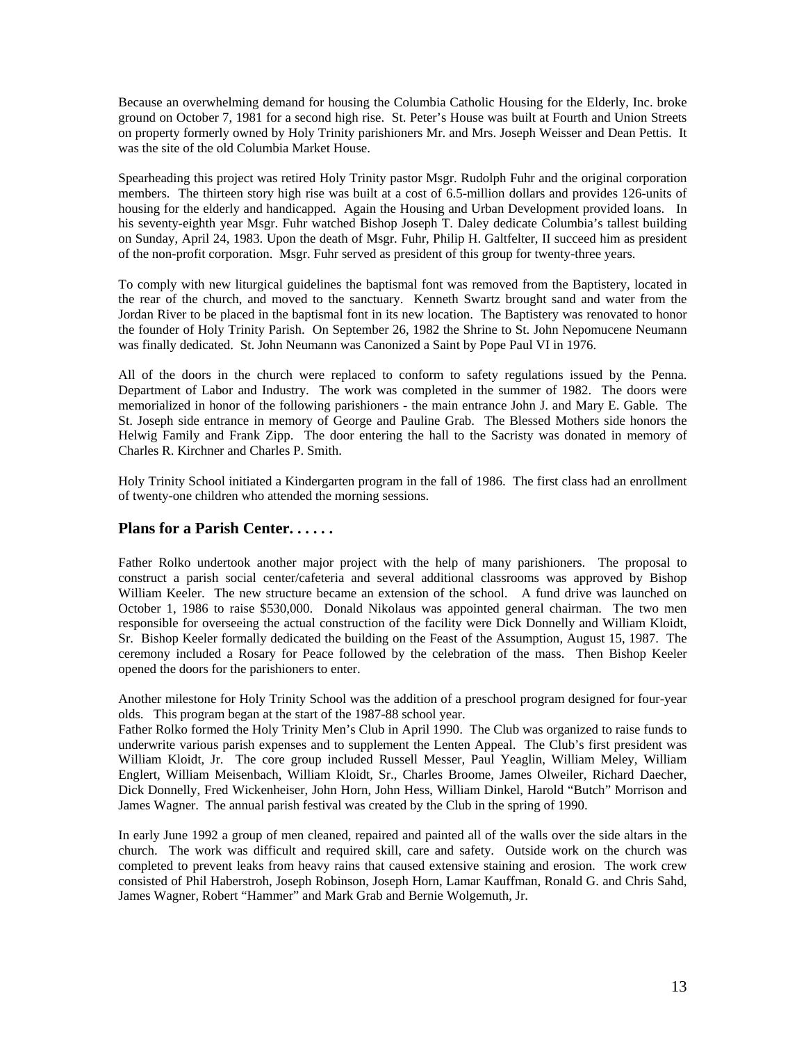Because an overwhelming demand for housing the Columbia Catholic Housing for the Elderly, Inc. broke ground on October 7, 1981 for a second high rise. St. Peter's House was built at Fourth and Union Streets on property formerly owned by Holy Trinity parishioners Mr. and Mrs. Joseph Weisser and Dean Pettis. It was the site of the old Columbia Market House.

Spearheading this project was retired Holy Trinity pastor Msgr. Rudolph Fuhr and the original corporation members. The thirteen story high rise was built at a cost of 6.5-million dollars and provides 126-units of housing for the elderly and handicapped. Again the Housing and Urban Development provided loans. In his seventy-eighth year Msgr. Fuhr watched Bishop Joseph T. Daley dedicate Columbia's tallest building on Sunday, April 24, 1983. Upon the death of Msgr. Fuhr, Philip H. Galtfelter, II succeed him as president of the non-profit corporation. Msgr. Fuhr served as president of this group for twenty-three years.

To comply with new liturgical guidelines the baptismal font was removed from the Baptistery, located in the rear of the church, and moved to the sanctuary. Kenneth Swartz brought sand and water from the Jordan River to be placed in the baptismal font in its new location. The Baptistery was renovated to honor the founder of Holy Trinity Parish. On September 26, 1982 the Shrine to St. John Nepomucene Neumann was finally dedicated. St. John Neumann was Canonized a Saint by Pope Paul VI in 1976.

All of the doors in the church were replaced to conform to safety regulations issued by the Penna. Department of Labor and Industry. The work was completed in the summer of 1982. The doors were memorialized in honor of the following parishioners - the main entrance John J. and Mary E. Gable. The St. Joseph side entrance in memory of George and Pauline Grab. The Blessed Mothers side honors the Helwig Family and Frank Zipp. The door entering the hall to the Sacristy was donated in memory of Charles R. Kirchner and Charles P. Smith.

Holy Trinity School initiated a Kindergarten program in the fall of 1986. The first class had an enrollment of twenty-one children who attended the morning sessions.

## Plans for a Parish Center. . . . . .

Father Rolko undertook another major project with the help of many parishioners. The proposal to construct a parish social center/cafeteria and several additional classrooms was approved by Bishop William Keeler. The new structure became an extension of the school. A fund drive was launched on October 1, 1986 to raise $530,000. Donald Nikolaus was appointed general chairman. The two men responsible for overseeing the actual construction of the facility were Dick Donnelly and William Kloidt, Sr. Bishop Keeler formally dedicated the building on the Feast of the Assumption, August 15, 1987. The ceremony included a Rosary for Peace followed by the celebration of the mass. Then Bishop Keeler opened the doors for the parishioners to enter.

Another milestone for Holy Trinity School was the addition of a preschool program designed for four-year olds. This program began at the start of the 1987-88 school year.

Father Rolko formed the Holy Trinity Men's Club in April 1990. The Club was organized to raise funds to underwrite various parish expenses and to supplement the Lenten Appeal. The Club's first president was William Kloidt, Jr. The core group included Russell Messer, Paul Yeaglin, William Meley, William Englert, William Meisenbach, William Kloidt, Sr., Charles Broome, James Olweiler, Richard Daecher, Dick Donnelly, Fred Wickenheiser, John Horn, John Hess, William Dinkel, Harold "Butch" Morrison and James Wagner. The annual parish festival was created by the Club in the spring of 1990.

In early June 1992 a group of men cleaned, repaired and painted all of the walls over the side altars in the church. The work was difficult and required skill, care and safety. Outside work on the church was completed to prevent leaks from heavy rains that caused extensive staining and erosion. The work crew consisted of Phil Haberstroh, Joseph Robinson, Joseph Horn, Lamar Kauffman, Ronald G. and Chris Sahd, James Wagner, Robert "Hammer" and Mark Grab and Bernie Wolgemuth, Jr.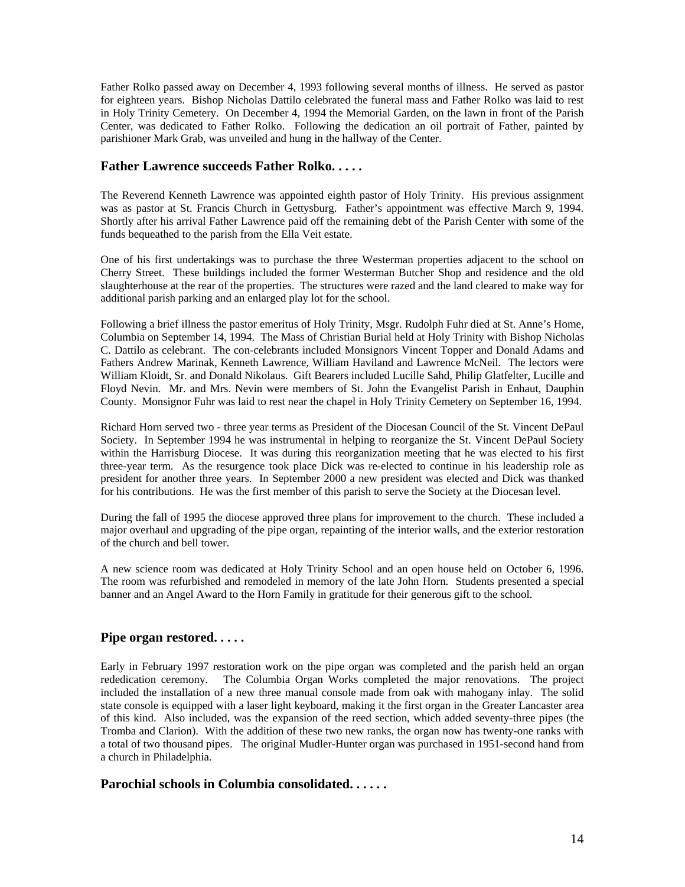Father Rolko passed away on December 4, 1993 following several months of illness. He served as pastor for eighteen years. Bishop Nicholas Dattilo celebrated the funeral mass and Father Rolko was laid to rest in Holy Trinity Cemetery. On December 4, 1994 the Memorial Garden, on the lawn in front of the Parish Center, was dedicated to Father Rolko. Following the dedication an oil portrait of Father, painted by parishioner Mark Grab, was unveiled and hung in the hallway of the Center.

### Father Lawrence succeeds Father Rolko. . . . .

The Reverend Kenneth Lawrence was appointed eighth pastor of Holy Trinity. His previous assignment was as pastor at St. Francis Church in Gettysburg. Father's appointment was effective March 9, 1994. Shortly after his arrival Father Lawrence paid off the remaining debt of the Parish Center with some of the funds bequeathed to the parish from the Ella Veit estate.

One of his first undertakings was to purchase the three Westerman properties adjacent to the school on Cherry Street. These buildings included the former Westerman Butcher Shop and residence and the old slaughterhouse at the rear of the properties. The structures were razed and the land cleared to make way for additional parish parking and an enlarged play lot for the school.

Following a brief illness the pastor emeritus of Holy Trinity, Msgr. Rudolph Fuhr died at St. Anne's Home, Columbia on September 14, 1994. The Mass of Christian Burial held at Holy Trinity with Bishop Nicholas C. Dattilo as celebrant. The con-celebrants included Monsignors Vincent Topper and Donald Adams and Fathers Andrew Marinak, Kenneth Lawrence, William Haviland and Lawrence McNeil. The lectors were William Kloidt, Sr. and Donald Nikolaus. Gift Bearers included Lucille Sahd, Philip Glatfelter, Lucille and Floyd Nevin. Mr. and Mrs. Nevin were members of St. John the Evangelist Parish in Enhaut, Dauphin County. Monsignor Fuhr was laid to rest near the chapel in Holy Trinity Cemetery on September 16, 1994.

Richard Horn served two - three year terms as President of the Diocesan Council of the St. Vincent DePaul Society. In September 1994 he was instrumental in helping to reorganize the St. Vincent DePaul Society within the Harrisburg Diocese. It was during this reorganization meeting that he was elected to his first three-year term. As the resurgence took place Dick was re-elected to continue in his leadership role as president for another three years. In September 2000 a new president was elected and Dick was thanked for his contributions. He was the first member of this parish to serve the Society at the Diocesan level.

During the fall of 1995 the diocese approved three plans for improvement to the church. These included a major overhaul and upgrading of the pipe organ, repainting of the interior walls, and the exterior restoration of the church and bell tower.

A new science room was dedicated at Holy Trinity School and an open house held on October 6, 1996. The room was refurbished and remodeled in memory of the late John Horn. Students presented a special banner and an Angel Award to the Horn Family in gratitude for their generous gift to the school.

### Pipe organ restored. . . . .

Early in February 1997 restoration work on the pipe organ was completed and the parish held an organ rededication ceremony. The Columbia Organ Works completed the major renovations. The project included the installation of a new three manual console made from oak with mahogany inlay. The solid state console is equipped with a laser light keyboard, making it the first organ in the Greater Lancaster area of this kind. Also included, was the expansion of the reed section, which added seventy-three pipes (the Tromba and Clarion). With the addition of these two new ranks, the organ now has twenty-one ranks with a total of two thousand pipes. The original Mudler-Hunter organ was purchased in 1951-second hand from a church in Philadelphia.

### Parochial schools in Columbia consolidated. . . . . .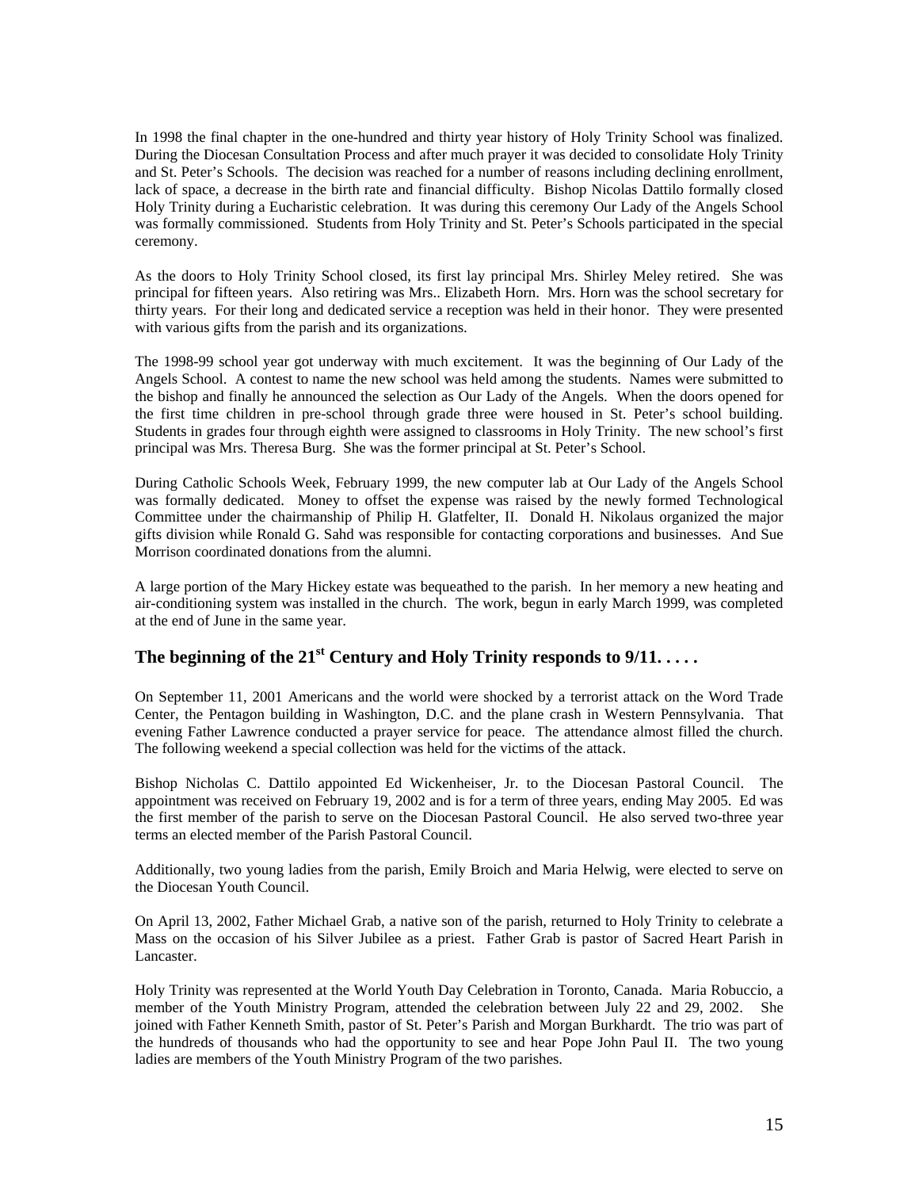In 1998 the final chapter in the one-hundred and thirty year history of Holy Trinity School was finalized. During the Diocesan Consultation Process and after much prayer it was decided to consolidate Holy Trinity and St. Peter's Schools. The decision was reached for a number of reasons including declining enrollment, lack of space, a decrease in the birth rate and financial difficulty. Bishop Nicolas Dattilo formally closed Holy Trinity during a Eucharistic celebration. It was during this ceremony Our Lady of the Angels School was formally commissioned. Students from Holy Trinity and St. Peter's Schools participated in the special ceremony.

As the doors to Holy Trinity School closed, its first lay principal Mrs. Shirley Meley retired. She was principal for fifteen years. Also retiring was Mrs.. Elizabeth Horn. Mrs. Horn was the school secretary for thirty years. For their long and dedicated service a reception was held in their honor. They were presented with various gifts from the parish and its organizations.

The 1998-99 school year got underway with much excitement. It was the beginning of Our Lady of the Angels School. A contest to name the new school was held among the students. Names were submitted to the bishop and finally he announced the selection as Our Lady of the Angels. When the doors opened for the first time children in pre-school through grade three were housed in St. Peter's school building. Students in grades four through eighth were assigned to classrooms in Holy Trinity. The new school's first principal was Mrs. Theresa Burg. She was the former principal at St. Peter's School.

During Catholic Schools Week, February 1999, the new computer lab at Our Lady of the Angels School was formally dedicated. Money to offset the expense was raised by the newly formed Technological Committee under the chairmanship of Philip H. Glatfelter, II. Donald H. Nikolaus organized the major gifts division while Ronald G. Sahd was responsible for contacting corporations and businesses. And Sue Morrison coordinated donations from the alumni.

A large portion of the Mary Hickey estate was bequeathed to the parish. In her memory a new heating and air-conditioning system was installed in the church. The work, begun in early March 1999, was completed at the end of June in the same year.

## The beginning of the 21st Century and Holy Trinity responds to 9/11. . . . .

On September 11, 2001 Americans and the world were shocked by a terrorist attack on the Word Trade Center, the Pentagon building in Washington, D.C. and the plane crash in Western Pennsylvania. That evening Father Lawrence conducted a prayer service for peace. The attendance almost filled the church. The following weekend a special collection was held for the victims of the attack.

Bishop Nicholas C. Dattilo appointed Ed Wickenheiser, Jr. to the Diocesan Pastoral Council. The appointment was received on February 19, 2002 and is for a term of three years, ending May 2005. Ed was the first member of the parish to serve on the Diocesan Pastoral Council. He also served two-three year terms an elected member of the Parish Pastoral Council.

Additionally, two young ladies from the parish, Emily Broich and Maria Helwig, were elected to serve on the Diocesan Youth Council.

On April 13, 2002, Father Michael Grab, a native son of the parish, returned to Holy Trinity to celebrate a Mass on the occasion of his Silver Jubilee as a priest. Father Grab is pastor of Sacred Heart Parish in Lancaster.

Holy Trinity was represented at the World Youth Day Celebration in Toronto, Canada. Maria Robuccio, a member of the Youth Ministry Program, attended the celebration between July 22 and 29, 2002. She joined with Father Kenneth Smith, pastor of St. Peter's Parish and Morgan Burkhardt. The trio was part of the hundreds of thousands who had the opportunity to see and hear Pope John Paul II. The two young ladies are members of the Youth Ministry Program of the two parishes.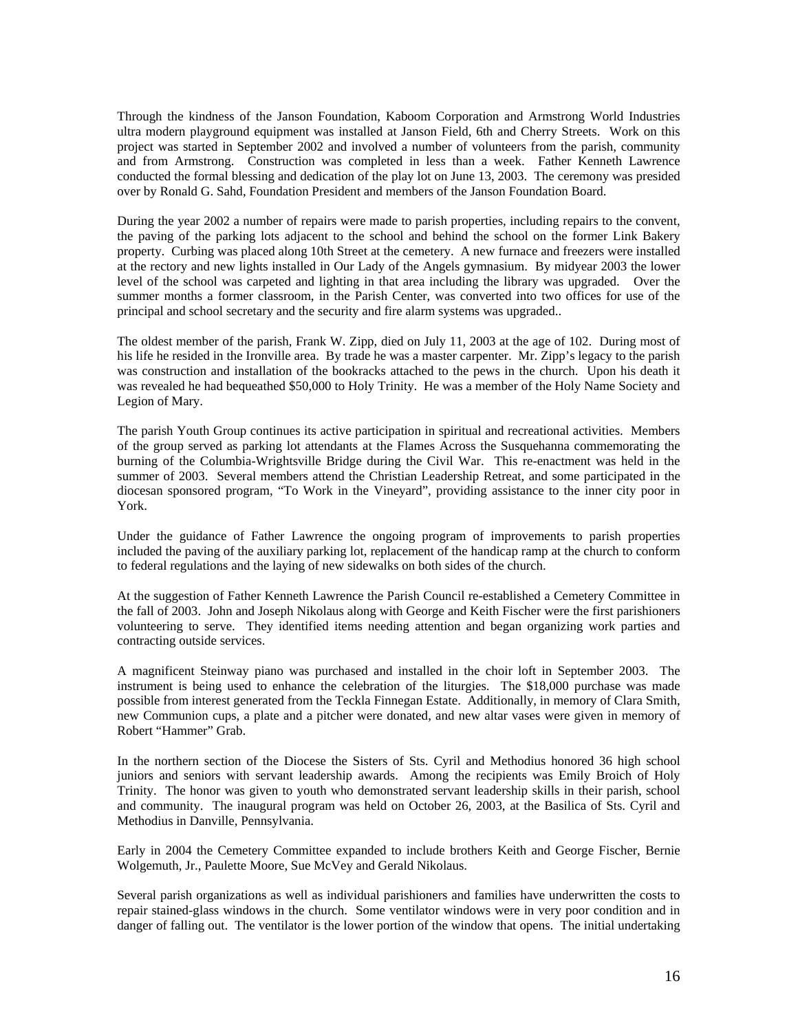Through the kindness of the Janson Foundation, Kaboom Corporation and Armstrong World Industries ultra modern playground equipment was installed at Janson Field, 6th and Cherry Streets. Work on this project was started in September 2002 and involved a number of volunteers from the parish, community and from Armstrong. Construction was completed in less than a week. Father Kenneth Lawrence conducted the formal blessing and dedication of the play lot on June 13, 2003. The ceremony was presided over by Ronald G. Sahd, Foundation President and members of the Janson Foundation Board.

During the year 2002 a number of repairs were made to parish properties, including repairs to the convent, the paving of the parking lots adjacent to the school and behind the school on the former Link Bakery property. Curbing was placed along 10th Street at the cemetery. A new furnace and freezers were installed at the rectory and new lights installed in Our Lady of the Angels gymnasium. By midyear 2003 the lower level of the school was carpeted and lighting in that area including the library was upgraded. Over the summer months a former classroom, in the Parish Center, was converted into two offices for use of the principal and school secretary and the security and fire alarm systems was upgraded..

The oldest member of the parish, Frank W. Zipp, died on July 11, 2003 at the age of 102. During most of his life he resided in the Ironville area. By trade he was a master carpenter. Mr. Zipp's legacy to the parish was construction and installation of the bookracks attached to the pews in the church. Upon his death it was revealed he had bequeathed $50,000 to Holy Trinity. He was a member of the Holy Name Society and Legion of Mary.

The parish Youth Group continues its active participation in spiritual and recreational activities. Members of the group served as parking lot attendants at the Flames Across the Susquehanna commemorating the burning of the Columbia-Wrightsville Bridge during the Civil War. This re-enactment was held in the summer of 2003. Several members attend the Christian Leadership Retreat, and some participated in the diocesan sponsored program, "To Work in the Vineyard", providing assistance to the inner city poor in York.

Under the guidance of Father Lawrence the ongoing program of improvements to parish properties included the paving of the auxiliary parking lot, replacement of the handicap ramp at the church to conform to federal regulations and the laying of new sidewalks on both sides of the church.

At the suggestion of Father Kenneth Lawrence the Parish Council re-established a Cemetery Committee in the fall of 2003. John and Joseph Nikolaus along with George and Keith Fischer were the first parishioners volunteering to serve. They identified items needing attention and began organizing work parties and contracting outside services.

A magnificent Steinway piano was purchased and installed in the choir loft in September 2003. The instrument is being used to enhance the celebration of the liturgies. The $18,000 purchase was made possible from interest generated from the Teckla Finnegan Estate. Additionally, in memory of Clara Smith, new Communion cups, a plate and a pitcher were donated, and new altar vases were given in memory of Robert "Hammer" Grab.

In the northern section of the Diocese the Sisters of Sts. Cyril and Methodius honored 36 high school juniors and seniors with servant leadership awards. Among the recipients was Emily Broich of Holy Trinity. The honor was given to youth who demonstrated servant leadership skills in their parish, school and community. The inaugural program was held on October 26, 2003, at the Basilica of Sts. Cyril and Methodius in Danville, Pennsylvania.

Early in 2004 the Cemetery Committee expanded to include brothers Keith and George Fischer, Bernie Wolgemuth, Jr., Paulette Moore, Sue McVey and Gerald Nikolaus.

Several parish organizations as well as individual parishioners and families have underwritten the costs to repair stained-glass windows in the church. Some ventilator windows were in very poor condition and in danger of falling out. The ventilator is the lower portion of the window that opens. The initial undertaking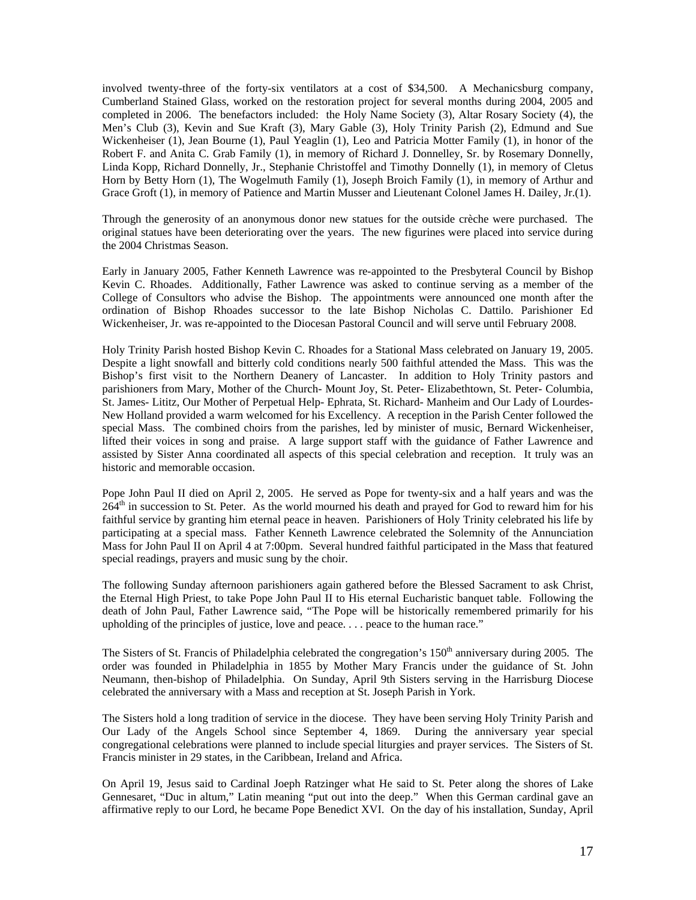involved twenty-three of the forty-six ventilators at a cost of $34,500. A Mechanicsburg company, Cumberland Stained Glass, worked on the restoration project for several months during 2004, 2005 and completed in 2006. The benefactors included: the Holy Name Society (3), Altar Rosary Society (4), the Men's Club (3), Kevin and Sue Kraft (3), Mary Gable (3), Holy Trinity Parish (2), Edmund and Sue Wickenheiser (1), Jean Bourne (1), Paul Yeaglin (1), Leo and Patricia Motter Family (1), in honor of the Robert F. and Anita C. Grab Family (1), in memory of Richard J. Donnelley, Sr. by Rosemary Donnelly, Linda Kopp, Richard Donnelly, Jr., Stephanie Christoffel and Timothy Donnelly (1), in memory of Cletus Horn by Betty Horn (1), The Wogelmuth Family (1), Joseph Broich Family (1), in memory of Arthur and Grace Groft (1), in memory of Patience and Martin Musser and Lieutenant Colonel James H. Dailey, Jr.(1).

Through the generosity of an anonymous donor new statues for the outside crèche were purchased. The original statues have been deteriorating over the years. The new figurines were placed into service during the 2004 Christmas Season.

Early in January 2005, Father Kenneth Lawrence was re-appointed to the Presbyteral Council by Bishop Kevin C. Rhoades. Additionally, Father Lawrence was asked to continue serving as a member of the College of Consultors who advise the Bishop. The appointments were announced one month after the ordination of Bishop Rhoades successor to the late Bishop Nicholas C. Dattilo. Parishioner Ed Wickenheiser, Jr. was re-appointed to the Diocesan Pastoral Council and will serve until February 2008.

Holy Trinity Parish hosted Bishop Kevin C. Rhoades for a Stational Mass celebrated on January 19, 2005. Despite a light snowfall and bitterly cold conditions nearly 500 faithful attended the Mass. This was the Bishop's first visit to the Northern Deanery of Lancaster. In addition to Holy Trinity pastors and parishioners from Mary, Mother of the Church- Mount Joy, St. Peter- Elizabethtown, St. Peter- Columbia, St. James- Lititz, Our Mother of Perpetual Help- Ephrata, St. Richard- Manheim and Our Lady of Lourdes- New Holland provided a warm welcomed for his Excellency. A reception in the Parish Center followed the special Mass. The combined choirs from the parishes, led by minister of music, Bernard Wickenheiser, lifted their voices in song and praise. A large support staff with the guidance of Father Lawrence and assisted by Sister Anna coordinated all aspects of this special celebration and reception. It truly was an historic and memorable occasion.

Pope John Paul II died on April 2, 2005. He served as Pope for twenty-six and a half years and was the 264th in succession to St. Peter. As the world mourned his death and prayed for God to reward him for his faithful service by granting him eternal peace in heaven. Parishioners of Holy Trinity celebrated his life by participating at a special mass. Father Kenneth Lawrence celebrated the Solemnity of the Annunciation Mass for John Paul II on April 4 at 7:00pm. Several hundred faithful participated in the Mass that featured special readings, prayers and music sung by the choir.

The following Sunday afternoon parishioners again gathered before the Blessed Sacrament to ask Christ, the Eternal High Priest, to take Pope John Paul II to His eternal Eucharistic banquet table. Following the death of John Paul, Father Lawrence said, "The Pope will be historically remembered primarily for his upholding of the principles of justice, love and peace. . . . peace to the human race."

The Sisters of St. Francis of Philadelphia celebrated the congregation's 150th anniversary during 2005. The order was founded in Philadelphia in 1855 by Mother Mary Francis under the guidance of St. John Neumann, then-bishop of Philadelphia. On Sunday, April 9th Sisters serving in the Harrisburg Diocese celebrated the anniversary with a Mass and reception at St. Joseph Parish in York.

The Sisters hold a long tradition of service in the diocese. They have been serving Holy Trinity Parish and Our Lady of the Angels School since September 4, 1869. During the anniversary year special congregational celebrations were planned to include special liturgies and prayer services. The Sisters of St. Francis minister in 29 states, in the Caribbean, Ireland and Africa.

On April 19, Jesus said to Cardinal Joeph Ratzinger what He said to St. Peter along the shores of Lake Gennesaret, "Duc in altum," Latin meaning "put out into the deep." When this German cardinal gave an affirmative reply to our Lord, he became Pope Benedict XVI. On the day of his installation, Sunday, April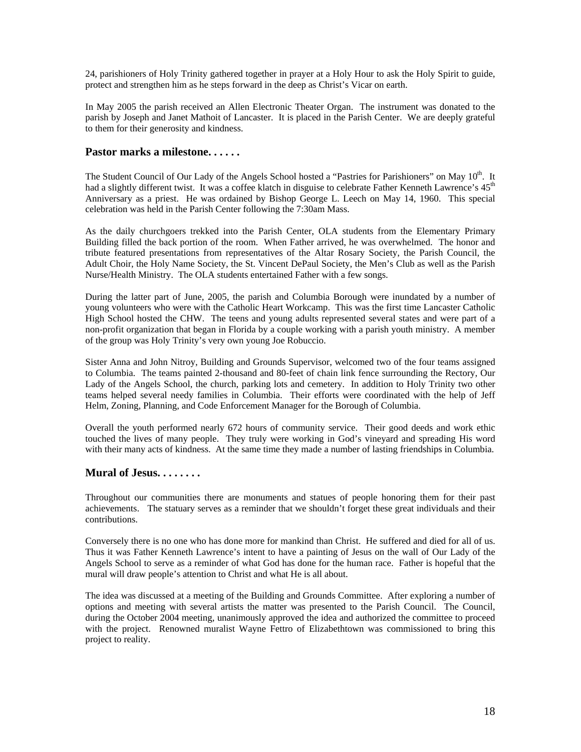24, parishioners of Holy Trinity gathered together in prayer at a Holy Hour to ask the Holy Spirit to guide, protect and strengthen him as he steps forward in the deep as Christ's Vicar on earth.

In May 2005 the parish received an Allen Electronic Theater Organ. The instrument was donated to the parish by Joseph and Janet Mathoit of Lancaster. It is placed in the Parish Center. We are deeply grateful to them for their generosity and kindness.

## Pastor marks a milestone. . . . . .

The Student Council of Our Lady of the Angels School hosted a "Pastries for Parishioners" on May 10th. It had a slightly different twist. It was a coffee klatch in disguise to celebrate Father Kenneth Lawrence's 45th Anniversary as a priest. He was ordained by Bishop George L. Leech on May 14, 1960. This special celebration was held in the Parish Center following the 7:30am Mass.

As the daily churchgoers trekked into the Parish Center, OLA students from the Elementary Primary Building filled the back portion of the room. When Father arrived, he was overwhelmed. The honor and tribute featured presentations from representatives of the Altar Rosary Society, the Parish Council, the Adult Choir, the Holy Name Society, the St. Vincent DePaul Society, the Men's Club as well as the Parish Nurse/Health Ministry. The OLA students entertained Father with a few songs.

During the latter part of June, 2005, the parish and Columbia Borough were inundated by a number of young volunteers who were with the Catholic Heart Workcamp. This was the first time Lancaster Catholic High School hosted the CHW. The teens and young adults represented several states and were part of a non-profit organization that began in Florida by a couple working with a parish youth ministry. A member of the group was Holy Trinity's very own young Joe Robuccio.

Sister Anna and John Nitroy, Building and Grounds Supervisor, welcomed two of the four teams assigned to Columbia. The teams painted 2-thousand and 80-feet of chain link fence surrounding the Rectory, Our Lady of the Angels School, the church, parking lots and cemetery. In addition to Holy Trinity two other teams helped several needy families in Columbia. Their efforts were coordinated with the help of Jeff Helm, Zoning, Planning, and Code Enforcement Manager for the Borough of Columbia.

Overall the youth performed nearly 672 hours of community service. Their good deeds and work ethic touched the lives of many people. They truly were working in God's vineyard and spreading His word with their many acts of kindness. At the same time they made a number of lasting friendships in Columbia.

## Mural of Jesus. . . . . . . .

Throughout our communities there are monuments and statues of people honoring them for their past achievements. The statuary serves as a reminder that we shouldn't forget these great individuals and their contributions.

Conversely there is no one who has done more for mankind than Christ. He suffered and died for all of us. Thus it was Father Kenneth Lawrence's intent to have a painting of Jesus on the wall of Our Lady of the Angels School to serve as a reminder of what God has done for the human race. Father is hopeful that the mural will draw people's attention to Christ and what He is all about.

The idea was discussed at a meeting of the Building and Grounds Committee. After exploring a number of options and meeting with several artists the matter was presented to the Parish Council. The Council, during the October 2004 meeting, unanimously approved the idea and authorized the committee to proceed with the project. Renowned muralist Wayne Fettro of Elizabethtown was commissioned to bring this project to reality.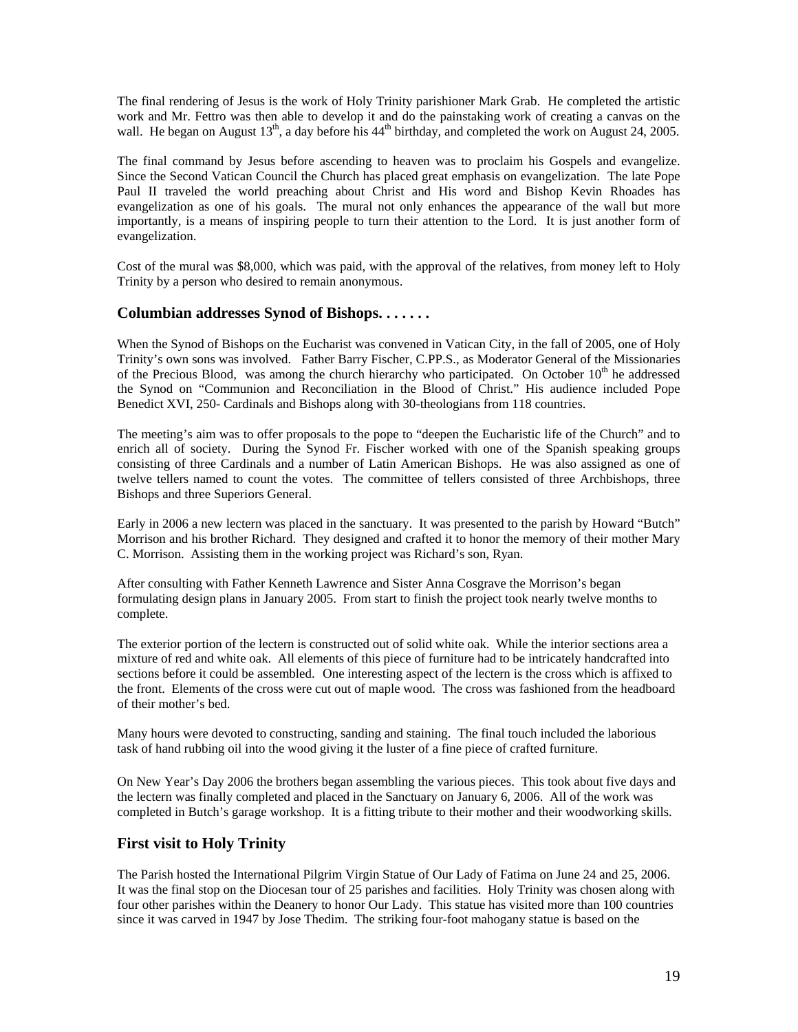The final rendering of Jesus is the work of Holy Trinity parishioner Mark Grab. He completed the artistic work and Mr. Fettro was then able to develop it and do the painstaking work of creating a canvas on the wall. He began on August 13th, a day before his 44th birthday, and completed the work on August 24, 2005.

The final command by Jesus before ascending to heaven was to proclaim his Gospels and evangelize. Since the Second Vatican Council the Church has placed great emphasis on evangelization. The late Pope Paul II traveled the world preaching about Christ and His word and Bishop Kevin Rhoades has evangelization as one of his goals. The mural not only enhances the appearance of the wall but more importantly, is a means of inspiring people to turn their attention to the Lord. It is just another form of evangelization.

Cost of the mural was $8,000, which was paid, with the approval of the relatives, from money left to Holy Trinity by a person who desired to remain anonymous.

## Columbian addresses Synod of Bishops. . . . . . .

When the Synod of Bishops on the Eucharist was convened in Vatican City, in the fall of 2005, one of Holy Trinity's own sons was involved. Father Barry Fischer, C.PP.S., as Moderator General of the Missionaries of the Precious Blood, was among the church hierarchy who participated. On October 10th he addressed the Synod on "Communion and Reconciliation in the Blood of Christ." His audience included Pope Benedict XVI, 250- Cardinals and Bishops along with 30-theologians from 118 countries.

The meeting's aim was to offer proposals to the pope to "deepen the Eucharistic life of the Church" and to enrich all of society. During the Synod Fr. Fischer worked with one of the Spanish speaking groups consisting of three Cardinals and a number of Latin American Bishops. He was also assigned as one of twelve tellers named to count the votes. The committee of tellers consisted of three Archbishops, three Bishops and three Superiors General.

Early in 2006 a new lectern was placed in the sanctuary. It was presented to the parish by Howard "Butch" Morrison and his brother Richard. They designed and crafted it to honor the memory of their mother Mary C. Morrison. Assisting them in the working project was Richard's son, Ryan.

After consulting with Father Kenneth Lawrence and Sister Anna Cosgrave the Morrison's began formulating design plans in January 2005. From start to finish the project took nearly twelve months to complete.

The exterior portion of the lectern is constructed out of solid white oak. While the interior sections area a mixture of red and white oak. All elements of this piece of furniture had to be intricately handcrafted into sections before it could be assembled. One interesting aspect of the lectern is the cross which is affixed to the front. Elements of the cross were cut out of maple wood. The cross was fashioned from the headboard of their mother's bed.

Many hours were devoted to constructing, sanding and staining. The final touch included the laborious task of hand rubbing oil into the wood giving it the luster of a fine piece of crafted furniture.

On New Year's Day 2006 the brothers began assembling the various pieces. This took about five days and the lectern was finally completed and placed in the Sanctuary on January 6, 2006. All of the work was completed in Butch's garage workshop. It is a fitting tribute to their mother and their woodworking skills.

## First visit to Holy Trinity

The Parish hosted the International Pilgrim Virgin Statue of Our Lady of Fatima on June 24 and 25, 2006. It was the final stop on the Diocesan tour of 25 parishes and facilities. Holy Trinity was chosen along with four other parishes within the Deanery to honor Our Lady. This statue has visited more than 100 countries since it was carved in 1947 by Jose Thedim. The striking four-foot mahogany statue is based on the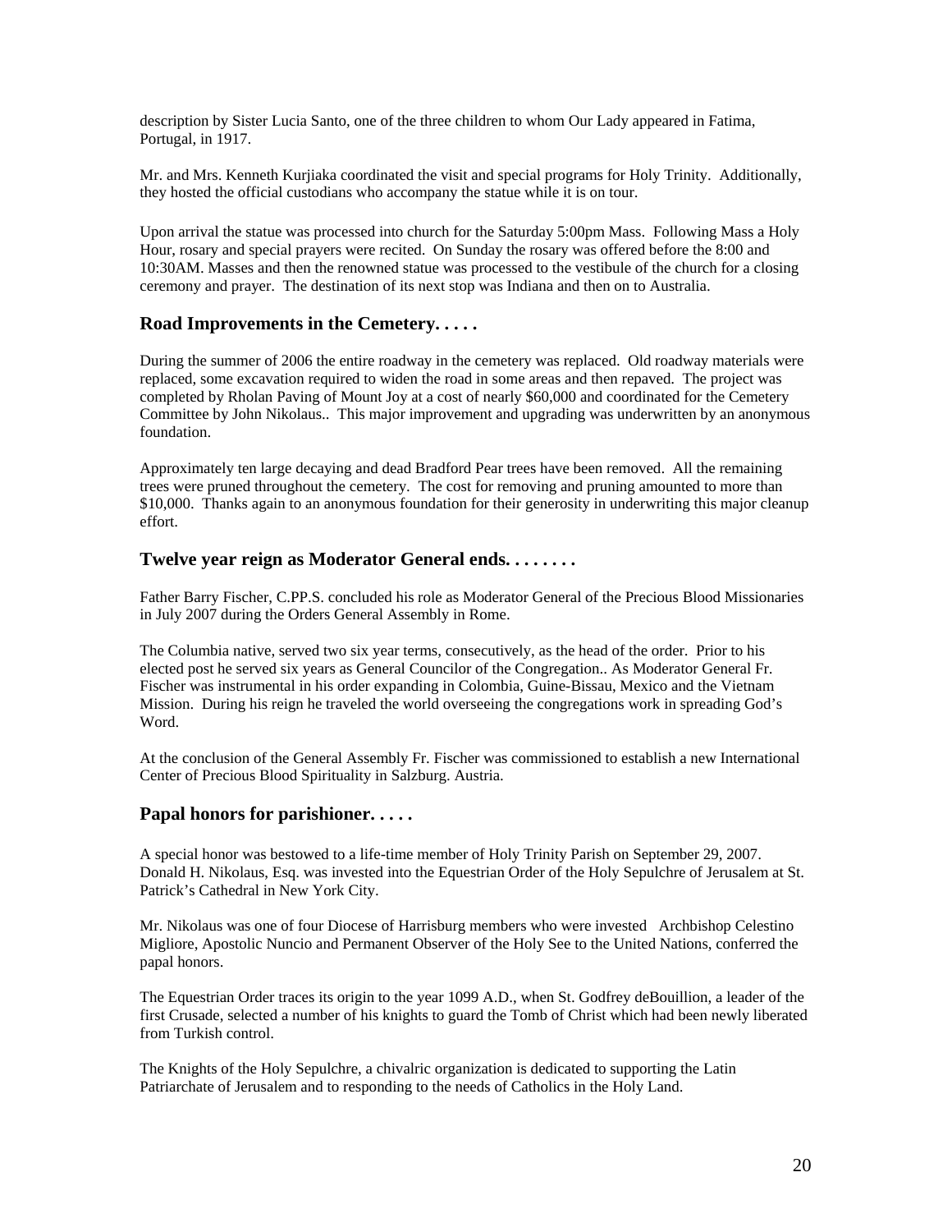description by Sister Lucia Santo, one of the three children to whom Our Lady appeared in Fatima, Portugal, in 1917.

Mr. and Mrs. Kenneth Kurjiaka coordinated the visit and special programs for Holy Trinity. Additionally, they hosted the official custodians who accompany the statue while it is on tour.

Upon arrival the statue was processed into church for the Saturday 5:00pm Mass. Following Mass a Holy Hour, rosary and special prayers were recited. On Sunday the rosary was offered before the 8:00 and 10:30AM. Masses and then the renowned statue was processed to the vestibule of the church for a closing ceremony and prayer. The destination of its next stop was Indiana and then on to Australia.

## Road Improvements in the Cemetery. . . . .

During the summer of 2006 the entire roadway in the cemetery was replaced. Old roadway materials were replaced, some excavation required to widen the road in some areas and then repaved. The project was completed by Rholan Paving of Mount Joy at a cost of nearly $60,000 and coordinated for the Cemetery Committee by John Nikolaus.. This major improvement and upgrading was underwritten by an anonymous foundation.

Approximately ten large decaying and dead Bradford Pear trees have been removed. All the remaining trees were pruned throughout the cemetery. The cost for removing and pruning amounted to more than $10,000. Thanks again to an anonymous foundation for their generosity in underwriting this major cleanup effort.

## Twelve year reign as Moderator General ends. . . . . . . .

Father Barry Fischer, C.PP.S. concluded his role as Moderator General of the Precious Blood Missionaries in July 2007 during the Orders General Assembly in Rome.

The Columbia native, served two six year terms, consecutively, as the head of the order. Prior to his elected post he served six years as General Councilor of the Congregation.. As Moderator General Fr. Fischer was instrumental in his order expanding in Colombia, Guine-Bissau, Mexico and the Vietnam Mission. During his reign he traveled the world overseeing the congregations work in spreading God's Word.

At the conclusion of the General Assembly Fr. Fischer was commissioned to establish a new International Center of Precious Blood Spirituality in Salzburg. Austria.

## Papal honors for parishioner. . . . .

A special honor was bestowed to a life-time member of Holy Trinity Parish on September 29, 2007. Donald H. Nikolaus, Esq. was invested into the Equestrian Order of the Holy Sepulchre of Jerusalem at St. Patrick's Cathedral in New York City.

Mr. Nikolaus was one of four Diocese of Harrisburg members who were invested Archbishop Celestino Migliore, Apostolic Nuncio and Permanent Observer of the Holy See to the United Nations, conferred the papal honors.

The Equestrian Order traces its origin to the year 1099 A.D., when St. Godfrey deBouillion, a leader of the first Crusade, selected a number of his knights to guard the Tomb of Christ which had been newly liberated from Turkish control.

The Knights of the Holy Sepulchre, a chivalric organization is dedicated to supporting the Latin Patriarchate of Jerusalem and to responding to the needs of Catholics in the Holy Land.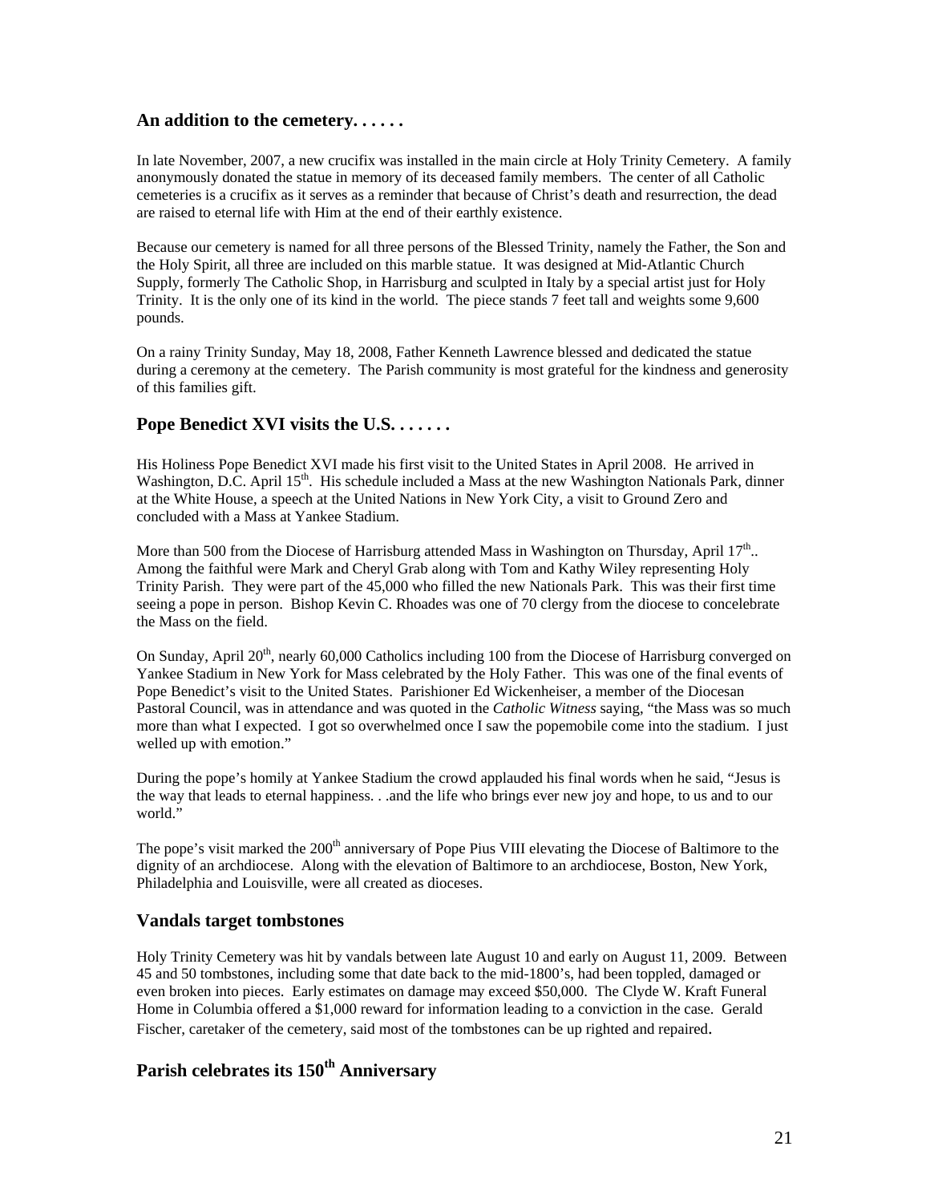## An addition to the cemetery. . . . . .

In late November, 2007, a new crucifix was installed in the main circle at Holy Trinity Cemetery. A family anonymously donated the statue in memory of its deceased family members. The center of all Catholic cemeteries is a crucifix as it serves as a reminder that because of Christ's death and resurrection, the dead are raised to eternal life with Him at the end of their earthly existence.

Because our cemetery is named for all three persons of the Blessed Trinity, namely the Father, the Son and the Holy Spirit, all three are included on this marble statue. It was designed at Mid-Atlantic Church Supply, formerly The Catholic Shop, in Harrisburg and sculpted in Italy by a special artist just for Holy Trinity. It is the only one of its kind in the world. The piece stands 7 feet tall and weights some 9,600 pounds.

On a rainy Trinity Sunday, May 18, 2008, Father Kenneth Lawrence blessed and dedicated the statue during a ceremony at the cemetery. The Parish community is most grateful for the kindness and generosity of this families gift.

## Pope Benedict XVI visits the U.S. . . . . . .

His Holiness Pope Benedict XVI made his first visit to the United States in April 2008. He arrived in Washington, D.C. April 15th. His schedule included a Mass at the new Washington Nationals Park, dinner at the White House, a speech at the United Nations in New York City, a visit to Ground Zero and concluded with a Mass at Yankee Stadium.

More than 500 from the Diocese of Harrisburg attended Mass in Washington on Thursday, April 17th.. Among the faithful were Mark and Cheryl Grab along with Tom and Kathy Wiley representing Holy Trinity Parish. They were part of the 45,000 who filled the new Nationals Park. This was their first time seeing a pope in person. Bishop Kevin C. Rhoades was one of 70 clergy from the diocese to concelebrate the Mass on the field.

On Sunday, April 20th, nearly 60,000 Catholics including 100 from the Diocese of Harrisburg converged on Yankee Stadium in New York for Mass celebrated by the Holy Father. This was one of the final events of Pope Benedict's visit to the United States. Parishioner Ed Wickenheiser, a member of the Diocesan Pastoral Council, was in attendance and was quoted in the *Catholic Witness* saying, "the Mass was so much more than what I expected. I got so overwhelmed once I saw the popemobile come into the stadium. I just welled up with emotion."

During the pope's homily at Yankee Stadium the crowd applauded his final words when he said, "Jesus is the way that leads to eternal happiness. . .and the life who brings ever new joy and hope, to us and to our world."

The pope's visit marked the 200th anniversary of Pope Pius VIII elevating the Diocese of Baltimore to the dignity of an archdiocese. Along with the elevation of Baltimore to an archdiocese, Boston, New York, Philadelphia and Louisville, were all created as dioceses.

## Vandals target tombstones

Holy Trinity Cemetery was hit by vandals between late August 10 and early on August 11, 2009. Between 45 and 50 tombstones, including some that date back to the mid-1800's, had been toppled, damaged or even broken into pieces. Early estimates on damage may exceed $50,000. The Clyde W. Kraft Funeral Home in Columbia offered a $1,000 reward for information leading to a conviction in the case. Gerald Fischer, caretaker of the cemetery, said most of the tombstones can be up righted and repaired.

## Parish celebrates its 150th Anniversary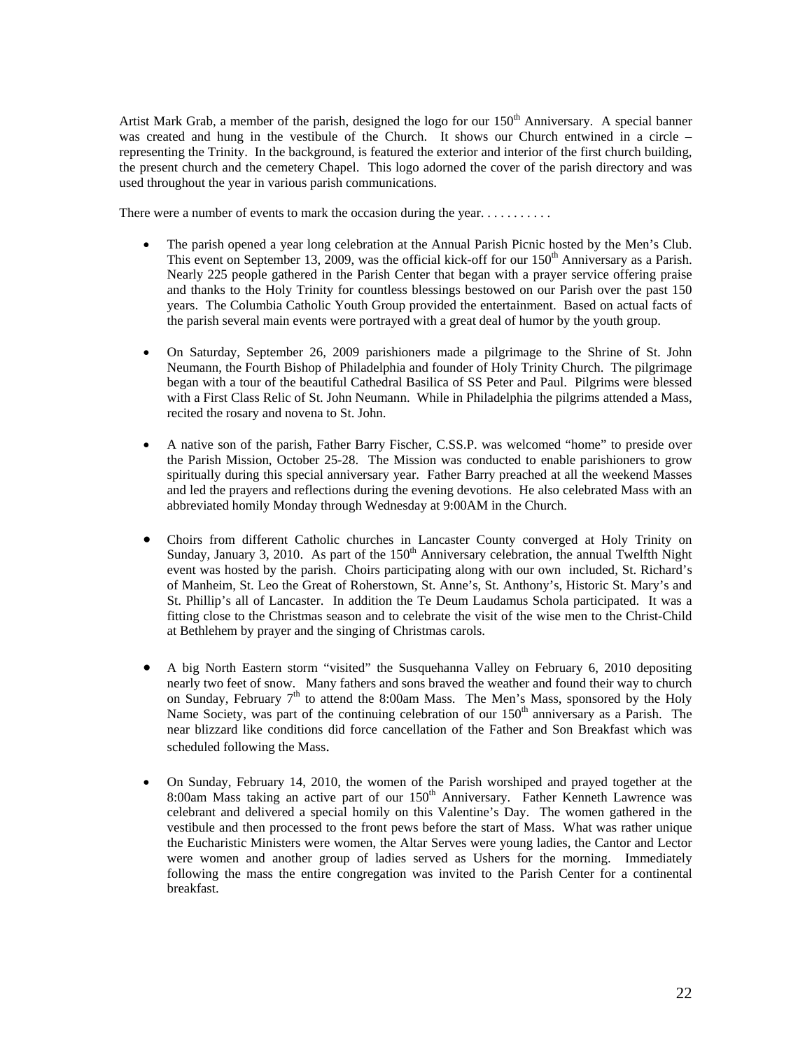Artist Mark Grab, a member of the parish, designed the logo for our 150th Anniversary. A special banner was created and hung in the vestibule of the Church. It shows our Church entwined in a circle – representing the Trinity. In the background, is featured the exterior and interior of the first church building, the present church and the cemetery Chapel. This logo adorned the cover of the parish directory and was used throughout the year in various parish communications.

There were a number of events to mark the occasion during the year. . . . . . . . . . .

- The parish opened a year long celebration at the Annual Parish Picnic hosted by the Men's Club. This event on September 13, 2009, was the official kick-off for our 150th Anniversary as a Parish. Nearly 225 people gathered in the Parish Center that began with a prayer service offering praise and thanks to the Holy Trinity for countless blessings bestowed on our Parish over the past 150 years. The Columbia Catholic Youth Group provided the entertainment. Based on actual facts of the parish several main events were portrayed with a great deal of humor by the youth group.

- On Saturday, September 26, 2009 parishioners made a pilgrimage to the Shrine of St. John Neumann, the Fourth Bishop of Philadelphia and founder of Holy Trinity Church. The pilgrimage began with a tour of the beautiful Cathedral Basilica of SS Peter and Paul. Pilgrims were blessed with a First Class Relic of St. John Neumann. While in Philadelphia the pilgrims attended a Mass, recited the rosary and novena to St. John.

- A native son of the parish, Father Barry Fischer, C.SS.P. was welcomed "home" to preside over the Parish Mission, October 25-28. The Mission was conducted to enable parishioners to grow spiritually during this special anniversary year. Father Barry preached at all the weekend Masses and led the prayers and reflections during the evening devotions. He also celebrated Mass with an abbreviated homily Monday through Wednesday at 9:00AM in the Church.

- Choirs from different Catholic churches in Lancaster County converged at Holy Trinity on Sunday, January 3, 2010. As part of the 150th Anniversary celebration, the annual Twelfth Night event was hosted by the parish. Choirs participating along with our own included, St. Richard's of Manheim, St. Leo the Great of Roherstown, St. Anne's, St. Anthony's, Historic St. Mary's and St. Phillip's all of Lancaster. In addition the Te Deum Laudamus Schola participated. It was a fitting close to the Christmas season and to celebrate the visit of the wise men to the Christ-Child at Bethlehem by prayer and the singing of Christmas carols.

- A big North Eastern storm "visited" the Susquehanna Valley on February 6, 2010 depositing nearly two feet of snow. Many fathers and sons braved the weather and found their way to church on Sunday, February 7th to attend the 8:00am Mass. The Men's Mass, sponsored by the Holy Name Society, was part of the continuing celebration of our 150th anniversary as a Parish. The near blizzard like conditions did force cancellation of the Father and Son Breakfast which was scheduled following the Mass.

- On Sunday, February 14, 2010, the women of the Parish worshiped and prayed together at the 8:00am Mass taking an active part of our 150th Anniversary. Father Kenneth Lawrence was celebrant and delivered a special homily on this Valentine's Day. The women gathered in the vestibule and then processed to the front pews before the start of Mass. What was rather unique the Eucharistic Ministers were women, the Altar Serves were young ladies, the Cantor and Lector were women and another group of ladies served as Ushers for the morning. Immediately following the mass the entire congregation was invited to the Parish Center for a continental breakfast.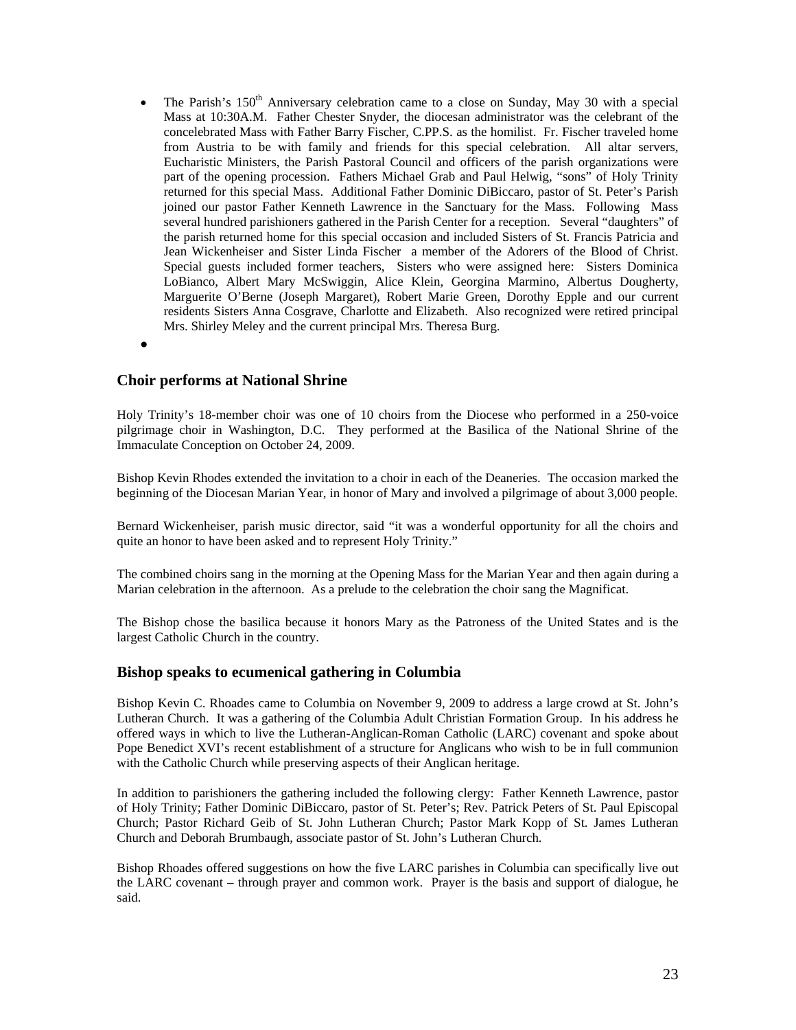- The Parish's 150th Anniversary celebration came to a close on Sunday, May 30 with a special Mass at 10:30A.M. Father Chester Snyder, the diocesan administrator was the celebrant of the concelebrated Mass with Father Barry Fischer, C.PP.S. as the homilist. Fr. Fischer traveled home from Austria to be with family and friends for this special celebration. All altar servers, Eucharistic Ministers, the Parish Pastoral Council and officers of the parish organizations were part of the opening procession. Fathers Michael Grab and Paul Helwig, "sons" of Holy Trinity returned for this special Mass. Additional Father Dominic DiBiccaro, pastor of St. Peter's Parish joined our pastor Father Kenneth Lawrence in the Sanctuary for the Mass. Following Mass several hundred parishioners gathered in the Parish Center for a reception. Several "daughters" of the parish returned home for this special occasion and included Sisters of St. Francis Patricia and Jean Wickenheiser and Sister Linda Fischer a member of the Adorers of the Blood of Christ. Special guests included former teachers, Sisters who were assigned here: Sisters Dominica LoBianco, Albert Mary McSwiggin, Alice Klein, Georgina Marmino, Albertus Dougherty, Marguerite O'Berne (Joseph Margaret), Robert Marie Green, Dorothy Epple and our current residents Sisters Anna Cosgrave, Charlotte and Elizabeth. Also recognized were retired principal Mrs. Shirley Meley and the current principal Mrs. Theresa Burg.
- 

## Choir performs at National Shrine

Holy Trinity's 18-member choir was one of 10 choirs from the Diocese who performed in a 250-voice pilgrimage choir in Washington, D.C. They performed at the Basilica of the National Shrine of the Immaculate Conception on October 24, 2009.

Bishop Kevin Rhodes extended the invitation to a choir in each of the Deaneries. The occasion marked the beginning of the Diocesan Marian Year, in honor of Mary and involved a pilgrimage of about 3,000 people.

Bernard Wickenheiser, parish music director, said "it was a wonderful opportunity for all the choirs and quite an honor to have been asked and to represent Holy Trinity."

The combined choirs sang in the morning at the Opening Mass for the Marian Year and then again during a Marian celebration in the afternoon. As a prelude to the celebration the choir sang the Magnificat.

The Bishop chose the basilica because it honors Mary as the Patroness of the United States and is the largest Catholic Church in the country.

## Bishop speaks to ecumenical gathering in Columbia

Bishop Kevin C. Rhoades came to Columbia on November 9, 2009 to address a large crowd at St. John's Lutheran Church. It was a gathering of the Columbia Adult Christian Formation Group. In his address he offered ways in which to live the Lutheran-Anglican-Roman Catholic (LARC) covenant and spoke about Pope Benedict XVI's recent establishment of a structure for Anglicans who wish to be in full communion with the Catholic Church while preserving aspects of their Anglican heritage.

In addition to parishioners the gathering included the following clergy: Father Kenneth Lawrence, pastor of Holy Trinity; Father Dominic DiBiccaro, pastor of St. Peter's; Rev. Patrick Peters of St. Paul Episcopal Church; Pastor Richard Geib of St. John Lutheran Church; Pastor Mark Kopp of St. James Lutheran Church and Deborah Brumbaugh, associate pastor of St. John's Lutheran Church.

Bishop Rhoades offered suggestions on how the five LARC parishes in Columbia can specifically live out the LARC covenant – through prayer and common work. Prayer is the basis and support of dialogue, he said.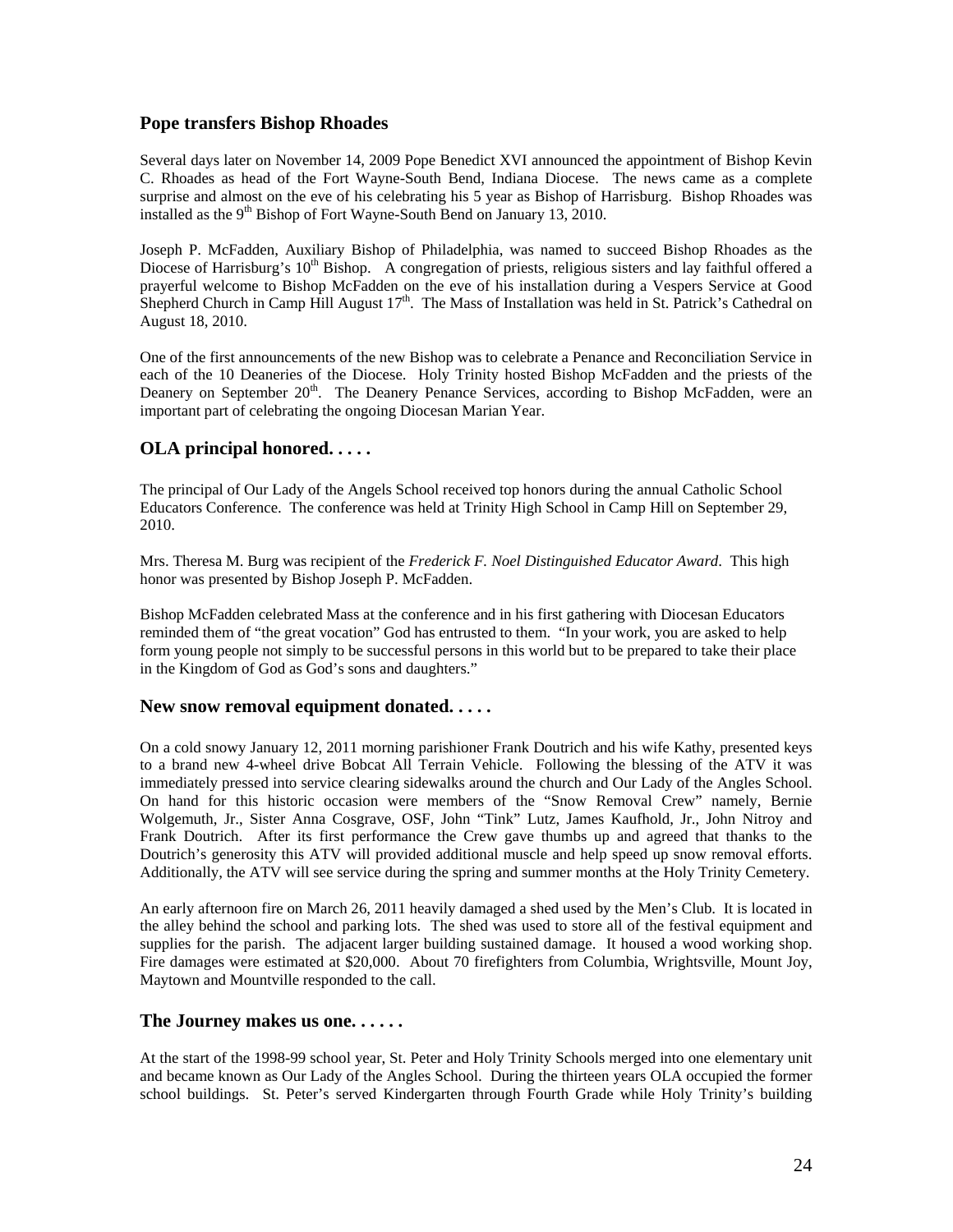## Pope transfers Bishop Rhoades

Several days later on November 14, 2009 Pope Benedict XVI announced the appointment of Bishop Kevin C. Rhoades as head of the Fort Wayne-South Bend, Indiana Diocese. The news came as a complete surprise and almost on the eve of his celebrating his 5 year as Bishop of Harrisburg. Bishop Rhoades was installed as the 9th Bishop of Fort Wayne-South Bend on January 13, 2010.

Joseph P. McFadden, Auxiliary Bishop of Philadelphia, was named to succeed Bishop Rhoades as the Diocese of Harrisburg's 10th Bishop. A congregation of priests, religious sisters and lay faithful offered a prayerful welcome to Bishop McFadden on the eve of his installation during a Vespers Service at Good Shepherd Church in Camp Hill August 17th. The Mass of Installation was held in St. Patrick's Cathedral on August 18, 2010.

One of the first announcements of the new Bishop was to celebrate a Penance and Reconciliation Service in each of the 10 Deaneries of the Diocese. Holy Trinity hosted Bishop McFadden and the priests of the Deanery on September 20th. The Deanery Penance Services, according to Bishop McFadden, were an important part of celebrating the ongoing Diocesan Marian Year.

## OLA principal honored. . . . .

The principal of Our Lady of the Angels School received top honors during the annual Catholic School Educators Conference. The conference was held at Trinity High School in Camp Hill on September 29, 2010.

Mrs. Theresa M. Burg was recipient of the *Frederick F. Noel Distinguished Educator Award*. This high honor was presented by Bishop Joseph P. McFadden.

Bishop McFadden celebrated Mass at the conference and in his first gathering with Diocesan Educators reminded them of "the great vocation" God has entrusted to them. "In your work, you are asked to help form young people not simply to be successful persons in this world but to be prepared to take their place in the Kingdom of God as God's sons and daughters."

## New snow removal equipment donated. . . . .

On a cold snowy January 12, 2011 morning parishioner Frank Doutrich and his wife Kathy, presented keys to a brand new 4-wheel drive Bobcat All Terrain Vehicle. Following the blessing of the ATV it was immediately pressed into service clearing sidewalks around the church and Our Lady of the Angles School. On hand for this historic occasion were members of the "Snow Removal Crew" namely, Bernie Wolgemuth, Jr., Sister Anna Cosgrave, OSF, John "Tink" Lutz, James Kaufhold, Jr., John Nitroy and Frank Doutrich. After its first performance the Crew gave thumbs up and agreed that thanks to the Doutrich's generosity this ATV will provided additional muscle and help speed up snow removal efforts. Additionally, the ATV will see service during the spring and summer months at the Holy Trinity Cemetery.

An early afternoon fire on March 26, 2011 heavily damaged a shed used by the Men's Club. It is located in the alley behind the school and parking lots. The shed was used to store all of the festival equipment and supplies for the parish. The adjacent larger building sustained damage. It housed a wood working shop. Fire damages were estimated at $20,000. About 70 firefighters from Columbia, Wrightsville, Mount Joy, Maytown and Mountville responded to the call.

## The Journey makes us one. . . . . .

At the start of the 1998-99 school year, St. Peter and Holy Trinity Schools merged into one elementary unit and became known as Our Lady of the Angles School. During the thirteen years OLA occupied the former school buildings. St. Peter's served Kindergarten through Fourth Grade while Holy Trinity's building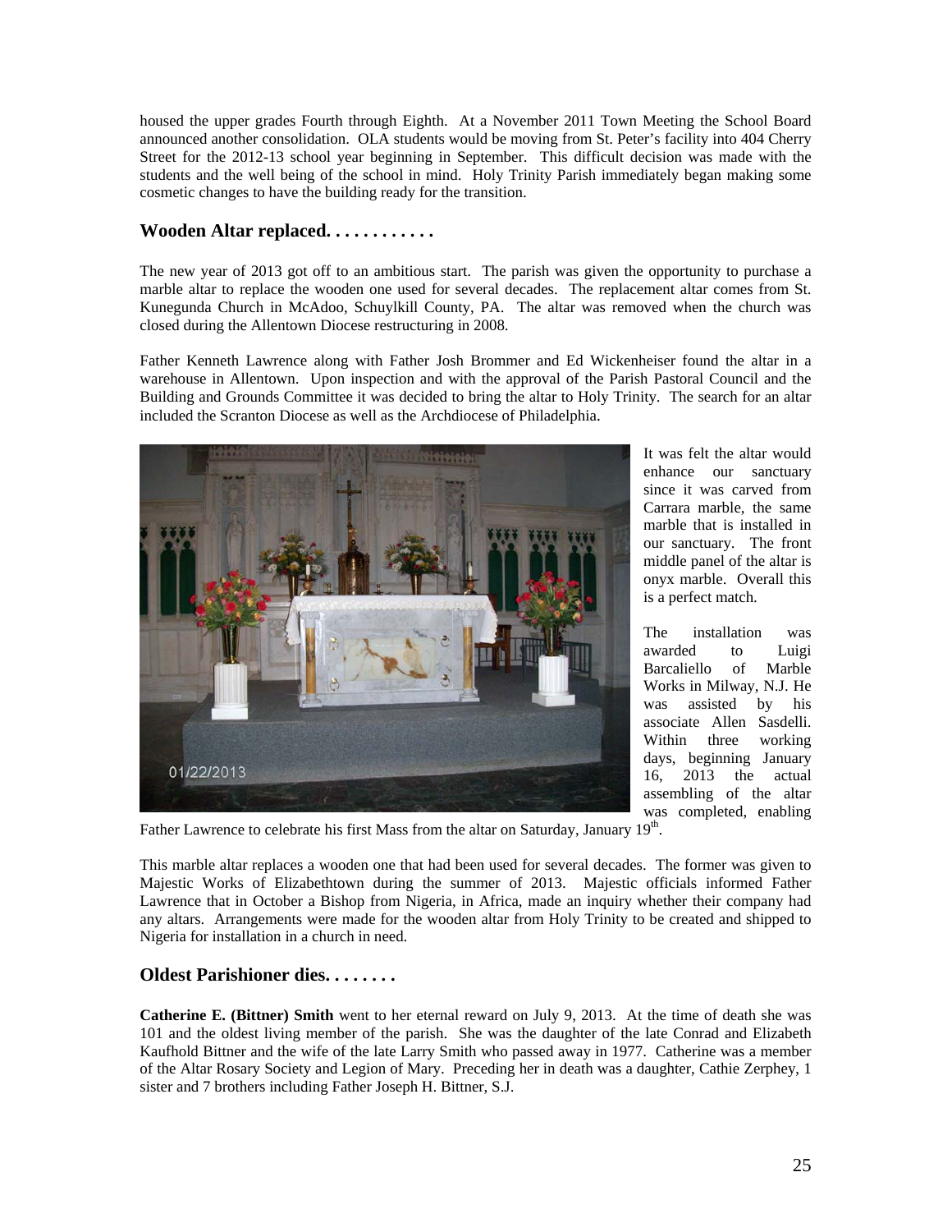housed the upper grades Fourth through Eighth. At a November 2011 Town Meeting the School Board announced another consolidation. OLA students would be moving from St. Peter's facility into 404 Cherry Street for the 2012-13 school year beginning in September. This difficult decision was made with the students and the well being of the school in mind. Holy Trinity Parish immediately began making some cosmetic changes to have the building ready for the transition.

## Wooden Altar replaced. . . . . . . . . . .

The new year of 2013 got off to an ambitious start. The parish was given the opportunity to purchase a marble altar to replace the wooden one used for several decades. The replacement altar comes from St. Kunegunda Church in McAdoo, Schuylkill County, PA. The altar was removed when the church was closed during the Allentown Diocese restructuring in 2008.

Father Kenneth Lawrence along with Father Josh Brommer and Ed Wickenheiser found the altar in a warehouse in Allentown. Upon inspection and with the approval of the Parish Pastoral Council and the Building and Grounds Committee it was decided to bring the altar to Holy Trinity. The search for an altar included the Scranton Diocese as well as the Archdiocese of Philadelphia.

It was felt the altar would enhance our sanctuary since it was carved from Carrara marble, the same marble that is installed in our sanctuary. The front middle panel of the altar is onyx marble. Overall this is a perfect match.

The installation was awarded to Luigi Barcaliello of Marble Works in Milway, N.J. He was assisted by his associate Allen Sasdelli. Within three working days, beginning January 16, 2013 the actual assembling of the altar was completed, enabling Father Lawrence to celebrate his first Mass from the altar on Saturday, January 19th.

This marble altar replaces a wooden one that had been used for several decades. The former was given to Majestic Works of Elizabethtown during the summer of 2013. Majestic officials informed Father Lawrence that in October a Bishop from Nigeria, in Africa, made an inquiry whether their company had any altars. Arrangements were made for the wooden altar from Holy Trinity to be created and shipped to Nigeria for installation in a church in need.

## Oldest Parishioner dies. . . . . . . .

**Catherine E. (Bittner) Smith** went to her eternal reward on July 9, 2013. At the time of death she was 101 and the oldest living member of the parish. She was the daughter of the late Conrad and Elizabeth Kaufhold Bittner and the wife of the late Larry Smith who passed away in 1977. Catherine was a member of the Altar Rosary Society and Legion of Mary. Preceding her in death was a daughter, Cathie Zerphey, 1 sister and 7 brothers including Father Joseph H. Bittner, S.J.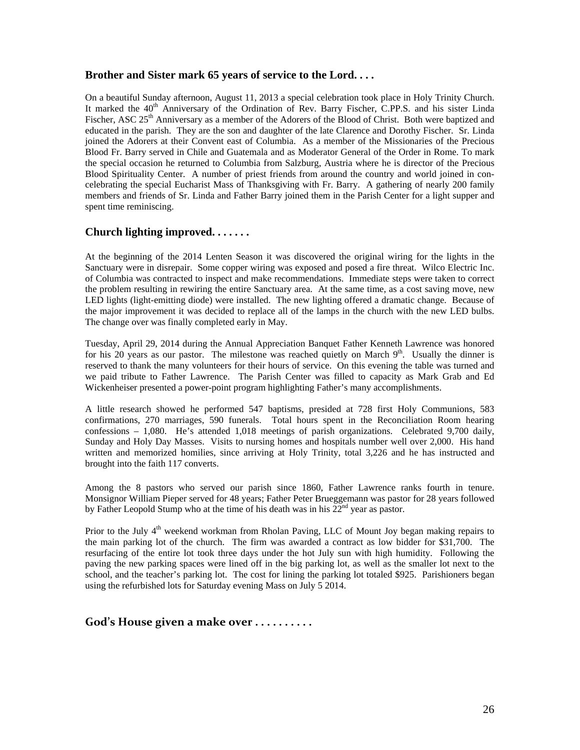### **Brother and Sister mark 65 years of service to the Lord. . . .**

On a beautiful Sunday afternoon, August 11, 2013 a special celebration took place in Holy Trinity Church. It marked the 40th Anniversary of the Ordination of Rev. Barry Fischer, C.PP.S. and his sister Linda Fischer, ASC 25th Anniversary as a member of the Adorers of the Blood of Christ. Both were baptized and educated in the parish. They are the son and daughter of the late Clarence and Dorothy Fischer. Sr. Linda joined the Adorers at their Convent east of Columbia. As a member of the Missionaries of the Precious Blood Fr. Barry served in Chile and Guatemala and as Moderator General of the Order in Rome. To mark the special occasion he returned to Columbia from Salzburg, Austria where he is director of the Precious Blood Spirituality Center. A number of priest friends from around the country and world joined in con-celebrating the special Eucharist Mass of Thanksgiving with Fr. Barry. A gathering of nearly 200 family members and friends of Sr. Linda and Father Barry joined them in the Parish Center for a light supper and spent time reminiscing.

### **Church lighting improved. . . . . . .**

At the beginning of the 2014 Lenten Season it was discovered the original wiring for the lights in the Sanctuary were in disrepair. Some copper wiring was exposed and posed a fire threat. Wilco Electric Inc. of Columbia was contracted to inspect and make recommendations. Immediate steps were taken to correct the problem resulting in rewiring the entire Sanctuary area. At the same time, as a cost saving move, new LED lights (light-emitting diode) were installed. The new lighting offered a dramatic change. Because of the major improvement it was decided to replace all of the lamps in the church with the new LED bulbs. The change over was finally completed early in May.

Tuesday, April 29, 2014 during the Annual Appreciation Banquet Father Kenneth Lawrence was honored for his 20 years as our pastor. The milestone was reached quietly on March 9th. Usually the dinner is reserved to thank the many volunteers for their hours of service. On this evening the table was turned and we paid tribute to Father Lawrence. The Parish Center was filled to capacity as Mark Grab and Ed Wickenheiser presented a power-point program highlighting Father's many accomplishments.

A little research showed he performed 547 baptisms, presided at 728 first Holy Communions, 583 confirmations, 270 marriages, 590 funerals. Total hours spent in the Reconciliation Room hearing confessions – 1,080. He's attended 1,018 meetings of parish organizations. Celebrated 9,700 daily, Sunday and Holy Day Masses. Visits to nursing homes and hospitals number well over 2,000. His hand written and memorized homilies, since arriving at Holy Trinity, total 3,226 and he has instructed and brought into the faith 117 converts.

Among the 8 pastors who served our parish since 1860, Father Lawrence ranks fourth in tenure. Monsignor William Pieper served for 48 years; Father Peter Brueggemann was pastor for 28 years followed by Father Leopold Stump who at the time of his death was in his 22nd year as pastor.

Prior to the July 4th weekend workman from Rholan Paving, LLC of Mount Joy began making repairs to the main parking lot of the church. The firm was awarded a contract as low bidder for $31,700. The resurfacing of the entire lot took three days under the hot July sun with high humidity. Following the paving the new parking spaces were lined off in the big parking lot, as well as the smaller lot next to the school, and the teacher's parking lot. The cost for lining the parking lot totaled $925. Parishioners began using the refurbished lots for Saturday evening Mass on July 5 2014.

### **God's House given a make over . . . . . . . . . .**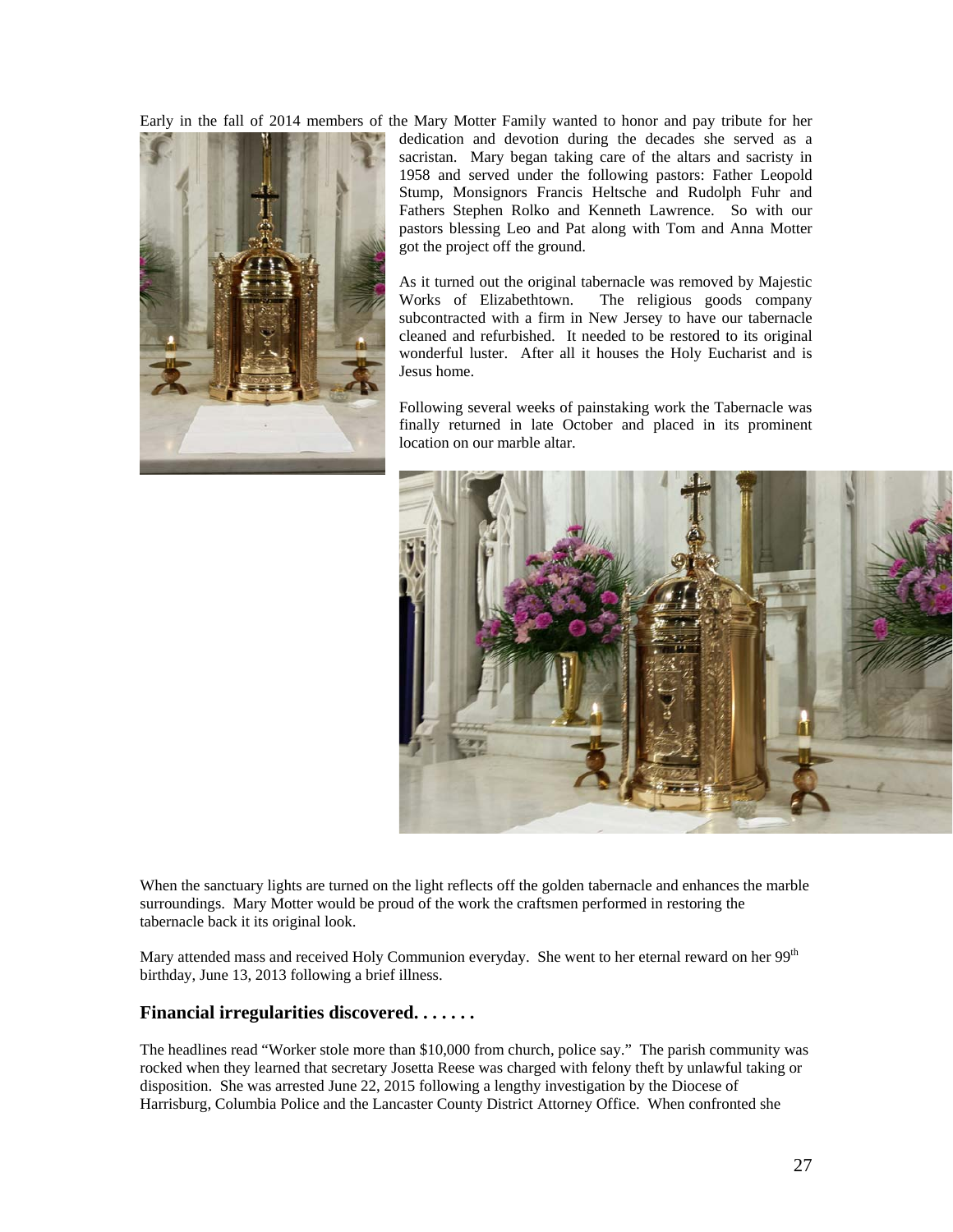Early in the fall of 2014 members of the Mary Motter Family wanted to honor and pay tribute for her dedication and devotion during the decades she served as a sacristan. Mary began taking care of the altars and sacristy in 1958 and served under the following pastors: Father Leopold Stump, Monsignors Francis Heltsche and Rudolph Fuhr and Fathers Stephen Rolko and Kenneth Lawrence. So with our pastors blessing Leo and Pat along with Tom and Anna Motter got the project off the ground.

As it turned out the original tabernacle was removed by Majestic Works of Elizabethtown. The religious goods company subcontracted with a firm in New Jersey to have our tabernacle cleaned and refurbished. It needed to be restored to its original wonderful luster. After all it houses the Holy Eucharist and is Jesus home.

Following several weeks of painstaking work the Tabernacle was finally returned in late October and placed in its prominent location on our marble altar.

When the sanctuary lights are turned on the light reflects off the golden tabernacle and enhances the marble surroundings. Mary Motter would be proud of the work the craftsmen performed in restoring the tabernacle back it its original look.

Mary attended mass and received Holy Communion everyday. She went to her eternal reward on her 99th birthday, June 13, 2013 following a brief illness.

## Financial irregularities discovered. . . . . . .

The headlines read "Worker stole more than $10,000 from church, police say." The parish community was rocked when they learned that secretary Josetta Reese was charged with felony theft by unlawful taking or disposition. She was arrested June 22, 2015 following a lengthy investigation by the Diocese of Harrisburg, Columbia Police and the Lancaster County District Attorney Office. When confronted she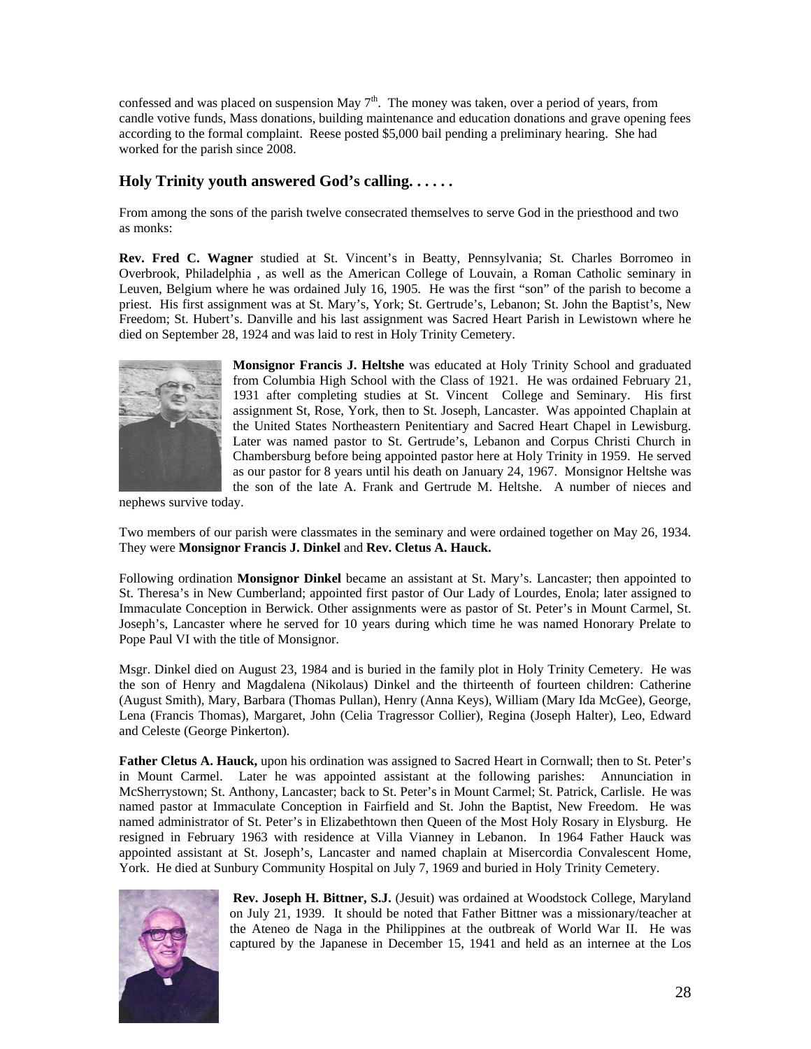confessed and was placed on suspension May 7th. The money was taken, over a period of years, from candle votive funds, Mass donations, building maintenance and education donations and grave opening fees according to the formal complaint. Reese posted $5,000 bail pending a preliminary hearing. She had worked for the parish since 2008.

## Holy Trinity youth answered God's calling. . . . . .

From among the sons of the parish twelve consecrated themselves to serve God in the priesthood and two as monks:

**Rev. Fred C. Wagner** studied at St. Vincent's in Beatty, Pennsylvania; St. Charles Borromeo in Overbrook, Philadelphia , as well as the American College of Louvain, a Roman Catholic seminary in Leuven, Belgium where he was ordained July 16, 1905. He was the first "son" of the parish to become a priest. His first assignment was at St. Mary's, York; St. Gertrude's, Lebanon; St. John the Baptist's, New Freedom; St. Hubert's. Danville and his last assignment was Sacred Heart Parish in Lewistown where he died on September 28, 1924 and was laid to rest in Holy Trinity Cemetery.

**Monsignor Francis J. Heltshe** was educated at Holy Trinity School and graduated from Columbia High School with the Class of 1921. He was ordained February 21, 1931 after completing studies at St. Vincent College and Seminary. His first assignment St, Rose, York, then to St. Joseph, Lancaster. Was appointed Chaplain at the United States Northeastern Penitentiary and Sacred Heart Chapel in Lewisburg. Later was named pastor to St. Gertrude's, Lebanon and Corpus Christi Church in Chambersburg before being appointed pastor here at Holy Trinity in 1959. He served as our pastor for 8 years until his death on January 24, 1967. Monsignor Heltshe was the son of the late A. Frank and Gertrude M. Heltshe. A number of nieces and nephews survive today.

Two members of our parish were classmates in the seminary and were ordained together on May 26, 1934. They were **Monsignor Francis J. Dinkel** and **Rev. Cletus A. Hauck.**

Following ordination **Monsignor Dinkel** became an assistant at St. Mary's. Lancaster; then appointed to St. Theresa's in New Cumberland; appointed first pastor of Our Lady of Lourdes, Enola; later assigned to Immaculate Conception in Berwick. Other assignments were as pastor of St. Peter's in Mount Carmel, St. Joseph's, Lancaster where he served for 10 years during which time he was named Honorary Prelate to Pope Paul VI with the title of Monsignor.

Msgr. Dinkel died on August 23, 1984 and is buried in the family plot in Holy Trinity Cemetery. He was the son of Henry and Magdalena (Nikolaus) Dinkel and the thirteenth of fourteen children: Catherine (August Smith), Mary, Barbara (Thomas Pullan), Henry (Anna Keys), William (Mary Ida McGee), George, Lena (Francis Thomas), Margaret, John (Celia Tragressor Collier), Regina (Joseph Halter), Leo, Edward and Celeste (George Pinkerton).

**Father Cletus A. Hauck,** upon his ordination was assigned to Sacred Heart in Cornwall; then to St. Peter's in Mount Carmel. Later he was appointed assistant at the following parishes: Annunciation in McSherrystown; St. Anthony, Lancaster; back to St. Peter's in Mount Carmel; St. Patrick, Carlisle. He was named pastor at Immaculate Conception in Fairfield and St. John the Baptist, New Freedom. He was named administrator of St. Peter's in Elizabethtown then Queen of the Most Holy Rosary in Elysburg. He resigned in February 1963 with residence at Villa Vianney in Lebanon. In 1964 Father Hauck was appointed assistant at St. Joseph's, Lancaster and named chaplain at Misercordia Convalescent Home, York. He died at Sunbury Community Hospital on July 7, 1969 and buried in Holy Trinity Cemetery.

**Rev. Joseph H. Bittner, S.J.** (Jesuit) was ordained at Woodstock College, Maryland on July 21, 1939. It should be noted that Father Bittner was a missionary/teacher at the Ateneo de Naga in the Philippines at the outbreak of World War II. He was captured by the Japanese in December 15, 1941 and held as an internee at the Los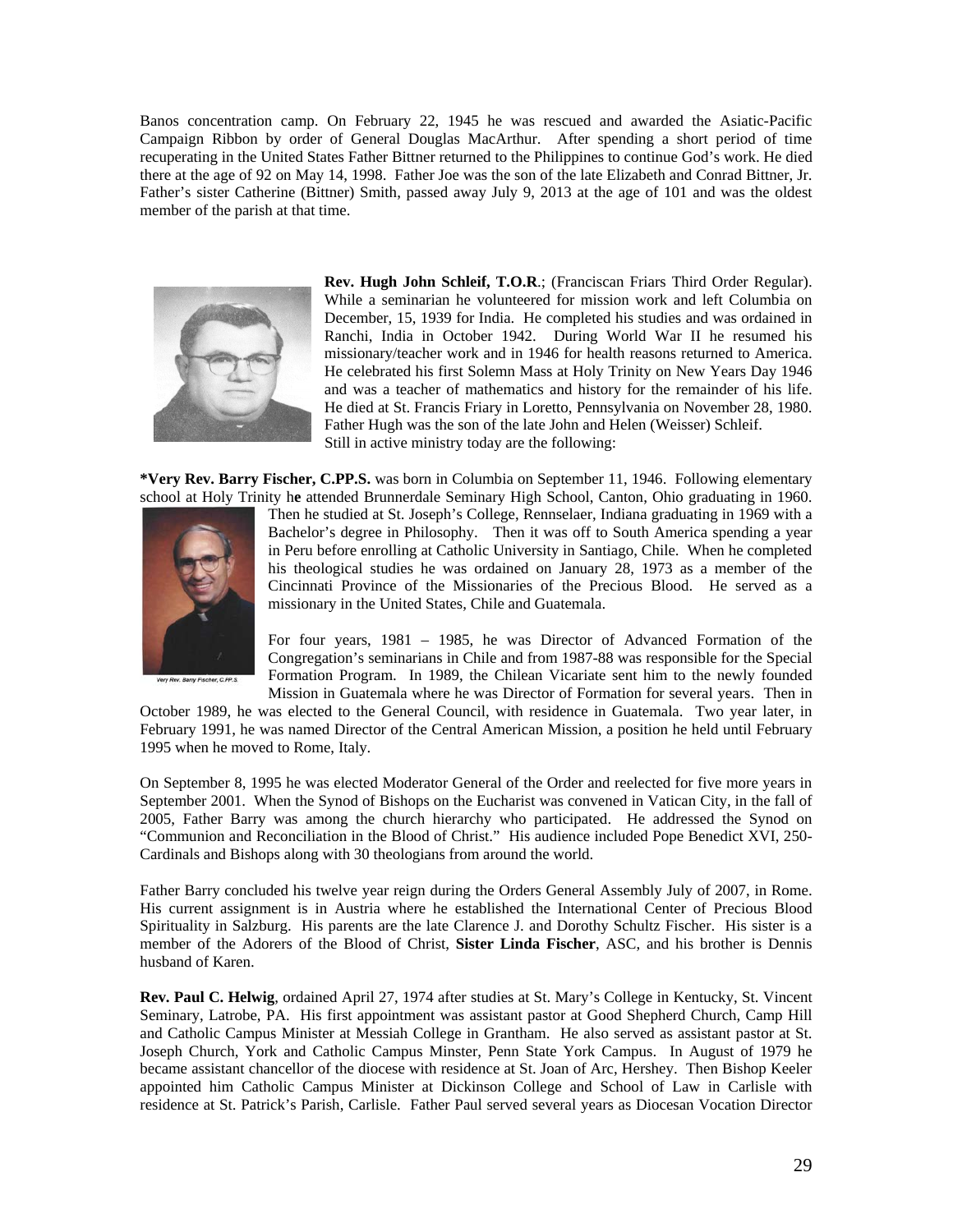Banos concentration camp. On February 22, 1945 he was rescued and awarded the Asiatic-Pacific Campaign Ribbon by order of General Douglas MacArthur. After spending a short period of time recuperating in the United States Father Bittner returned to the Philippines to continue God's work. He died there at the age of 92 on May 14, 1998. Father Joe was the son of the late Elizabeth and Conrad Bittner, Jr. Father's sister Catherine (Bittner) Smith, passed away July 9, 2013 at the age of 101 and was the oldest member of the parish at that time.

**Rev. Hugh John Schleif, T.O.R.**; (Franciscan Friars Third Order Regular). While a seminarian he volunteered for mission work and left Columbia on December, 15, 1939 for India. He completed his studies and was ordained in Ranchi, India in October 1942. During World War II he resumed his missionary/teacher work and in 1946 for health reasons returned to America. He celebrated his first Solemn Mass at Holy Trinity on New Years Day 1946 and was a teacher of mathematics and history for the remainder of his life. He died at St. Francis Friary in Loretto, Pennsylvania on November 28, 1980. Father Hugh was the son of the late John and Helen (Weisser) Schleif.

Still in active ministry today are the following:

***Very Rev. Barry Fischer, C.PP.S.** was born in Columbia on September 11, 1946. Following elementary school at Holy Trinity he attended Brunnerdale Seminary High School, Canton, Ohio graduating in 1960. Then he studied at St. Joseph's College, Rennselaer, Indiana graduating in 1969 with a Bachelor's degree in Philosophy. Then it was off to South America spending a year in Peru before enrolling at Catholic University in Santiago, Chile. When he completed his theological studies he was ordained on January 28, 1973 as a member of the Cincinnati Province of the Missionaries of the Precious Blood. He served as a missionary in the United States, Chile and Guatemala.

*Very Rev. Barry Fischer, C.PP.S.*

For four years, 1981 – 1985, he was Director of Advanced Formation of the Congregation's seminarians in Chile and from 1987-88 was responsible for the Special Formation Program. In 1989, the Chilean Vicariate sent him to the newly founded Mission in Guatemala where he was Director of Formation for several years. Then in October 1989, he was elected to the General Council, with residence in Guatemala. Two year later, in February 1991, he was named Director of the Central American Mission, a position he held until February 1995 when he moved to Rome, Italy.

On September 8, 1995 he was elected Moderator General of the Order and reelected for five more years in September 2001. When the Synod of Bishops on the Eucharist was convened in Vatican City, in the fall of 2005, Father Barry was among the church hierarchy who participated. He addressed the Synod on "Communion and Reconciliation in the Blood of Christ." His audience included Pope Benedict XVI, 250-Cardinals and Bishops along with 30 theologians from around the world.

Father Barry concluded his twelve year reign during the Orders General Assembly July of 2007, in Rome. His current assignment is in Austria where he established the International Center of Precious Blood Spirituality in Salzburg. His parents are the late Clarence J. and Dorothy Schultz Fischer. His sister is a member of the Adorers of the Blood of Christ, **Sister Linda Fischer**, ASC, and his brother is Dennis husband of Karen.

**Rev. Paul C. Helwig**, ordained April 27, 1974 after studies at St. Mary's College in Kentucky, St. Vincent Seminary, Latrobe, PA. His first appointment was assistant pastor at Good Shepherd Church, Camp Hill and Catholic Campus Minister at Messiah College in Grantham. He also served as assistant pastor at St. Joseph Church, York and Catholic Campus Minster, Penn State York Campus. In August of 1979 he became assistant chancellor of the diocese with residence at St. Joan of Arc, Hershey. Then Bishop Keeler appointed him Catholic Campus Minister at Dickinson College and School of Law in Carlisle with residence at St. Patrick's Parish, Carlisle. Father Paul served several years as Diocesan Vocation Director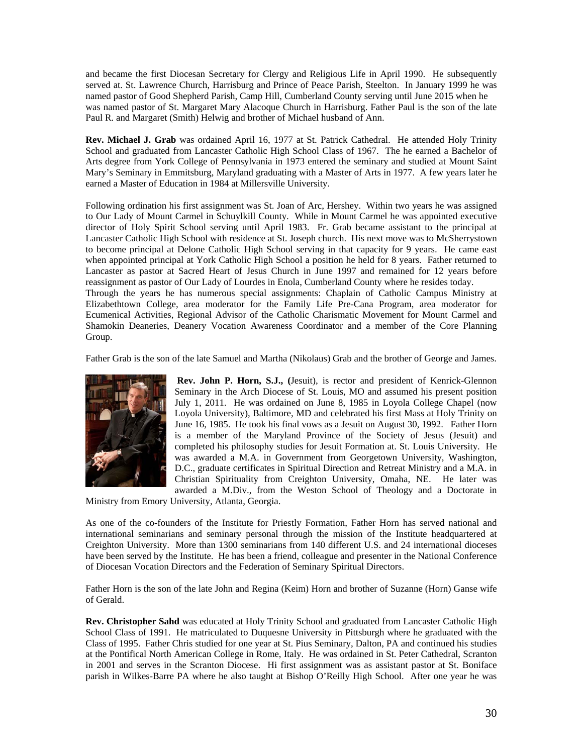and became the first Diocesan Secretary for Clergy and Religious Life in April 1990. He subsequently served at. St. Lawrence Church, Harrisburg and Prince of Peace Parish, Steelton. In January 1999 he was named pastor of Good Shepherd Parish, Camp Hill, Cumberland County serving until June 2015 when he was named pastor of St. Margaret Mary Alacoque Church in Harrisburg. Father Paul is the son of the late Paul R. and Margaret (Smith) Helwig and brother of Michael husband of Ann.

**Rev. Michael J. Grab** was ordained April 16, 1977 at St. Patrick Cathedral. He attended Holy Trinity School and graduated from Lancaster Catholic High School Class of 1967. The he earned a Bachelor of Arts degree from York College of Pennsylvania in 1973 entered the seminary and studied at Mount Saint Mary's Seminary in Emmitsburg, Maryland graduating with a Master of Arts in 1977. A few years later he earned a Master of Education in 1984 at Millersville University.

Following ordination his first assignment was St. Joan of Arc, Hershey. Within two years he was assigned to Our Lady of Mount Carmel in Schuylkill County. While in Mount Carmel he was appointed executive director of Holy Spirit School serving until April 1983. Fr. Grab became assistant to the principal at Lancaster Catholic High School with residence at St. Joseph church. His next move was to McSherrystown to become principal at Delone Catholic High School serving in that capacity for 9 years. He came east when appointed principal at York Catholic High School a position he held for 8 years. Father returned to Lancaster as pastor at Sacred Heart of Jesus Church in June 1997 and remained for 12 years before reassignment as pastor of Our Lady of Lourdes in Enola, Cumberland County where he resides today.
Through the years he has numerous special assignments: Chaplain of Catholic Campus Ministry at Elizabethtown College, area moderator for the Family Life Pre-Cana Program, area moderator for Ecumenical Activities, Regional Advisor of the Catholic Charismatic Movement for Mount Carmel and Shamokin Deaneries, Deanery Vocation Awareness Coordinator and a member of the Core Planning Group.

Father Grab is the son of the late Samuel and Martha (Nikolaus) Grab and the brother of George and James.

**Rev. John P. Horn, S.J., (**Jesuit), is rector and president of Kenrick-Glennon Seminary in the Arch Diocese of St. Louis, MO and assumed his present position July 1, 2011. He was ordained on June 8, 1985 in Loyola College Chapel (now Loyola University), Baltimore, MD and celebrated his first Mass at Holy Trinity on June 16, 1985. He took his final vows as a Jesuit on August 30, 1992. Father Horn is a member of the Maryland Province of the Society of Jesus (Jesuit) and completed his philosophy studies for Jesuit Formation at. St. Louis University. He was awarded a M.A. in Government from Georgetown University, Washington, D.C., graduate certificates in Spiritual Direction and Retreat Ministry and a M.A. in Christian Spirituality from Creighton University, Omaha, NE. He later was awarded a M.Div., from the Weston School of Theology and a Doctorate in Ministry from Emory University, Atlanta, Georgia.

As one of the co-founders of the Institute for Priestly Formation, Father Horn has served national and international seminarians and seminary personal through the mission of the Institute headquartered at Creighton University. More than 1300 seminarians from 140 different U.S. and 24 international dioceses have been served by the Institute. He has been a friend, colleague and presenter in the National Conference of Diocesan Vocation Directors and the Federation of Seminary Spiritual Directors.

Father Horn is the son of the late John and Regina (Keim) Horn and brother of Suzanne (Horn) Ganse wife of Gerald.

**Rev. Christopher Sahd** was educated at Holy Trinity School and graduated from Lancaster Catholic High School Class of 1991. He matriculated to Duquesne University in Pittsburgh where he graduated with the Class of 1995. Father Chris studied for one year at St. Pius Seminary, Dalton, PA and continued his studies at the Pontifical North American College in Rome, Italy. He was ordained in St. Peter Cathedral, Scranton in 2001 and serves in the Scranton Diocese. Hi first assignment was as assistant pastor at St. Boniface parish in Wilkes-Barre PA where he also taught at Bishop O'Reilly High School. After one year he was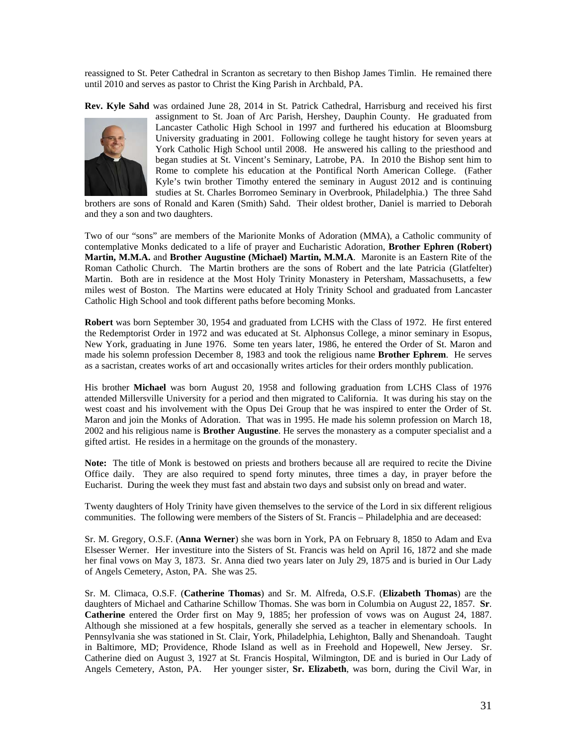reassigned to St. Peter Cathedral in Scranton as secretary to then Bishop James Timlin. He remained there until 2010 and serves as pastor to Christ the King Parish in Archbald, PA.

**Rev. Kyle Sahd** was ordained June 28, 2014 in St. Patrick Cathedral, Harrisburg and received his first assignment to St. Joan of Arc Parish, Hershey, Dauphin County. He graduated from Lancaster Catholic High School in 1997 and furthered his education at Bloomsburg University graduating in 2001. Following college he taught history for seven years at York Catholic High School until 2008. He answered his calling to the priesthood and began studies at St. Vincent's Seminary, Latrobe, PA. In 2010 the Bishop sent him to Rome to complete his education at the Pontifical North American College. (Father Kyle's twin brother Timothy entered the seminary in August 2012 and is continuing studies at St. Charles Borromeo Seminary in Overbrook, Philadelphia.) The three Sahd brothers are sons of Ronald and Karen (Smith) Sahd. Their oldest brother, Daniel is married to Deborah and they a son and two daughters.

Two of our "sons" are members of the Marionite Monks of Adoration (MMA), a Catholic community of contemplative Monks dedicated to a life of prayer and Eucharistic Adoration, **Brother Ephren (Robert) Martin, M.M.A.** and **Brother Augustine (Michael) Martin, M.M.A**. Maronite is an Eastern Rite of the Roman Catholic Church. The Martin brothers are the sons of Robert and the late Patricia (Glatfelter) Martin. Both are in residence at the Most Holy Trinity Monastery in Petersham, Massachusetts, a few miles west of Boston. The Martins were educated at Holy Trinity School and graduated from Lancaster Catholic High School and took different paths before becoming Monks.

**Robert** was born September 30, 1954 and graduated from LCHS with the Class of 1972. He first entered the Redemptorist Order in 1972 and was educated at St. Alphonsus College, a minor seminary in Esopus, New York, graduating in June 1976. Some ten years later, 1986, he entered the Order of St. Maron and made his solemn profession December 8, 1983 and took the religious name **Brother Ephrem**. He serves as a sacristan, creates works of art and occasionally writes articles for their orders monthly publication.

His brother **Michael** was born August 20, 1958 and following graduation from LCHS Class of 1976 attended Millersville University for a period and then migrated to California. It was during his stay on the west coast and his involvement with the Opus Dei Group that he was inspired to enter the Order of St. Maron and join the Monks of Adoration. That was in 1995. He made his solemn profession on March 18, 2002 and his religious name is **Brother Augustine**. He serves the monastery as a computer specialist and a gifted artist. He resides in a hermitage on the grounds of the monastery.

**Note:** The title of Monk is bestowed on priests and brothers because all are required to recite the Divine Office daily. They are also required to spend forty minutes, three times a day, in prayer before the Eucharist. During the week they must fast and abstain two days and subsist only on bread and water.

Twenty daughters of Holy Trinity have given themselves to the service of the Lord in six different religious communities. The following were members of the Sisters of St. Francis – Philadelphia and are deceased:

Sr. M. Gregory, O.S.F. (**Anna Werner**) she was born in York, PA on February 8, 1850 to Adam and Eva Elsesser Werner. Her investiture into the Sisters of St. Francis was held on April 16, 1872 and she made her final vows on May 3, 1873. Sr. Anna died two years later on July 29, 1875 and is buried in Our Lady of Angels Cemetery, Aston, PA. She was 25.

Sr. M. Climaca, O.S.F. (**Catherine Thomas**) and Sr. M. Alfreda, O.S.F. (**Elizabeth Thomas**) are the daughters of Michael and Catharine Schillow Thomas. She was born in Columbia on August 22, 1857. **Sr. Catherine** entered the Order first on May 9, 1885; her profession of vows was on August 24, 1887. Although she missioned at a few hospitals, generally she served as a teacher in elementary schools. In Pennsylvania she was stationed in St. Clair, York, Philadelphia, Lehighton, Bally and Shenandoah. Taught in Baltimore, MD; Providence, Rhode Island as well as in Freehold and Hopewell, New Jersey. Sr. Catherine died on August 3, 1927 at St. Francis Hospital, Wilmington, DE and is buried in Our Lady of Angels Cemetery, Aston, PA. Her younger sister, **Sr. Elizabeth**, was born, during the Civil War, in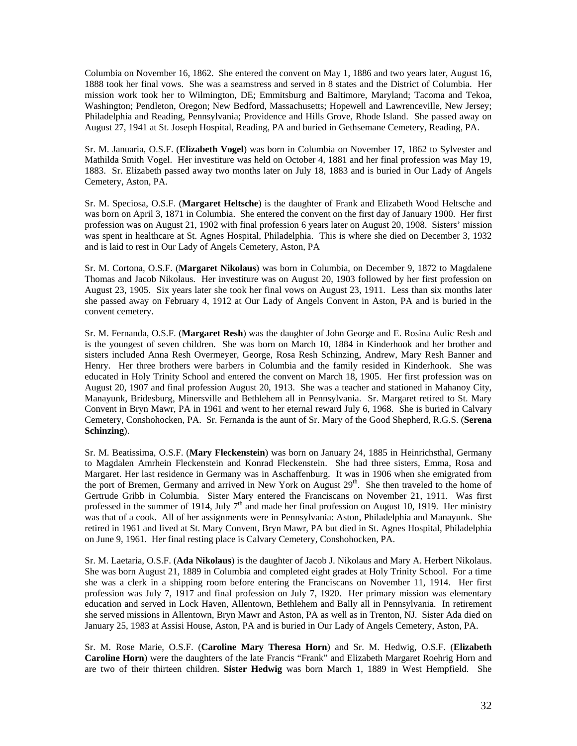Columbia on November 16, 1862. She entered the convent on May 1, 1886 and two years later, August 16, 1888 took her final vows. She was a seamstress and served in 8 states and the District of Columbia. Her mission work took her to Wilmington, DE; Emmitsburg and Baltimore, Maryland; Tacoma and Tekoa, Washington; Pendleton, Oregon; New Bedford, Massachusetts; Hopewell and Lawrenceville, New Jersey; Philadelphia and Reading, Pennsylvania; Providence and Hills Grove, Rhode Island. She passed away on August 27, 1941 at St. Joseph Hospital, Reading, PA and buried in Gethsemane Cemetery, Reading, PA.

Sr. M. Januaria, O.S.F. (**Elizabeth Vogel**) was born in Columbia on November 17, 1862 to Sylvester and Mathilda Smith Vogel. Her investiture was held on October 4, 1881 and her final profession was May 19, 1883. Sr. Elizabeth passed away two months later on July 18, 1883 and is buried in Our Lady of Angels Cemetery, Aston, PA.

Sr. M. Speciosa, O.S.F. (**Margaret Heltsche**) is the daughter of Frank and Elizabeth Wood Heltsche and was born on April 3, 1871 in Columbia. She entered the convent on the first day of January 1900. Her first profession was on August 21, 1902 with final profession 6 years later on August 20, 1908. Sisters' mission was spent in healthcare at St. Agnes Hospital, Philadelphia. This is where she died on December 3, 1932 and is laid to rest in Our Lady of Angels Cemetery, Aston, PA

Sr. M. Cortona, O.S.F. (**Margaret Nikolaus**) was born in Columbia, on December 9, 1872 to Magdalene Thomas and Jacob Nikolaus. Her investiture was on August 20, 1903 followed by her first profession on August 23, 1905. Six years later she took her final vows on August 23, 1911. Less than six months later she passed away on February 4, 1912 at Our Lady of Angels Convent in Aston, PA and is buried in the convent cemetery.

Sr. M. Fernanda, O.S.F. (**Margaret Resh**) was the daughter of John George and E. Rosina Aulic Resh and is the youngest of seven children. She was born on March 10, 1884 in Kinderhook and her brother and sisters included Anna Resh Overmeyer, George, Rosa Resh Schinzing, Andrew, Mary Resh Banner and Henry. Her three brothers were barbers in Columbia and the family resided in Kinderhook. She was educated in Holy Trinity School and entered the convent on March 18, 1905. Her first profession was on August 20, 1907 and final profession August 20, 1913. She was a teacher and stationed in Mahanoy City, Manayunk, Bridesburg, Minersville and Bethlehem all in Pennsylvania. Sr. Margaret retired to St. Mary Convent in Bryn Mawr, PA in 1961 and went to her eternal reward July 6, 1968. She is buried in Calvary Cemetery, Conshohocken, PA. Sr. Fernanda is the aunt of Sr. Mary of the Good Shepherd, R.G.S. (**Serena Schinzing**).

Sr. M. Beatissima, O.S.F. (**Mary Fleckenstein**) was born on January 24, 1885 in Heinrichsthal, Germany to Magdalen Amrhein Fleckenstein and Konrad Fleckenstein. She had three sisters, Emma, Rosa and Margaret. Her last residence in Germany was in Aschaffenburg. It was in 1906 when she emigrated from the port of Bremen, Germany and arrived in New York on August 29th. She then traveled to the home of Gertrude Gribb in Columbia. Sister Mary entered the Franciscans on November 21, 1911. Was first professed in the summer of 1914, July 7th and made her final profession on August 10, 1919. Her ministry was that of a cook. All of her assignments were in Pennsylvania: Aston, Philadelphia and Manayunk. She retired in 1961 and lived at St. Mary Convent, Bryn Mawr, PA but died in St. Agnes Hospital, Philadelphia on June 9, 1961. Her final resting place is Calvary Cemetery, Conshohocken, PA.

Sr. M. Laetaria, O.S.F. (**Ada Nikolaus**) is the daughter of Jacob J. Nikolaus and Mary A. Herbert Nikolaus. She was born August 21, 1889 in Columbia and completed eight grades at Holy Trinity School. For a time she was a clerk in a shipping room before entering the Franciscans on November 11, 1914. Her first profession was July 7, 1917 and final profession on July 7, 1920. Her primary mission was elementary education and served in Lock Haven, Allentown, Bethlehem and Bally all in Pennsylvania. In retirement she served missions in Allentown, Bryn Mawr and Aston, PA as well as in Trenton, NJ. Sister Ada died on January 25, 1983 at Assisi House, Aston, PA and is buried in Our Lady of Angels Cemetery, Aston, PA.

Sr. M. Rose Marie, O.S.F. (**Caroline Mary Theresa Horn**) and Sr. M. Hedwig, O.S.F. (**Elizabeth Caroline Horn**) were the daughters of the late Francis "Frank" and Elizabeth Margaret Roehrig Horn and are two of their thirteen children. **Sister Hedwig** was born March 1, 1889 in West Hempfield. She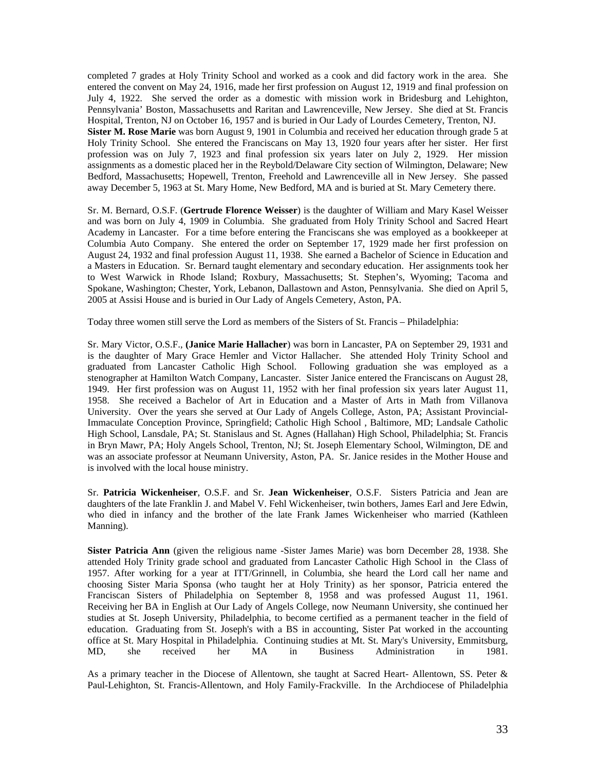completed 7 grades at Holy Trinity School and worked as a cook and did factory work in the area. She entered the convent on May 24, 1916, made her first profession on August 12, 1919 and final profession on July 4, 1922. She served the order as a domestic with mission work in Bridesburg and Lehighton, Pennsylvania' Boston, Massachusetts and Raritan and Lawrenceville, New Jersey. She died at St. Francis Hospital, Trenton, NJ on October 16, 1957 and is buried in Our Lady of Lourdes Cemetery, Trenton, NJ.
**Sister M. Rose Marie** was born August 9, 1901 in Columbia and received her education through grade 5 at Holy Trinity School. She entered the Franciscans on May 13, 1920 four years after her sister. Her first profession was on July 7, 1923 and final profession six years later on July 2, 1929. Her mission assignments as a domestic placed her in the Reybold/Delaware City section of Wilmington, Delaware; New Bedford, Massachusetts; Hopewell, Trenton, Freehold and Lawrenceville all in New Jersey. She passed away December 5, 1963 at St. Mary Home, New Bedford, MA and is buried at St. Mary Cemetery there.

Sr. M. Bernard, O.S.F. (**Gertrude Florence Weisser**) is the daughter of William and Mary Kasel Weisser and was born on July 4, 1909 in Columbia. She graduated from Holy Trinity School and Sacred Heart Academy in Lancaster. For a time before entering the Franciscans she was employed as a bookkeeper at Columbia Auto Company. She entered the order on September 17, 1929 made her first profession on August 24, 1932 and final profession August 11, 1938. She earned a Bachelor of Science in Education and a Masters in Education. Sr. Bernard taught elementary and secondary education. Her assignments took her to West Warwick in Rhode Island; Roxbury, Massachusetts; St. Stephen's, Wyoming; Tacoma and Spokane, Washington; Chester, York, Lebanon, Dallastown and Aston, Pennsylvania. She died on April 5, 2005 at Assisi House and is buried in Our Lady of Angels Cemetery, Aston, PA.

Today three women still serve the Lord as members of the Sisters of St. Francis – Philadelphia:

Sr. Mary Victor, O.S.F., **(Janice Marie Hallacher**) was born in Lancaster, PA on September 29, 1931 and is the daughter of Mary Grace Hemler and Victor Hallacher. She attended Holy Trinity School and graduated from Lancaster Catholic High School. Following graduation she was employed as a stenographer at Hamilton Watch Company, Lancaster. Sister Janice entered the Franciscans on August 28, 1949. Her first profession was on August 11, 1952 with her final profession six years later August 11, 1958. She received a Bachelor of Art in Education and a Master of Arts in Math from Villanova University. Over the years she served at Our Lady of Angels College, Aston, PA; Assistant Provincial-Immaculate Conception Province, Springfield; Catholic High School , Baltimore, MD; Landsale Catholic High School, Lansdale, PA; St. Stanislaus and St. Agnes (Hallahan) High School, Philadelphia; St. Francis in Bryn Mawr, PA; Holy Angels School, Trenton, NJ; St. Joseph Elementary School, Wilmington, DE and was an associate professor at Neumann University, Aston, PA. Sr. Janice resides in the Mother House and is involved with the local house ministry.

Sr. **Patricia Wickenheiser**, O.S.F. and Sr. **Jean Wickenheiser**, O.S.F. Sisters Patricia and Jean are daughters of the late Franklin J. and Mabel V. Fehl Wickenheiser, twin bothers, James Earl and Jere Edwin, who died in infancy and the brother of the late Frank James Wickenheiser who married (Kathleen Manning).

**Sister Patricia Ann** (given the religious name -Sister James Marie) was born December 28, 1938. She attended Holy Trinity grade school and graduated from Lancaster Catholic High School in the Class of 1957. After working for a year at ITT/Grinnell, in Columbia, she heard the Lord call her name and choosing Sister Maria Sponsa (who taught her at Holy Trinity) as her sponsor, Patricia entered the Franciscan Sisters of Philadelphia on September 8, 1958 and was professed August 11, 1961. Receiving her BA in English at Our Lady of Angels College, now Neumann University, she continued her studies at St. Joseph University, Philadelphia, to become certified as a permanent teacher in the field of education. Graduating from St. Joseph's with a BS in accounting, Sister Pat worked in the accounting office at St. Mary Hospital in Philadelphia. Continuing studies at Mt. St. Mary's University, Emmitsburg, MD, she received her MA in Business Administration in 1981.

As a primary teacher in the Diocese of Allentown, she taught at Sacred Heart- Allentown, SS. Peter & Paul-Lehighton, St. Francis-Allentown, and Holy Family-Frackville. In the Archdiocese of Philadelphia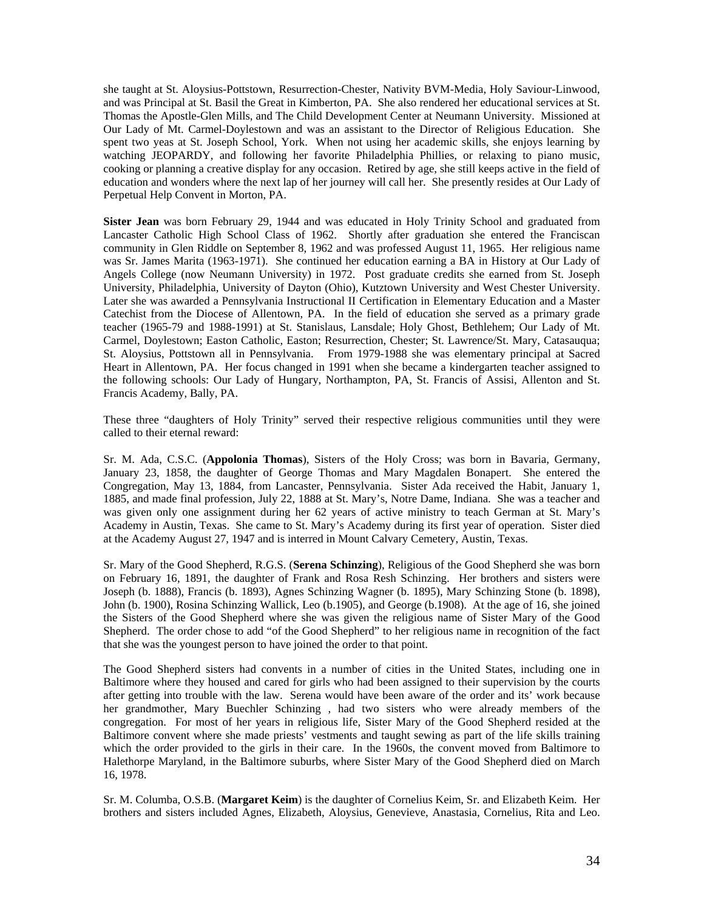she taught at St. Aloysius-Pottstown, Resurrection-Chester, Nativity BVM-Media, Holy Saviour-Linwood, and was Principal at St. Basil the Great in Kimberton, PA. She also rendered her educational services at St. Thomas the Apostle-Glen Mills, and The Child Development Center at Neumann University. Missioned at Our Lady of Mt. Carmel-Doylestown and was an assistant to the Director of Religious Education. She spent two yeas at St. Joseph School, York. When not using her academic skills, she enjoys learning by watching JEOPARDY, and following her favorite Philadelphia Phillies, or relaxing to piano music, cooking or planning a creative display for any occasion. Retired by age, she still keeps active in the field of education and wonders where the next lap of her journey will call her. She presently resides at Our Lady of Perpetual Help Convent in Morton, PA.

**Sister Jean** was born February 29, 1944 and was educated in Holy Trinity School and graduated from Lancaster Catholic High School Class of 1962. Shortly after graduation she entered the Franciscan community in Glen Riddle on September 8, 1962 and was professed August 11, 1965. Her religious name was Sr. James Marita (1963-1971). She continued her education earning a BA in History at Our Lady of Angels College (now Neumann University) in 1972. Post graduate credits she earned from St. Joseph University, Philadelphia, University of Dayton (Ohio), Kutztown University and West Chester University. Later she was awarded a Pennsylvania Instructional II Certification in Elementary Education and a Master Catechist from the Diocese of Allentown, PA. In the field of education she served as a primary grade teacher (1965-79 and 1988-1991) at St. Stanislaus, Lansdale; Holy Ghost, Bethlehem; Our Lady of Mt. Carmel, Doylestown; Easton Catholic, Easton; Resurrection, Chester; St. Lawrence/St. Mary, Catasauqua; St. Aloysius, Pottstown all in Pennsylvania. From 1979-1988 she was elementary principal at Sacred Heart in Allentown, PA. Her focus changed in 1991 when she became a kindergarten teacher assigned to the following schools: Our Lady of Hungary, Northampton, PA, St. Francis of Assisi, Allenton and St. Francis Academy, Bally, PA.

These three "daughters of Holy Trinity" served their respective religious communities until they were called to their eternal reward:

Sr. M. Ada, C.S.C. (**Appolonia Thomas**), Sisters of the Holy Cross; was born in Bavaria, Germany, January 23, 1858, the daughter of George Thomas and Mary Magdalen Bonapert. She entered the Congregation, May 13, 1884, from Lancaster, Pennsylvania. Sister Ada received the Habit, January 1, 1885, and made final profession, July 22, 1888 at St. Mary's, Notre Dame, Indiana. She was a teacher and was given only one assignment during her 62 years of active ministry to teach German at St. Mary's Academy in Austin, Texas. She came to St. Mary's Academy during its first year of operation. Sister died at the Academy August 27, 1947 and is interred in Mount Calvary Cemetery, Austin, Texas.

Sr. Mary of the Good Shepherd, R.G.S. (**Serena Schinzing**), Religious of the Good Shepherd she was born on February 16, 1891, the daughter of Frank and Rosa Resh Schinzing. Her brothers and sisters were Joseph (b. 1888), Francis (b. 1893), Agnes Schinzing Wagner (b. 1895), Mary Schinzing Stone (b. 1898), John (b. 1900), Rosina Schinzing Wallick, Leo (b.1905), and George (b.1908). At the age of 16, she joined the Sisters of the Good Shepherd where she was given the religious name of Sister Mary of the Good Shepherd. The order chose to add "of the Good Shepherd" to her religious name in recognition of the fact that she was the youngest person to have joined the order to that point.

The Good Shepherd sisters had convents in a number of cities in the United States, including one in Baltimore where they housed and cared for girls who had been assigned to their supervision by the courts after getting into trouble with the law. Serena would have been aware of the order and its' work because her grandmother, Mary Buechler Schinzing , had two sisters who were already members of the congregation. For most of her years in religious life, Sister Mary of the Good Shepherd resided at the Baltimore convent where she made priests' vestments and taught sewing as part of the life skills training which the order provided to the girls in their care. In the 1960s, the convent moved from Baltimore to Halethorpe Maryland, in the Baltimore suburbs, where Sister Mary of the Good Shepherd died on March 16, 1978.

Sr. M. Columba, O.S.B. (**Margaret Keim**) is the daughter of Cornelius Keim, Sr. and Elizabeth Keim. Her brothers and sisters included Agnes, Elizabeth, Aloysius, Genevieve, Anastasia, Cornelius, Rita and Leo.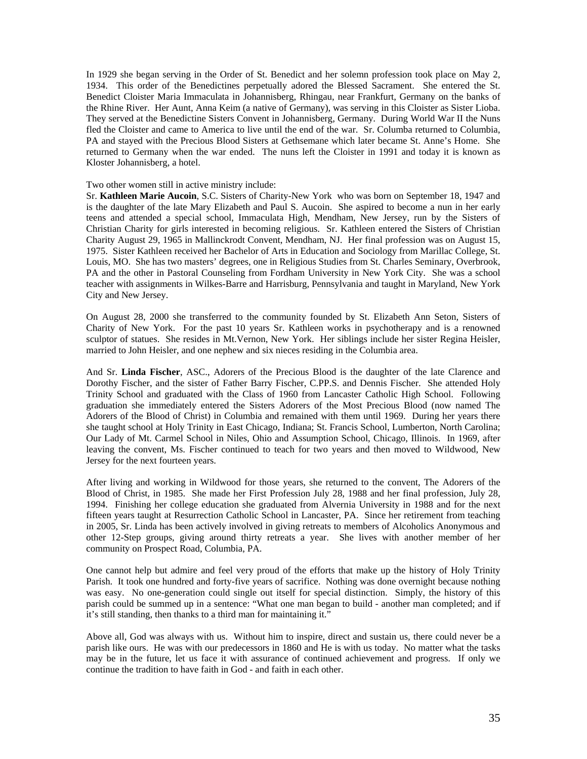In 1929 she began serving in the Order of St. Benedict and her solemn profession took place on May 2, 1934. This order of the Benedictines perpetually adored the Blessed Sacrament. She entered the St. Benedict Cloister Maria Immaculata in Johannisberg, Rhingau, near Frankfurt, Germany on the banks of the Rhine River. Her Aunt, Anna Keim (a native of Germany), was serving in this Cloister as Sister Lioba. They served at the Benedictine Sisters Convent in Johannisberg, Germany. During World War II the Nuns fled the Cloister and came to America to live until the end of the war. Sr. Columba returned to Columbia, PA and stayed with the Precious Blood Sisters at Gethsemane which later became St. Anne's Home. She returned to Germany when the war ended. The nuns left the Cloister in 1991 and today it is known as Kloster Johannisberg, a hotel.

Two other women still in active ministry include:
Sr. **Kathleen Marie Aucoin**, S.C. Sisters of Charity-New York who was born on September 18, 1947 and is the daughter of the late Mary Elizabeth and Paul S. Aucoin. She aspired to become a nun in her early teens and attended a special school, Immaculata High, Mendham, New Jersey, run by the Sisters of Christian Charity for girls interested in becoming religious. Sr. Kathleen entered the Sisters of Christian Charity August 29, 1965 in Mallinckrodt Convent, Mendham, NJ. Her final profession was on August 15, 1975. Sister Kathleen received her Bachelor of Arts in Education and Sociology from Marillac College, St. Louis, MO. She has two masters' degrees, one in Religious Studies from St. Charles Seminary, Overbrook, PA and the other in Pastoral Counseling from Fordham University in New York City. She was a school teacher with assignments in Wilkes-Barre and Harrisburg, Pennsylvania and taught in Maryland, New York City and New Jersey.

On August 28, 2000 she transferred to the community founded by St. Elizabeth Ann Seton, Sisters of Charity of New York. For the past 10 years Sr. Kathleen works in psychotherapy and is a renowned sculptor of statues. She resides in Mt.Vernon, New York. Her siblings include her sister Regina Heisler, married to John Heisler, and one nephew and six nieces residing in the Columbia area.

And Sr. **Linda Fischer**, ASC., Adorers of the Precious Blood is the daughter of the late Clarence and Dorothy Fischer, and the sister of Father Barry Fischer, C.PP.S. and Dennis Fischer. She attended Holy Trinity School and graduated with the Class of 1960 from Lancaster Catholic High School. Following graduation she immediately entered the Sisters Adorers of the Most Precious Blood (now named The Adorers of the Blood of Christ) in Columbia and remained with them until 1969. During her years there she taught school at Holy Trinity in East Chicago, Indiana; St. Francis School, Lumberton, North Carolina; Our Lady of Mt. Carmel School in Niles, Ohio and Assumption School, Chicago, Illinois. In 1969, after leaving the convent, Ms. Fischer continued to teach for two years and then moved to Wildwood, New Jersey for the next fourteen years.

After living and working in Wildwood for those years, she returned to the convent, The Adorers of the Blood of Christ, in 1985. She made her First Profession July 28, 1988 and her final profession, July 28, 1994. Finishing her college education she graduated from Alvernia University in 1988 and for the next fifteen years taught at Resurrection Catholic School in Lancaster, PA. Since her retirement from teaching in 2005, Sr. Linda has been actively involved in giving retreats to members of Alcoholics Anonymous and other 12-Step groups, giving around thirty retreats a year. She lives with another member of her community on Prospect Road, Columbia, PA.

One cannot help but admire and feel very proud of the efforts that make up the history of Holy Trinity Parish. It took one hundred and forty-five years of sacrifice. Nothing was done overnight because nothing was easy. No one-generation could single out itself for special distinction. Simply, the history of this parish could be summed up in a sentence: "What one man began to build - another man completed; and if it's still standing, then thanks to a third man for maintaining it."

Above all, God was always with us. Without him to inspire, direct and sustain us, there could never be a parish like ours. He was with our predecessors in 1860 and He is with us today. No matter what the tasks may be in the future, let us face it with assurance of continued achievement and progress. If only we continue the tradition to have faith in God - and faith in each other.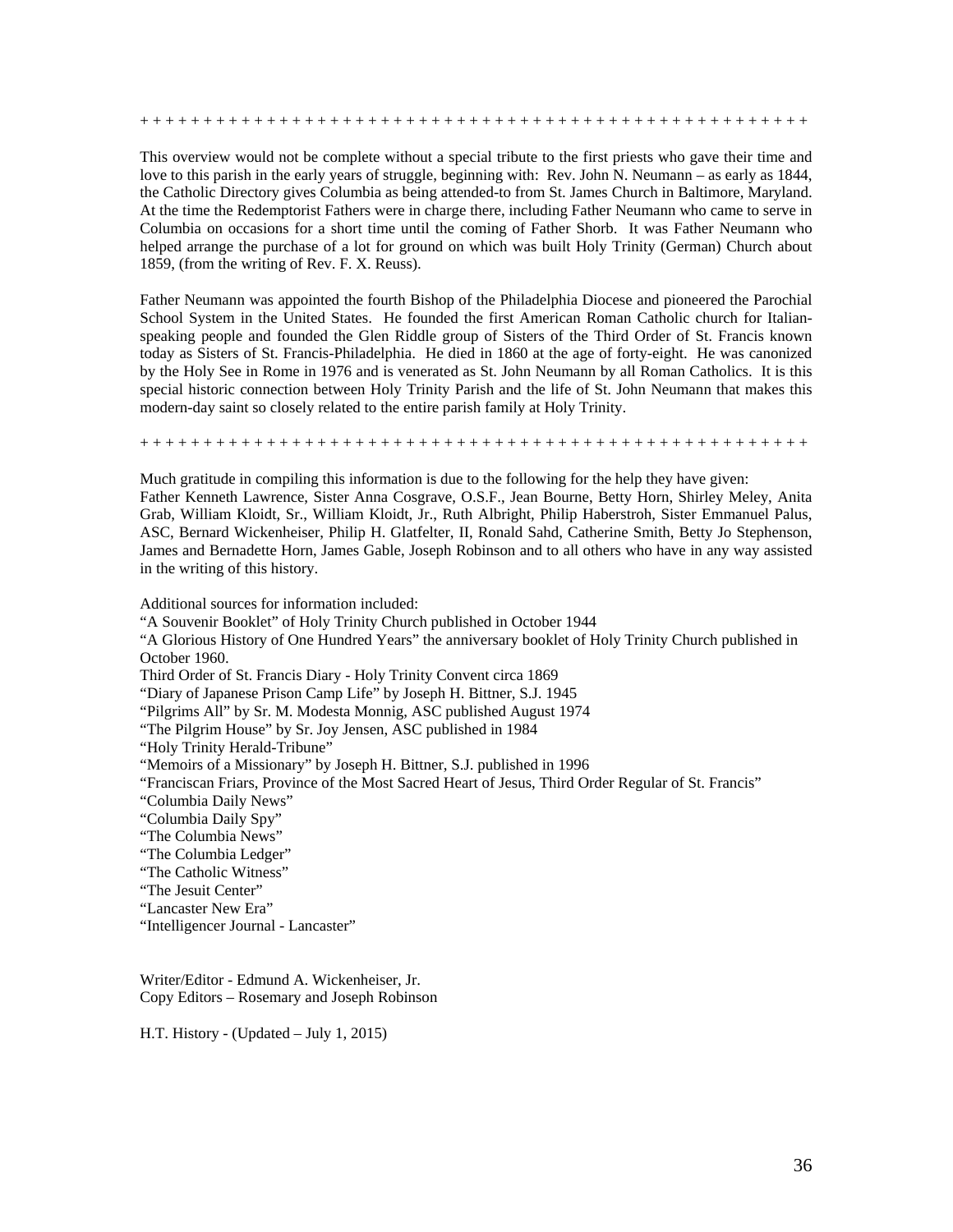+ + + + + + + + + + + + + + + + + + + + + + + + + + + + + + + + + + + + + + + + + + + + + + + + + + + + + + +

This overview would not be complete without a special tribute to the first priests who gave their time and love to this parish in the early years of struggle, beginning with: Rev. John N. Neumann – as early as 1844, the Catholic Directory gives Columbia as being attended-to from St. James Church in Baltimore, Maryland. At the time the Redemptorist Fathers were in charge there, including Father Neumann who came to serve in Columbia on occasions for a short time until the coming of Father Shorb. It was Father Neumann who helped arrange the purchase of a lot for ground on which was built Holy Trinity (German) Church about 1859, (from the writing of Rev. F. X. Reuss).

Father Neumann was appointed the fourth Bishop of the Philadelphia Diocese and pioneered the Parochial School System in the United States. He founded the first American Roman Catholic church for Italian-speaking people and founded the Glen Riddle group of Sisters of the Third Order of St. Francis known today as Sisters of St. Francis-Philadelphia. He died in 1860 at the age of forty-eight. He was canonized by the Holy See in Rome in 1976 and is venerated as St. John Neumann by all Roman Catholics. It is this special historic connection between Holy Trinity Parish and the life of St. John Neumann that makes this modern-day saint so closely related to the entire parish family at Holy Trinity.

+ + + + + + + + + + + + + + + + + + + + + + + + + + + + + + + + + + + + + + + + + + + + + + + + + + + + + + +

Much gratitude in compiling this information is due to the following for the help they have given:
Father Kenneth Lawrence, Sister Anna Cosgrave, O.S.F., Jean Bourne, Betty Horn, Shirley Meley, Anita Grab, William Kloidt, Sr., William Kloidt, Jr., Ruth Albright, Philip Haberstroh, Sister Emmanuel Palus, ASC, Bernard Wickenheiser, Philip H. Glatfelter, II, Ronald Sahd, Catherine Smith, Betty Jo Stephenson, James and Bernadette Horn, James Gable, Joseph Robinson and to all others who have in any way assisted in the writing of this history.

Additional sources for information included:
"A Souvenir Booklet" of Holy Trinity Church published in October 1944
"A Glorious History of One Hundred Years" the anniversary booklet of Holy Trinity Church published in October 1960.
Third Order of St. Francis Diary - Holy Trinity Convent circa 1869
"Diary of Japanese Prison Camp Life" by Joseph H. Bittner, S.J. 1945
"Pilgrims All" by Sr. M. Modesta Monnig, ASC published August 1974
"The Pilgrim House" by Sr. Joy Jensen, ASC published in 1984
"Holy Trinity Herald-Tribune"
"Memoirs of a Missionary" by Joseph H. Bittner, S.J. published in 1996
"Franciscan Friars, Province of the Most Sacred Heart of Jesus, Third Order Regular of St. Francis"
"Columbia Daily News"
"Columbia Daily Spy"
"The Columbia News"
"The Columbia Ledger"
"The Catholic Witness"
"The Jesuit Center"
"Lancaster New Era"
"Intelligencer Journal - Lancaster"

Writer/Editor - Edmund A. Wickenheiser, Jr.
Copy Editors – Rosemary and Joseph Robinson

H.T. History - (Updated – July 1, 2015)